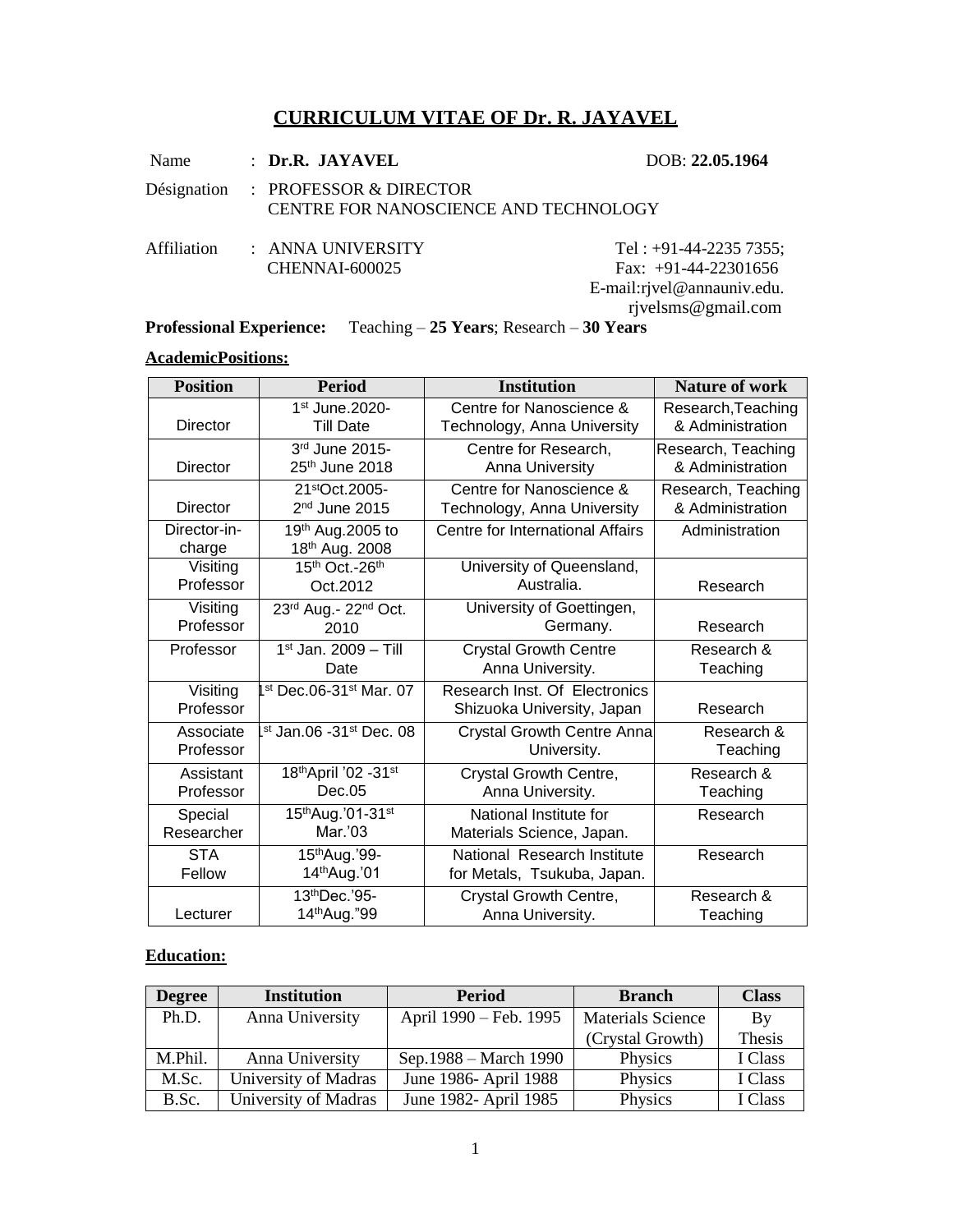# CURRICULUM VITAE OF Dr. R. JAYAVEL

Name : **Dr.R. JAYAVEL** DOB: **22.05.1964**

Désignation : PROFESSOR & DIRECTOR
CENTRE FOR NANOSCIENCE AND TECHNOLOGY

Affiliation : ANNA UNIVERSITY
CHENNAI-600025

Tel : +91-44-2235 7355;
Fax: +91-44-22301656
E-mail:rjvel@annauniv.edu.
rjvelsms@gmail.com

**Professional Experience:** Teaching – **25 Years**; Research – **30 Years**

**AcademicPositions:**

| Position | Period | Institution | Nature of work |
|---|---|---|---|
| Director | 1st June.2020- Till Date | Centre for Nanoscience & Technology, Anna University | Research,Teaching & Administration |
| Director | 3rd June 2015- 25th June 2018 | Centre for Research, Anna University | Research, Teaching & Administration |
| Director | 21stOct.2005- 2nd June 2015 | Centre for Nanoscience & Technology, Anna University | Research, Teaching & Administration |
| Director-in-charge | 19th Aug.2005 to 18th Aug. 2008 | Centre for International Affairs | Administration |
| Visiting Professor | 15th Oct.-26th Oct.2012 | University of Queensland, Australia. | Research |
| Visiting Professor | 23rd Aug.- 22nd Oct. 2010 | University of Goettingen, Germany. | Research |
| Professor | 1st Jan. 2009 – Till Date | Crystal Growth Centre Anna University. | Research & Teaching |
| Visiting Professor | 1st Dec.06-31st Mar. 07 | Research Inst. Of Electronics Shizuoka University, Japan | Research |
| Associate Professor | 1st Jan.06 -31st Dec. 08 | Crystal Growth Centre Anna University. | Research & Teaching |
| Assistant Professor | 18thApril '02 -31st Dec.05 | Crystal Growth Centre, Anna University. | Research & Teaching |
| Special Researcher | 15thAug.'01-31st Mar.'03 | National Institute for Materials Science, Japan. | Research |
| STA Fellow | 15thAug.'99- 14thAug.'01 | National Research Institute for Metals, Tsukuba, Japan. | Research |
| Lecturer | 13thDec.'95- 14thAug."99 | Crystal Growth Centre, Anna University. | Research & Teaching |

**Education:**

| Degree | Institution | Period | Branch | Class |
|---|---|---|---|---|
| Ph.D. | Anna University | April 1990 – Feb. 1995 | Materials Science (Crystal Growth) | By Thesis |
| M.Phil. | Anna University | Sep.1988 – March 1990 | Physics | I Class |
| M.Sc. | University of Madras | June 1986- April 1988 | Physics | I Class |
| B.Sc. | University of Madras | June 1982- April 1985 | Physics | I Class |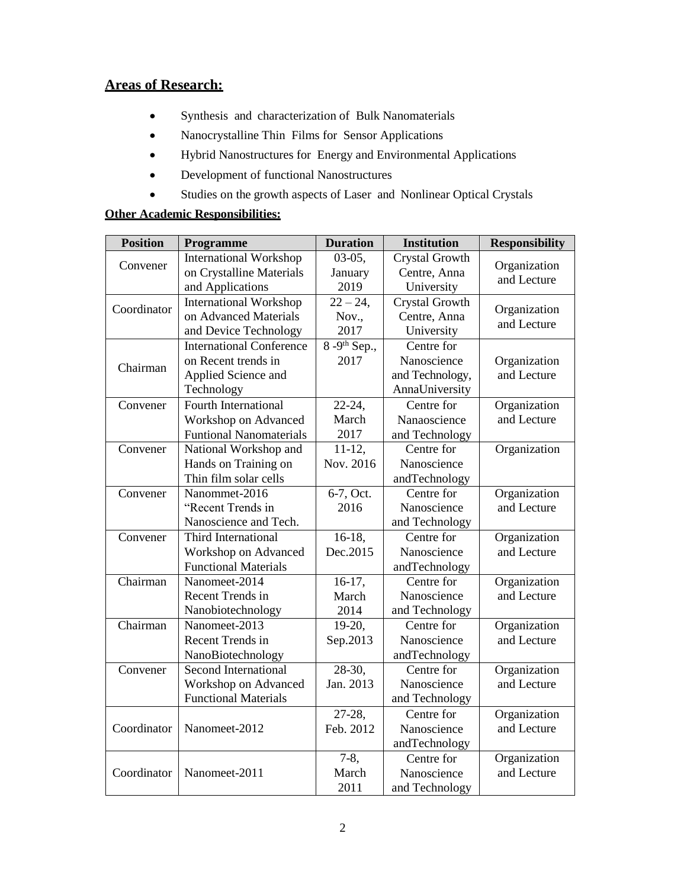## Areas of Research:

- Synthesis and characterization of Bulk Nanomaterials
- Nanocrystalline Thin Films for Sensor Applications
- Hybrid Nanostructures for Energy and Environmental Applications
- Development of functional Nanostructures
- Studies on the growth aspects of Laser and Nonlinear Optical Crystals

**Other Academic Responsibilities:**

| Position | Programme | Duration | Institution | Responsibility |
|---|---|---|---|---|
| Convener | International Workshop on Crystalline Materials and Applications | 03-05, January 2019 | Crystal Growth Centre, Anna University | Organization and Lecture |
| Coordinator | International Workshop on Advanced Materials and Device Technology | 22 – 24, Nov., 2017 | Crystal Growth Centre, Anna University | Organization and Lecture |
| Chairman | International Conference on Recent trends in Applied Science and Technology | 8 -9th Sep., 2017 | Centre for Nanoscience and Technology, AnnaUniversity | Organization and Lecture |
| Convener | Fourth International Workshop on Advanced Funtional Nanomaterials | 22-24, March 2017 | Centre for Nanaoscience and Technology | Organization and Lecture |
| Convener | National Workshop and Hands on Training on Thin film solar cells | 11-12, Nov. 2016 | Centre for Nanoscience andTechnology | Organization |
| Convener | Nanommet-2016 "Recent Trends in Nanoscience and Tech. | 6-7, Oct. 2016 | Centre for Nanoscience and Technology | Organization and Lecture |
| Convener | Third International Workshop on Advanced Functional Materials | 16-18, Dec.2015 | Centre for Nanoscience andTechnology | Organization and Lecture |
| Chairman | Nanomeet-2014 Recent Trends in Nanobiotechnology | 16-17, March 2014 | Centre for Nanoscience and Technology | Organization and Lecture |
| Chairman | Nanomeet-2013 Recent Trends in NanoBiotechnology | 19-20, Sep.2013 | Centre for Nanoscience andTechnology | Organization and Lecture |
| Convener | Second International Workshop on Advanced Functional Materials | 28-30, Jan. 2013 | Centre for Nanoscience and Technology | Organization and Lecture |
| Coordinator | Nanomeet-2012 | 27-28, Feb. 2012 | Centre for Nanoscience andTechnology | Organization and Lecture |
| Coordinator | Nanomeet-2011 | 7-8, March 2011 | Centre for Nanoscience and Technology | Organization and Lecture |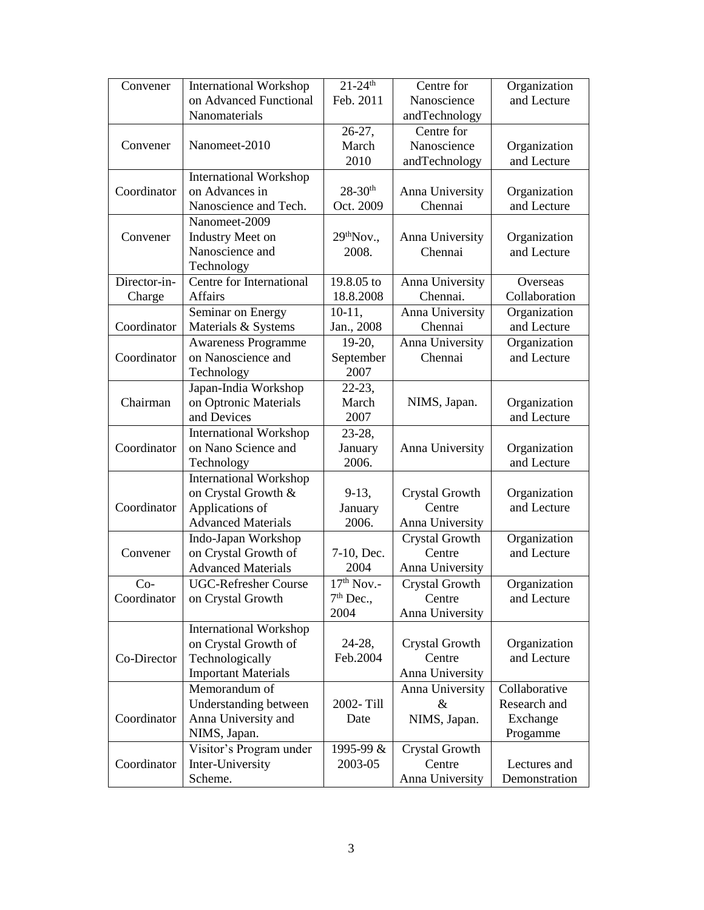| Convener | International Workshop on Advanced Functional Nanomaterials | 21-24th Feb. 2011 | Centre for Nanoscience andTechnology | Organization and Lecture |
|---|---|---|---|---|
| Convener | Nanomeet-2010 | 26-27, March 2010 | Centre for Nanoscience andTechnology | Organization and Lecture |
| Coordinator | International Workshop on Advances in Nanoscience and Tech. | 28-30th Oct. 2009 | Anna University Chennai | Organization and Lecture |
| Convener | Nanomeet-2009 Industry Meet on Nanoscience and Technology | 29thNov., 2008. | Anna University Chennai | Organization and Lecture |
| Director-in-Charge | Centre for International Affairs | 19.8.05 to 18.8.2008 | Anna University Chennai. | Overseas Collaboration |
| Coordinator | Seminar on Energy Materials & Systems | 10-11, Jan., 2008 | Anna University Chennai | Organization and Lecture |
| Coordinator | Awareness Programme on Nanoscience and Technology | 19-20, September 2007 | Anna University Chennai | Organization and Lecture |
| Chairman | Japan-India Workshop on Optronic Materials and Devices | 22-23, March 2007 | NIMS, Japan. | Organization and Lecture |
| Coordinator | International Workshop on Nano Science and Technology | 23-28, January 2006. | Anna University | Organization and Lecture |
| Coordinator | International Workshop on Crystal Growth & Applications of Advanced Materials | 9-13, January 2006. | Crystal Growth Centre Anna University | Organization and Lecture |
| Convener | Indo-Japan Workshop on Crystal Growth of Advanced Materials | 7-10, Dec. 2004 | Crystal Growth Centre Anna University | Organization and Lecture |
| Co-Coordinator | UGC-Refresher Course on Crystal Growth | 17th Nov.- 7th Dec., 2004 | Crystal Growth Centre Anna University | Organization and Lecture |
| Co-Director | International Workshop on Crystal Growth of Technologically Important Materials | 24-28, Feb.2004 | Crystal Growth Centre Anna University | Organization and Lecture |
| Coordinator | Memorandum of Understanding between Anna University and NIMS, Japan. | 2002- Till Date | Anna University & NIMS, Japan. | Collaborative Research and Exchange Progamme |
| Coordinator | Visitor's Program under Inter-University Scheme. | 1995-99 & 2003-05 | Crystal Growth Centre Anna University | Lectures and Demonstration |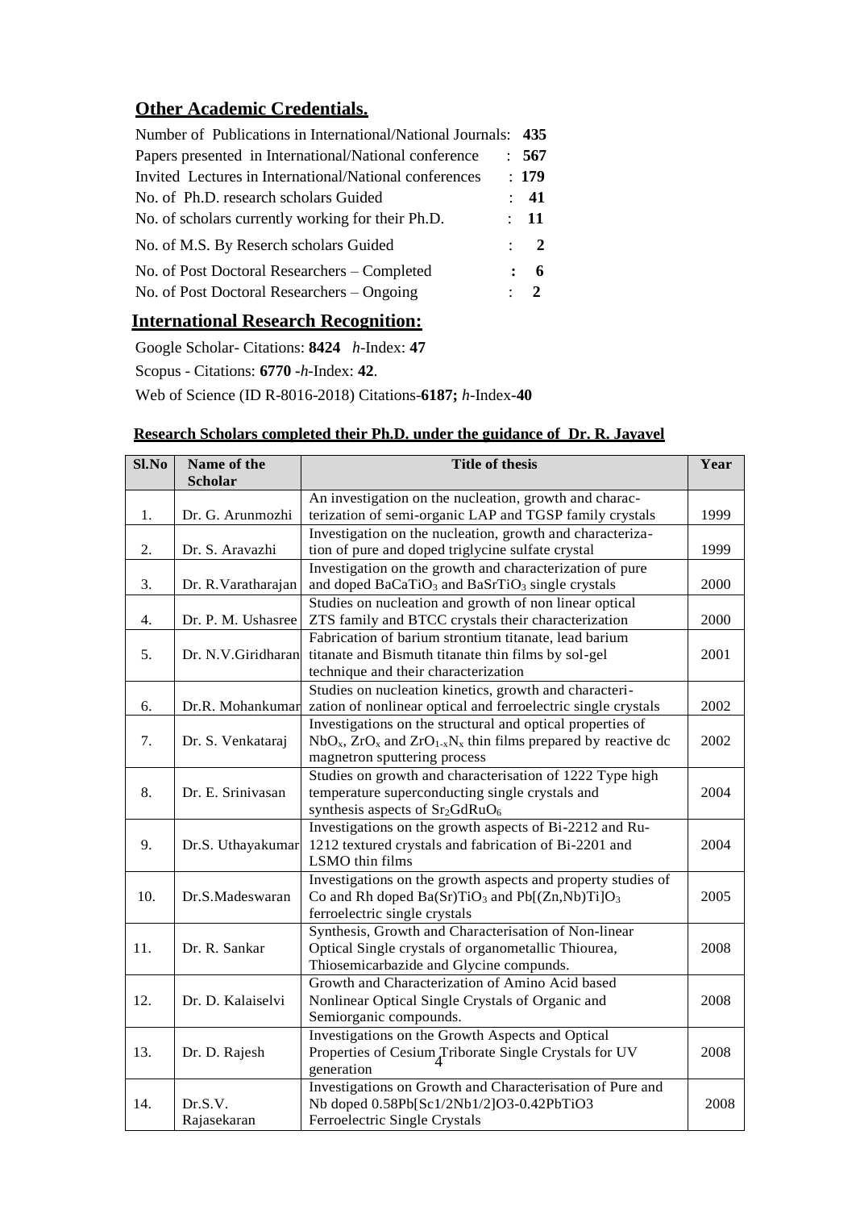## Other Academic Credentials.

Number of Publications in International/National Journals: **435**

Papers presented in International/National conference : **567**

Invited Lectures in International/National conferences : **179**

No. of Ph.D. research scholars Guided : **41**

No. of scholars currently working for their Ph.D. : **11**

No. of M.S. By Reserch scholars Guided : **2**

No. of Post Doctoral Researchers – Completed **: 6**

No. of Post Doctoral Researchers – Ongoing : **2**

## International Research Recognition:

Google Scholar- Citations: **8424** *h*-Index: **47**

Scopus - Citations: **6770** -*h*-Index: **42**.

Web of Science (ID R-8016-2018) Citations-**6187;** *h*-Index**-40**

### Research Scholars completed their Ph.D. under the guidance of Dr. R. Jayavel

| Sl.No | Name of the Scholar | Title of thesis | Year |
|---|---|---|---|
| 1. | Dr. G. Arunmozhi | An investigation on the nucleation, growth and characterization of semi-organic LAP and TGSP family crystals | 1999 |
| 2. | Dr. S. Aravazhi | Investigation on the nucleation, growth and characterization of pure and doped triglycine sulfate crystal | 1999 |
| 3. | Dr. R.Varatharajan | Investigation on the growth and characterization of pure and doped $BaCaTiO_3$ and $BaSrTiO_3$ single crystals | 2000 |
| 4. | Dr. P. M. Ushasree | Studies on nucleation and growth of non linear optical ZTS family and BTCC crystals their characterization | 2000 |
| 5. | Dr. N.V.Giridharan | Fabrication of barium strontium titanate, lead barium titanate and Bismuth titanate thin films by sol-gel technique and their characterization | 2001 |
| 6. | Dr.R. Mohankumar | Studies on nucleation kinetics, growth and characterization of nonlinear optical and ferroelectric single crystals | 2002 |
| 7. | Dr. S. Venkataraj | Investigations on the structural and optical properties of $NbO_x$, $ZrO_x$ and $ZrO_{1-x}N_x$ thin films prepared by reactive dc magnetron sputtering process | 2002 |
| 8. | Dr. E. Srinivasan | Studies on growth and characterisation of 1222 Type high temperature superconducting single crystals and synthesis aspects of $Sr_2GdRuO_6$ | 2004 |
| 9. | Dr.S. Uthayakumar | Investigations on the growth aspects of Bi-2212 and Ru-1212 textured crystals and fabrication of Bi-2201 and LSMO thin films | 2004 |
| 10. | Dr.S.Madeswaran | Investigations on the growth aspects and property studies of Co and Rh doped $Ba(Sr)TiO_3$ and $Pb[(Zn,Nb)Ti]O_3$ ferroelectric single crystals | 2005 |
| 11. | Dr. R. Sankar | Synthesis, Growth and Characterisation of Non-linear Optical Single crystals of organometallic Thiourea, Thiosemicarbazide and Glycine compunds. | 2008 |
| 12. | Dr. D. Kalaiselvi | Growth and Characterization of Amino Acid based Nonlinear Optical Single Crystals of Organic and Semiorganic compounds. | 2008 |
| 13. | Dr. D. Rajesh | Investigations on the Growth Aspects and Optical Properties of Cesium Triborate Single Crystals for UV generation | 2008 |
| 14. | Dr.S.V. Rajasekaran | Investigations on Growth and Characterisation of Pure and Nb doped 0.58Pb[Sc1/2Nb1/2]O3-0.42PbTiO3 Ferroelectric Single Crystals | 2008 |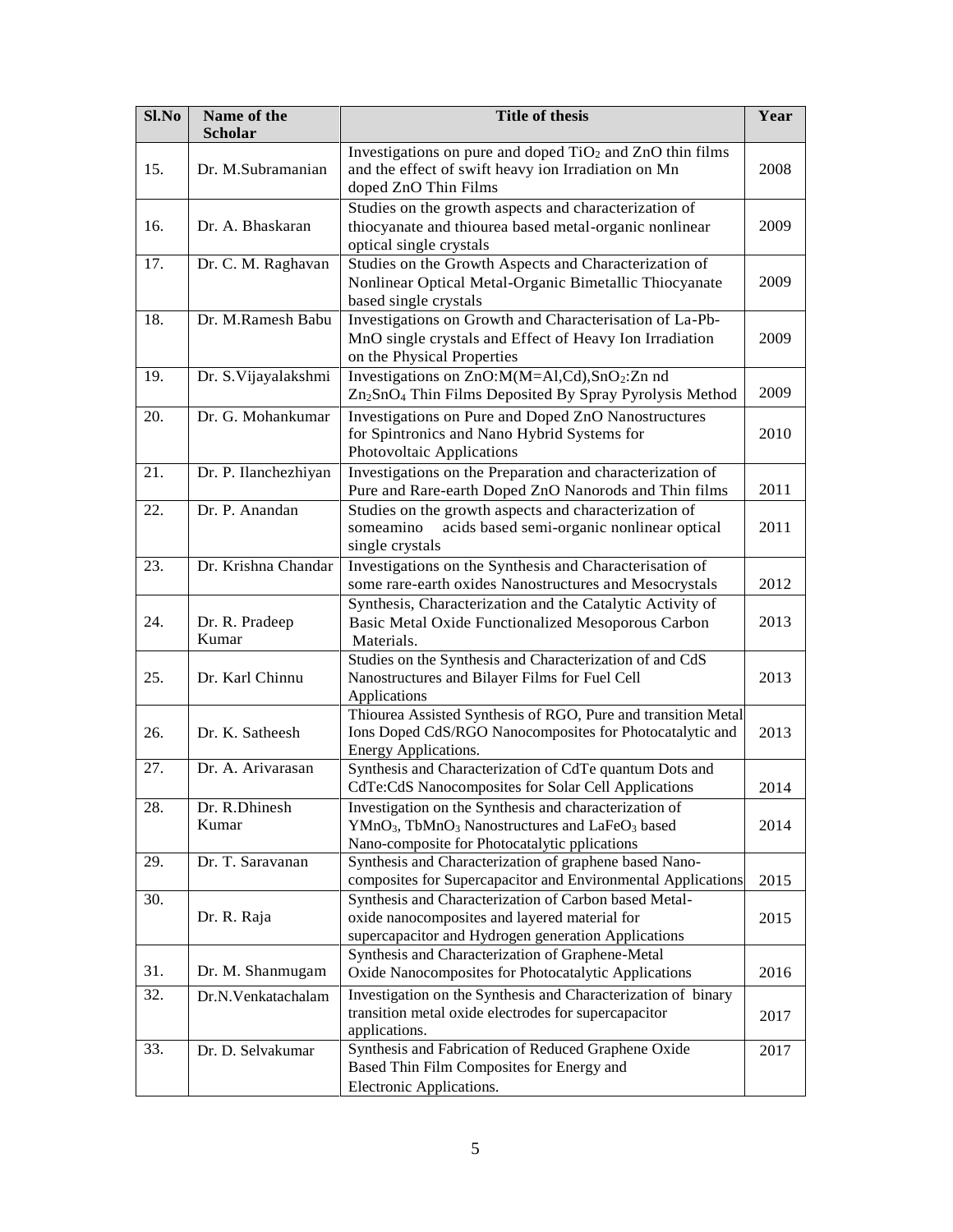| Sl.No | Name of the Scholar | Title of thesis | Year |
|---|---|---|---|
| 15. | Dr. M.Subramanian | Investigations on pure and doped $TiO_2$ and ZnO thin films and the effect of swift heavy ion Irradiation on Mn doped ZnO Thin Films | 2008 |
| 16. | Dr. A. Bhaskaran | Studies on the growth aspects and characterization of thiocyanate and thiourea based metal-organic nonlinear optical single crystals | 2009 |
| 17. | Dr. C. M. Raghavan | Studies on the Growth Aspects and Characterization of Nonlinear Optical Metal-Organic Bimetallic Thiocyanate based single crystals | 2009 |
| 18. | Dr. M.Ramesh Babu | Investigations on Growth and Characterisation of La-Pb-MnO single crystals and Effect of Heavy Ion Irradiation on the Physical Properties | 2009 |
| 19. | Dr. S.Vijayalakshmi | Investigations on ZnO:M(M=Al,Cd),$SnO_2$:Zn nd $Zn_2SnO_4$ Thin Films Deposited By Spray Pyrolysis Method | 2009 |
| 20. | Dr. G. Mohankumar | Investigations on Pure and Doped ZnO Nanostructures for Spintronics and Nano Hybrid Systems for Photovoltaic Applications | 2010 |
| 21. | Dr. P. Ilanchezhiyan | Investigations on the Preparation and characterization of Pure and Rare-earth Doped ZnO Nanorods and Thin films | 2011 |
| 22. | Dr. P. Anandan | Studies on the growth aspects and characterization of someamino acids based semi-organic nonlinear optical single crystals | 2011 |
| 23. | Dr. Krishna Chandar | Investigations on the Synthesis and Characterisation of some rare-earth oxides Nanostructures and Mesocrystals | 2012 |
| 24. | Dr. R. Pradeep Kumar | Synthesis, Characterization and the Catalytic Activity of Basic Metal Oxide Functionalized Mesoporous Carbon Materials. | 2013 |
| 25. | Dr. Karl Chinnu | Studies on the Synthesis and Characterization of and CdS Nanostructures and Bilayer Films for Fuel Cell Applications | 2013 |
| 26. | Dr. K. Satheesh | Thiourea Assisted Synthesis of RGO, Pure and transition Metal Ions Doped CdS/RGO Nanocomposites for Photocatalytic and Energy Applications. | 2013 |
| 27. | Dr. A. Arivarasan | Synthesis and Characterization of CdTe quantum Dots and CdTe:CdS Nanocomposites for Solar Cell Applications | 2014 |
| 28. | Dr. R.Dhinesh Kumar | Investigation on the Synthesis and characterization of $YMnO_3$, $TbMnO_3$ Nanostructures and $LaFeO_3$ based Nano-composite for Photocatalytic pplications | 2014 |
| 29. | Dr. T. Saravanan | Synthesis and Characterization of graphene based Nano-composites for Supercapacitor and Environmental Applications | 2015 |
| 30. | Dr. R. Raja | Synthesis and Characterization of Carbon based Metal-oxide nanocomposites and layered material for supercapacitor and Hydrogen generation Applications | 2015 |
| 31. | Dr. M. Shanmugam | Synthesis and Characterization of Graphene-Metal Oxide Nanocomposites for Photocatalytic Applications | 2016 |
| 32. | Dr.N.Venkatachalam | Investigation on the Synthesis and Characterization of binary transition metal oxide electrodes for supercapacitor applications. | 2017 |
| 33. | Dr. D. Selvakumar | Synthesis and Fabrication of Reduced Graphene Oxide Based Thin Film Composites for Energy and Electronic Applications. | 2017 |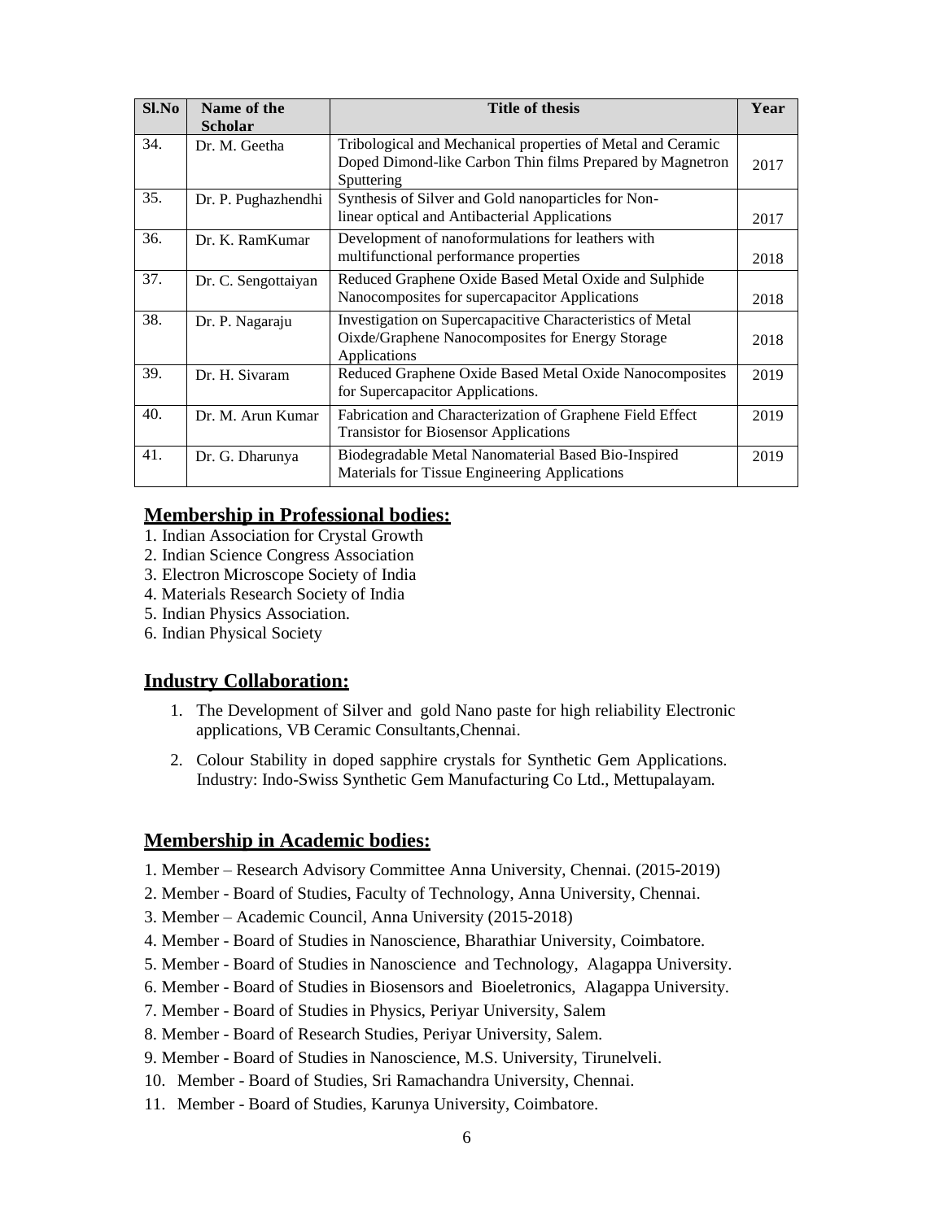| Sl.No | Name of the Scholar | Title of thesis | Year |
|---|---|---|---|
| 34. | Dr. M. Geetha | Tribological and Mechanical properties of Metal and Ceramic Doped Dimond-like Carbon Thin films Prepared by Magnetron Sputtering | 2017 |
| 35. | Dr. P. Pughazhendhi | Synthesis of Silver and Gold nanoparticles for Non-linear optical and Antibacterial Applications | 2017 |
| 36. | Dr. K. RamKumar | Development of nanoformulations for leathers with multifunctional performance properties | 2018 |
| 37. | Dr. C. Sengottaiyan | Reduced Graphene Oxide Based Metal Oxide and Sulphide Nanocomposites for supercapacitor Applications | 2018 |
| 38. | Dr. P. Nagaraju | Investigation on Supercapacitive Characteristics of Metal Oixde/Graphene Nanocomposites for Energy Storage Applications | 2018 |
| 39. | Dr. H. Sivaram | Reduced Graphene Oxide Based Metal Oxide Nanocomposites for Supercapacitor Applications. | 2019 |
| 40. | Dr. M. Arun Kumar | Fabrication and Characterization of Graphene Field Effect Transistor for Biosensor Applications | 2019 |
| 41. | Dr. G. Dharunya | Biodegradable Metal Nanomaterial Based Bio-Inspired Materials for Tissue Engineering Applications | 2019 |

## Membership in Professional bodies:

1. Indian Association for Crystal Growth
2. Indian Science Congress Association
3. Electron Microscope Society of India
4. Materials Research Society of India
5. Indian Physics Association.
6. Indian Physical Society

## Industry Collaboration:

1. The Development of Silver and gold Nano paste for high reliability Electronic applications, VB Ceramic Consultants,Chennai.
2. Colour Stability in doped sapphire crystals for Synthetic Gem Applications. Industry: Indo-Swiss Synthetic Gem Manufacturing Co Ltd., Mettupalayam.

## Membership in Academic bodies:

1. Member – Research Advisory Committee Anna University, Chennai. (2015-2019)
2. Member - Board of Studies, Faculty of Technology, Anna University, Chennai.
3. Member – Academic Council, Anna University (2015-2018)
4. Member - Board of Studies in Nanoscience, Bharathiar University, Coimbatore.
5. Member - Board of Studies in Nanoscience and Technology, Alagappa University.
6. Member - Board of Studies in Biosensors and Bioeletronics, Alagappa University.
7. Member - Board of Studies in Physics, Periyar University, Salem
8. Member - Board of Research Studies, Periyar University, Salem.
9. Member - Board of Studies in Nanoscience, M.S. University, Tirunelveli.
10. Member - Board of Studies, Sri Ramachandra University, Chennai.
11. Member - Board of Studies, Karunya University, Coimbatore.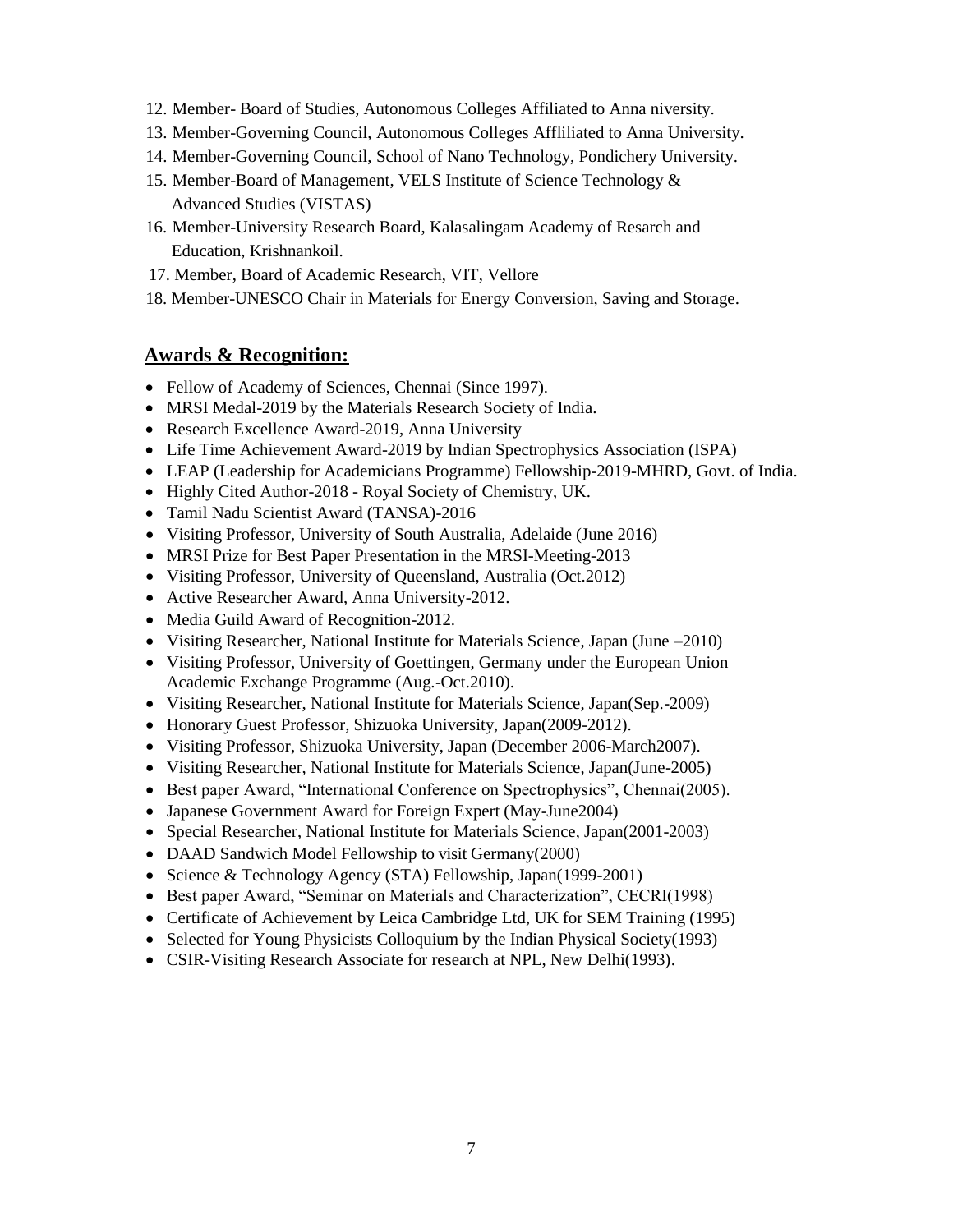12. Member- Board of Studies, Autonomous Colleges Affiliated to Anna niversity.
13. Member-Governing Council, Autonomous Colleges Affliliated to Anna University.
14. Member-Governing Council, School of Nano Technology, Pondichery University.
15. Member-Board of Management, VELS Institute of Science Technology & Advanced Studies (VISTAS)
16. Member-University Research Board, Kalasalingam Academy of Resarch and Education, Krishnankoil.
17. Member, Board of Academic Research, VIT, Vellore
18. Member-UNESCO Chair in Materials for Energy Conversion, Saving and Storage.

## Awards & Recognition:

- Fellow of Academy of Sciences, Chennai (Since 1997).
- MRSI Medal-2019 by the Materials Research Society of India.
- Research Excellence Award-2019, Anna University
- Life Time Achievement Award-2019 by Indian Spectrophysics Association (ISPA)
- LEAP (Leadership for Academicians Programme) Fellowship-2019-MHRD, Govt. of India.
- Highly Cited Author-2018 - Royal Society of Chemistry, UK.
- Tamil Nadu Scientist Award (TANSA)-2016
- Visiting Professor, University of South Australia, Adelaide (June 2016)
- MRSI Prize for Best Paper Presentation in the MRSI-Meeting-2013
- Visiting Professor, University of Queensland, Australia (Oct.2012)
- Active Researcher Award, Anna University-2012.
- Media Guild Award of Recognition-2012.
- Visiting Researcher, National Institute for Materials Science, Japan (June –2010)
- Visiting Professor, University of Goettingen, Germany under the European Union Academic Exchange Programme (Aug.-Oct.2010).
- Visiting Researcher, National Institute for Materials Science, Japan(Sep.-2009)
- Honorary Guest Professor, Shizuoka University, Japan(2009-2012).
- Visiting Professor, Shizuoka University, Japan (December 2006-March2007).
- Visiting Researcher, National Institute for Materials Science, Japan(June-2005)
- Best paper Award, "International Conference on Spectrophysics", Chennai(2005).
- Japanese Government Award for Foreign Expert (May-June2004)
- Special Researcher, National Institute for Materials Science, Japan(2001-2003)
- DAAD Sandwich Model Fellowship to visit Germany(2000)
- Science & Technology Agency (STA) Fellowship, Japan(1999-2001)
- Best paper Award, "Seminar on Materials and Characterization", CECRI(1998)
- Certificate of Achievement by Leica Cambridge Ltd, UK for SEM Training (1995)
- Selected for Young Physicists Colloquium by the Indian Physical Society(1993)
- CSIR-Visiting Research Associate for research at NPL, New Delhi(1993).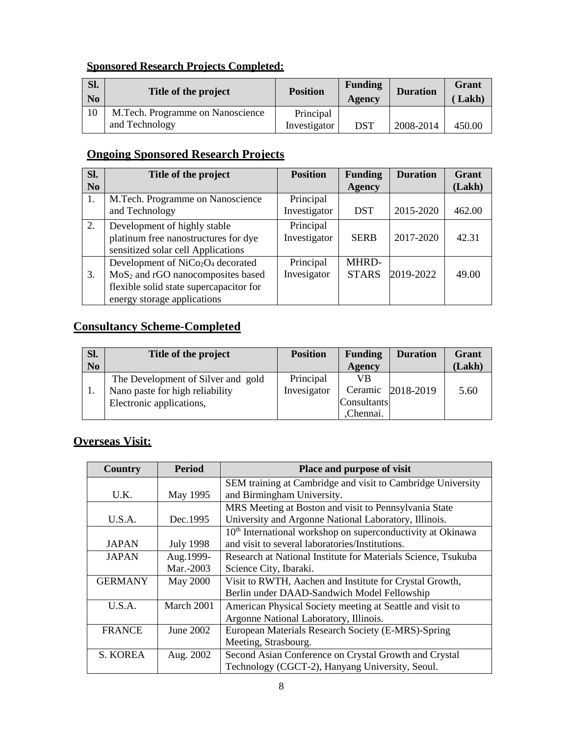## Sponsored Research Projects Completed:

| Sl. No | Title of the project | Position | Funding Agency | Duration | Grant ( Lakh) |
|---|---|---|---|---|---|
| 10 | M.Tech. Programme on Nanoscience and Technology | Principal Investigator | DST | 2008-2014 | 450.00 |

## Ongoing Sponsored Research Projects

| Sl. No | Title of the project | Position | Funding Agency | Duration | Grant (Lakh) |
|---|---|---|---|---|---|
| 1. | M.Tech. Programme on Nanoscience and Technology | Principal Investigator | DST | 2015-2020 | 462.00 |
| 2. | Development of highly stable platinum free nanostructures for dye sensitized solar cell Applications | Principal Investigator | SERB | 2017-2020 | 42.31 |
| 3. | Development of $NiCo_2O_4$ decorated $MoS_2$ and rGO nanocomposites based flexible solid state supercapacitor for energy storage applications | Principal Invesigator | MHRD-STARS | 2019-2022 | 49.00 |

## Consultancy Scheme-Completed

| Sl. No | Title of the project | Position | Funding Agency | Duration | Grant (Lakh) |
|---|---|---|---|---|---|
| 1. | The Development of Silver and gold Nano paste for high reliability Electronic applications, | Principal Invesigator | VB Ceramic Consultants ,Chennai. | 2018-2019 | 5.60 |

## Overseas Visit:

| Country | Period | Place and purpose of visit |
|---|---|---|
| U.K. | May 1995 | SEM training at Cambridge and visit to Cambridge University and Birmingham University. |
| U.S.A. | Dec.1995 | MRS Meeting at Boston and visit to Pennsylvania State University and Argonne National Laboratory, Illinois. |
| JAPAN | July 1998 | 10th International workshop on superconductivity at Okinawa and visit to several laboratories/Institutions. |
| JAPAN | Aug.1999-Mar.-2003 | Research at National Institute for Materials Science, Tsukuba Science City, Ibaraki. |
| GERMANY | May 2000 | Visit to RWTH, Aachen and Institute for Crystal Growth, Berlin under DAAD-Sandwich Model Fellowship |
| U.S.A. | March 2001 | American Physical Society meeting at Seattle and visit to Argonne National Laboratory, Illinois. |
| FRANCE | June 2002 | European Materials Research Society (E-MRS)-Spring Meeting, Strasbourg. |
| S. KOREA | Aug. 2002 | Second Asian Conference on Crystal Growth and Crystal Technology (CGCT-2), Hanyang University, Seoul. |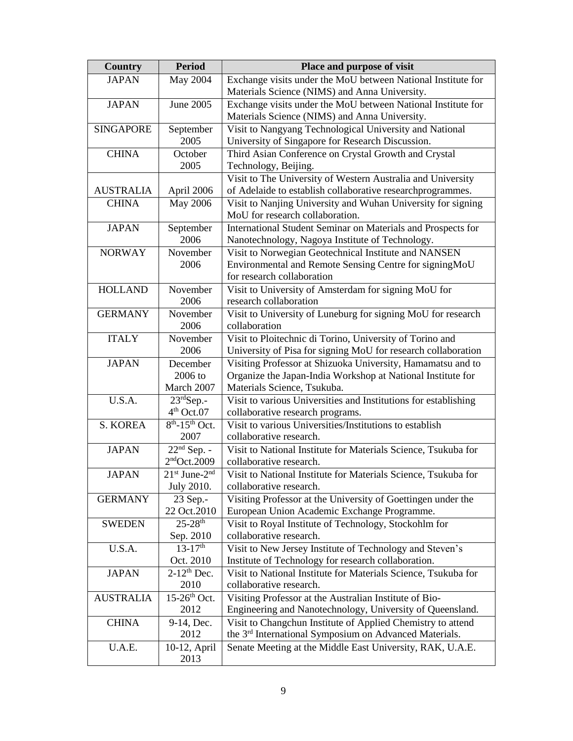| Country | Period | Place and purpose of visit |
|---|---|---|
| JAPAN | May 2004 | Exchange visits under the MoU between National Institute for Materials Science (NIMS) and Anna University. |
| JAPAN | June 2005 | Exchange visits under the MoU between National Institute for Materials Science (NIMS) and Anna University. |
| SINGAPORE | September 2005 | Visit to Nangyang Technological University and National University of Singapore for Research Discussion. |
| CHINA | October 2005 | Third Asian Conference on Crystal Growth and Crystal Technology, Beijing. |
| AUSTRALIA | April 2006 | Visit to The University of Western Australia and University of Adelaide to establish collaborative researchprogrammes. |
| CHINA | May 2006 | Visit to Nanjing University and Wuhan University for signing MoU for research collaboration. |
| JAPAN | September 2006 | International Student Seminar on Materials and Prospects for Nanotechnology, Nagoya Institute of Technology. |
| NORWAY | November 2006 | Visit to Norwegian Geotechnical Institute and NANSEN Environmental and Remote Sensing Centre for signingMoU for research collaboration |
| HOLLAND | November 2006 | Visit to University of Amsterdam for signing MoU for research collaboration |
| GERMANY | November 2006 | Visit to University of Luneburg for signing MoU for research collaboration |
| ITALY | November 2006 | Visit to Ploitechnic di Torino, University of Torino and University of Pisa for signing MoU for research collaboration |
| JAPAN | December 2006 to March 2007 | Visiting Professor at Shizuoka University, Hamamatsu and to Organize the Japan-India Workshop at National Institute for Materials Science, Tsukuba. |
| U.S.A. | 23rdSep.- 4th Oct.07 | Visit to various Universities and Institutions for establishing collaborative research programs. |
| S. KOREA | 8th-15th Oct. 2007 | Visit to various Universities/Institutions to establish collaborative research. |
| JAPAN | 22nd Sep. - 2ndOct.2009 | Visit to National Institute for Materials Science, Tsukuba for collaborative research. |
| JAPAN | 21st June-2nd July 2010. | Visit to National Institute for Materials Science, Tsukuba for collaborative research. |
| GERMANY | 23 Sep.- 22 Oct.2010 | Visiting Professor at the University of Goettingen under the European Union Academic Exchange Programme. |
| SWEDEN | 25-28th Sep. 2010 | Visit to Royal Institute of Technology, Stockohlm for collaborative research. |
| U.S.A. | 13-17th Oct. 2010 | Visit to New Jersey Institute of Technology and Steven's Institute of Technology for research collaboration. |
| JAPAN | 2-12th Dec. 2010 | Visit to National Institute for Materials Science, Tsukuba for collaborative research. |
| AUSTRALIA | 15-26th Oct. 2012 | Visiting Professor at the Australian Institute of Bio-Engineering and Nanotechnology, University of Queensland. |
| CHINA | 9-14, Dec. 2012 | Visit to Changchun Institute of Applied Chemistry to attend the 3rd International Symposium on Advanced Materials. |
| U.A.E. | 10-12, April 2013 | Senate Meeting at the Middle East University, RAK, U.A.E. |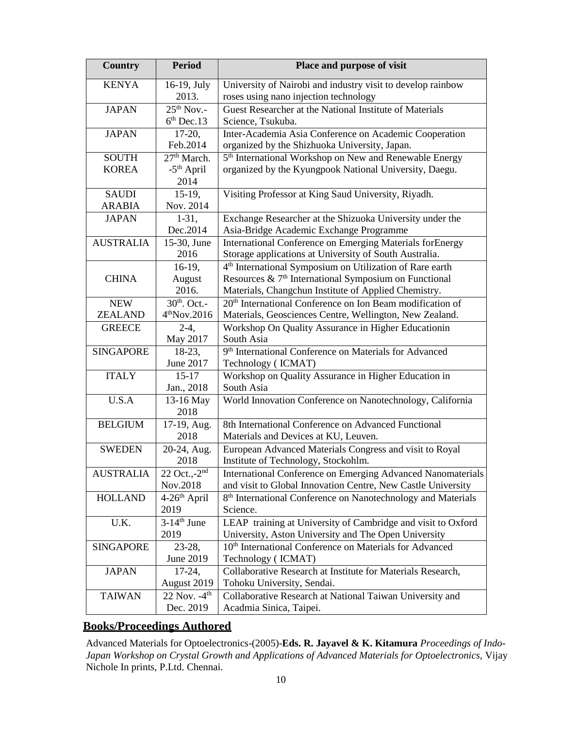| Country | Period | Place and purpose of visit |
|---|---|---|
| KENYA | 16-19, July 2013. | University of Nairobi and industry visit to develop rainbow roses using nano injection technology |
| JAPAN | 25th Nov.- 6th Dec.13 | Guest Researcher at the National Institute of Materials Science, Tsukuba. |
| JAPAN | 17-20, Feb.2014 | Inter-Academia Asia Conference on Academic Cooperation organized by the Shizhuoka University, Japan. |
| SOUTH KOREA | 27th March. -5th April 2014 | 5th International Workshop on New and Renewable Energy organized by the Kyungpook National University, Daegu. |
| SAUDI ARABIA | 15-19, Nov. 2014 | Visiting Professor at King Saud University, Riyadh. |
| JAPAN | 1-31, Dec.2014 | Exchange Researcher at the Shizuoka University under the Asia-Bridge Academic Exchange Programme |
| AUSTRALIA | 15-30, June 2016 | International Conference on Emerging Materials forEnergy Storage applications at University of South Australia. |
| CHINA | 16-19, August 2016. | 4th International Symposium on Utilization of Rare earth Resources & 7th International Symposium on Functional Materials, Changchun Institute of Applied Chemistry. |
| NEW ZEALAND | 30th. Oct.- 4thNov.2016 | 20th International Conference on Ion Beam modification of Materials, Geosciences Centre, Wellington, New Zealand. |
| GREECE | 2-4, May 2017 | Workshop On Quality Assurance in Higher Educationin South Asia |
| SINGAPORE | 18-23, June 2017 | 9th International Conference on Materials for Advanced Technology ( ICMAT) |
| ITALY | 15-17 Jan., 2018 | Workshop on Quality Assurance in Higher Education in South Asia |
| U.S.A | 13-16 May 2018 | World Innovation Conference on Nanotechnology, California |
| BELGIUM | 17-19, Aug. 2018 | 8th International Conference on Advanced Functional Materials and Devices at KU, Leuven. |
| SWEDEN | 20-24, Aug. 2018 | European Advanced Materials Congress and visit to Royal Institute of Technology, Stockohlm. |
| AUSTRALIA | 22 Oct.,-2nd Nov.2018 | International Conference on Emerging Advanced Nanomaterials and visit to Global Innovation Centre, New Castle University |
| HOLLAND | 4-26th April 2019 | 8th International Conference on Nanotechnology and Materials Science. |
| U.K. | 3-14th June 2019 | LEAP training at University of Cambridge and visit to Oxford University, Aston University and The Open University |
| SINGAPORE | 23-28, June 2019 | 10th International Conference on Materials for Advanced Technology ( ICMAT) |
| JAPAN | 17-24, August 2019 | Collaborative Research at Institute for Materials Research, Tohoku University, Sendai. |
| TAIWAN | 22 Nov. -4th Dec. 2019 | Collaborative Research at National Taiwan University and Acadmia Sinica, Taipei. |

## Books/Proceedings Authored

Advanced Materials for Optoelectronics-(2005)-**Eds. R. Jayavel & K. Kitamura** *Proceedings of Indo-Japan Workshop on Crystal Growth and Applications of Advanced Materials for Optoelectronics*, Vijay Nichole In prints, P.Ltd. Chennai.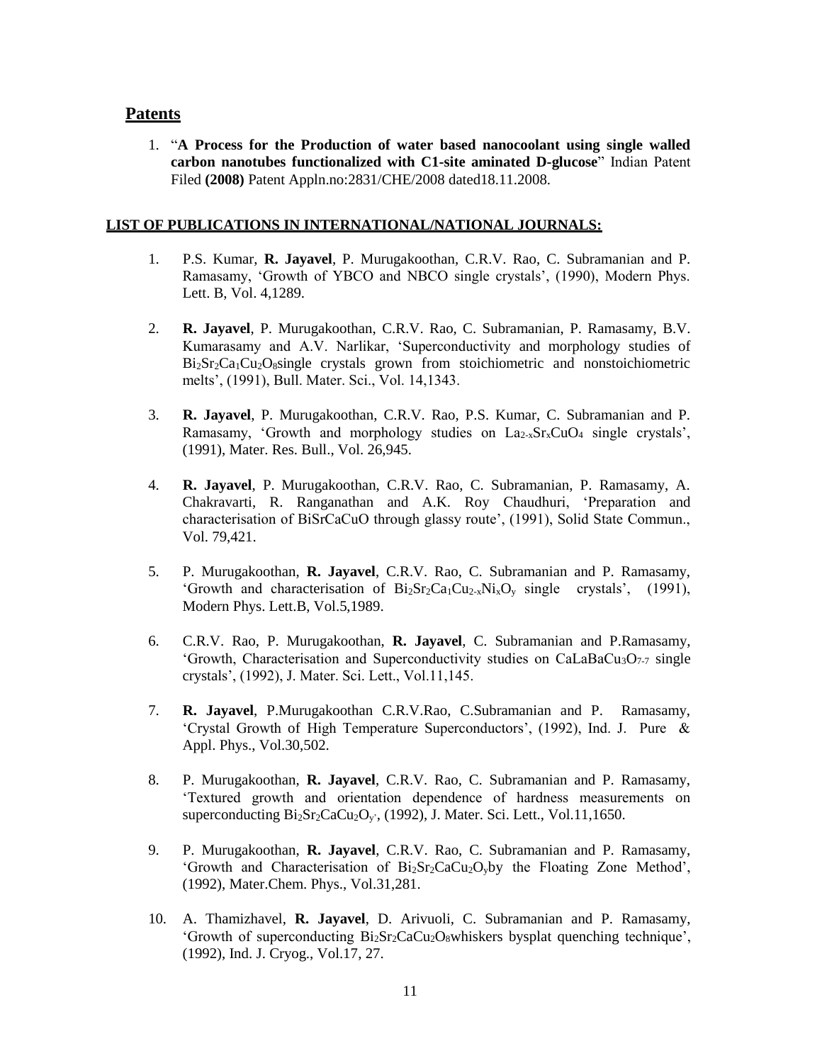## Patents

1. "**A Process for the Production of water based nanocoolant using single walled carbon nanotubes functionalized with C1-site aminated D-glucose**" Indian Patent Filed **(2008)** Patent Appln.no:2831/CHE/2008 dated18.11.2008.

**LIST OF PUBLICATIONS IN INTERNATIONAL/NATIONAL JOURNALS:**

1. P.S. Kumar, **R. Jayavel**, P. Murugakoothan, C.R.V. Rao, C. Subramanian and P. Ramasamy, 'Growth of YBCO and NBCO single crystals', (1990), Modern Phys. Lett. B, Vol. 4,1289.

2. **R. Jayavel**, P. Murugakoothan, C.R.V. Rao, C. Subramanian, P. Ramasamy, B.V. Kumarasamy and A.V. Narlikar, 'Superconductivity and morphology studies of $Bi_2Sr_2Ca_1Cu_2O_8$single crystals grown from stoichiometric and nonstoichiometric melts', (1991), Bull. Mater. Sci., Vol. 14,1343.

3. **R. Jayavel**, P. Murugakoothan, C.R.V. Rao, P.S. Kumar, C. Subramanian and P. Ramasamy, 'Growth and morphology studies on $La_{2-x}Sr_xCuO_4$ single crystals', (1991), Mater. Res. Bull., Vol. 26,945.

4. **R. Jayavel**, P. Murugakoothan, C.R.V. Rao, C. Subramanian, P. Ramasamy, A. Chakravarti, R. Ranganathan and A.K. Roy Chaudhuri, 'Preparation and characterisation of BiSrCaCuO through glassy route', (1991), Solid State Commun., Vol. 79,421.

5. P. Murugakoothan, **R. Jayavel**, C.R.V. Rao, C. Subramanian and P. Ramasamy, 'Growth and characterisation of $Bi_2Sr_2Ca_1Cu_{2-x}Ni_xO_y$ single crystals', (1991), Modern Phys. Lett.B, Vol.5,1989.

6. C.R.V. Rao, P. Murugakoothan, **R. Jayavel**, C. Subramanian and P.Ramasamy, 'Growth, Characterisation and Superconductivity studies on $CaLaBaCu_3O_{7-7}$ single crystals', (1992), J. Mater. Sci. Lett., Vol.11,145.

7. **R. Jayavel**, P.Murugakoothan C.R.V.Rao, C.Subramanian and P. Ramasamy, 'Crystal Growth of High Temperature Superconductors', (1992), Ind. J. Pure & Appl. Phys., Vol.30,502.

8. P. Murugakoothan, **R. Jayavel**, C.R.V. Rao, C. Subramanian and P. Ramasamy, 'Textured growth and orientation dependence of hardness measurements on superconducting $Bi_2Sr_2CaCu_2O_{y'}$, (1992), J. Mater. Sci. Lett., Vol.11,1650.

9. P. Murugakoothan, **R. Jayavel**, C.R.V. Rao, C. Subramanian and P. Ramasamy, 'Growth and Characterisation of $Bi_2Sr_2CaCu_2O_y$by the Floating Zone Method', (1992), Mater.Chem. Phys., Vol.31,281.

10. A. Thamizhavel, **R. Jayavel**, D. Arivuoli, C. Subramanian and P. Ramasamy, 'Growth of superconducting $Bi_2Sr_2CaCu_2O_8$whiskers bysplat quenching technique', (1992), Ind. J. Cryog., Vol.17, 27.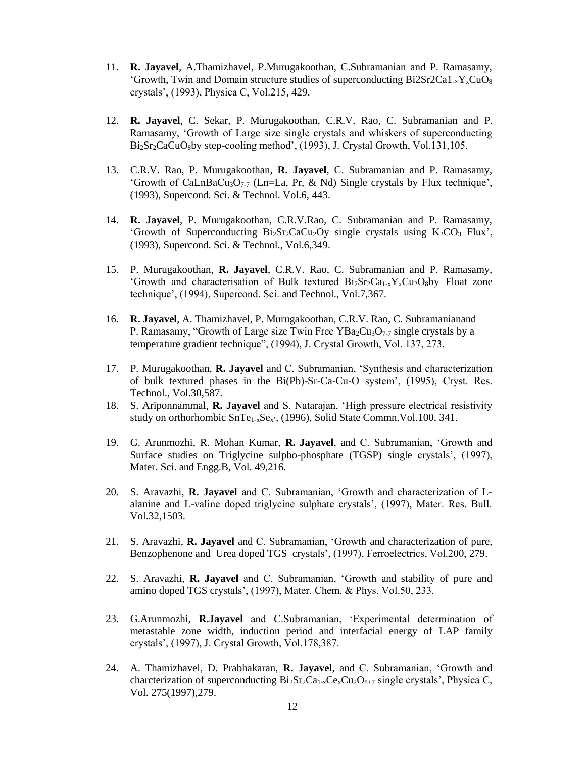11. **R. Jayavel**, A.Thamizhavel, P.Murugakoothan, C.Subramanian and P. Ramasamy, 'Growth, Twin and Domain structure studies of superconducting Bi2Sr2Ca1$_{-x}$Y$_x$CuO$_8$ crystals', (1993), Physica C, Vol.215, 429.

12. **R. Jayavel**, C. Sekar, P. Murugakoothan, C.R.V. Rao, C. Subramanian and P. Ramasamy, 'Growth of Large size single crystals and whiskers of superconducting $Bi_2Sr_2CaCuO_8$by step-cooling method', (1993), J. Crystal Growth, Vol.131,105.

13. C.R.V. Rao, P. Murugakoothan, **R. Jayavel**, C. Subramanian and P. Ramasamy, 'Growth of $CaLnBaCu_3O_{7-7}$ (Ln=La, Pr, & Nd) Single crystals by Flux technique', (1993), Supercond. Sci. & Technol. Vol.6, 443.

14. **R. Jayavel**, P. Murugakoothan, C.R.V.Rao, C. Subramanian and P. Ramasamy, 'Growth of Superconducting $Bi_2Sr_2CaCu_2Oy$ single crystals using $K_2CO_3$ Flux', (1993), Supercond. Sci. & Technol., Vol.6,349.

15. P. Murugakoothan, **R. Jayavel**, C.R.V. Rao, C. Subramanian and P. Ramasamy, 'Growth and characterisation of Bulk textured $Bi_2Sr_2Ca_{1-x}Y_xCu_2O_8$by Float zone technique', (1994), Supercond. Sci. and Technol., Vol.7,367.

16. **R. Jayavel**, A. Thamizhavel, P. Murugakoothan, C.R.V. Rao, C. Subramanianand P. Ramasamy, "Growth of Large size Twin Free $YBa_2Cu_3O_{7-7}$ single crystals by a temperature gradient technique", (1994), J. Crystal Growth, Vol. 137, 273.

17. P. Murugakoothan, **R. Jayavel** and C. Subramanian, 'Synthesis and characterization of bulk textured phases in the Bi(Pb)-Sr-Ca-Cu-O system', (1995), Cryst. Res. Technol., Vol.30,587.

18. S. Ariponnammal, **R. Jayavel** and S. Natarajan, 'High pressure electrical resistivity study on orthorhombic $SnTe_{1-x}Se_{x'}$, (1996), Solid State Commn.Vol.100, 341.

19. G. Arunmozhi, R. Mohan Kumar, **R. Jayavel**, and C. Subramanian, 'Growth and Surface studies on Triglycine sulpho-phosphate (TGSP) single crystals', (1997), Mater. Sci. and Engg.B, Vol. 49,216.

20. S. Aravazhi, **R. Jayavel** and C. Subramanian, 'Growth and characterization of L-alanine and L-valine doped triglycine sulphate crystals', (1997), Mater. Res. Bull. Vol.32,1503.

21. S. Aravazhi, **R. Jayavel** and C. Subramanian, 'Growth and characterization of pure, Benzophenone and Urea doped TGS crystals', (1997), Ferroelectrics, Vol.200, 279.

22. S. Aravazhi, **R. Jayavel** and C. Subramanian, 'Growth and stability of pure and amino doped TGS crystals', (1997), Mater. Chem. & Phys. Vol.50, 233.

23. G.Arunmozhi, **R.Jayavel** and C.Subramanian, 'Experimental determination of metastable zone width, induction period and interfacial energy of LAP family crystals', (1997), J. Crystal Growth, Vol.178,387.

24. A. Thamizhavel, D. Prabhakaran, **R. Jayavel**, and C. Subramanian, 'Growth and charcterization of superconducting $Bi_2Sr_2Ca_{1-x}Ce_xCu_2O_{8+7}$ single crystals', Physica C, Vol. 275(1997),279.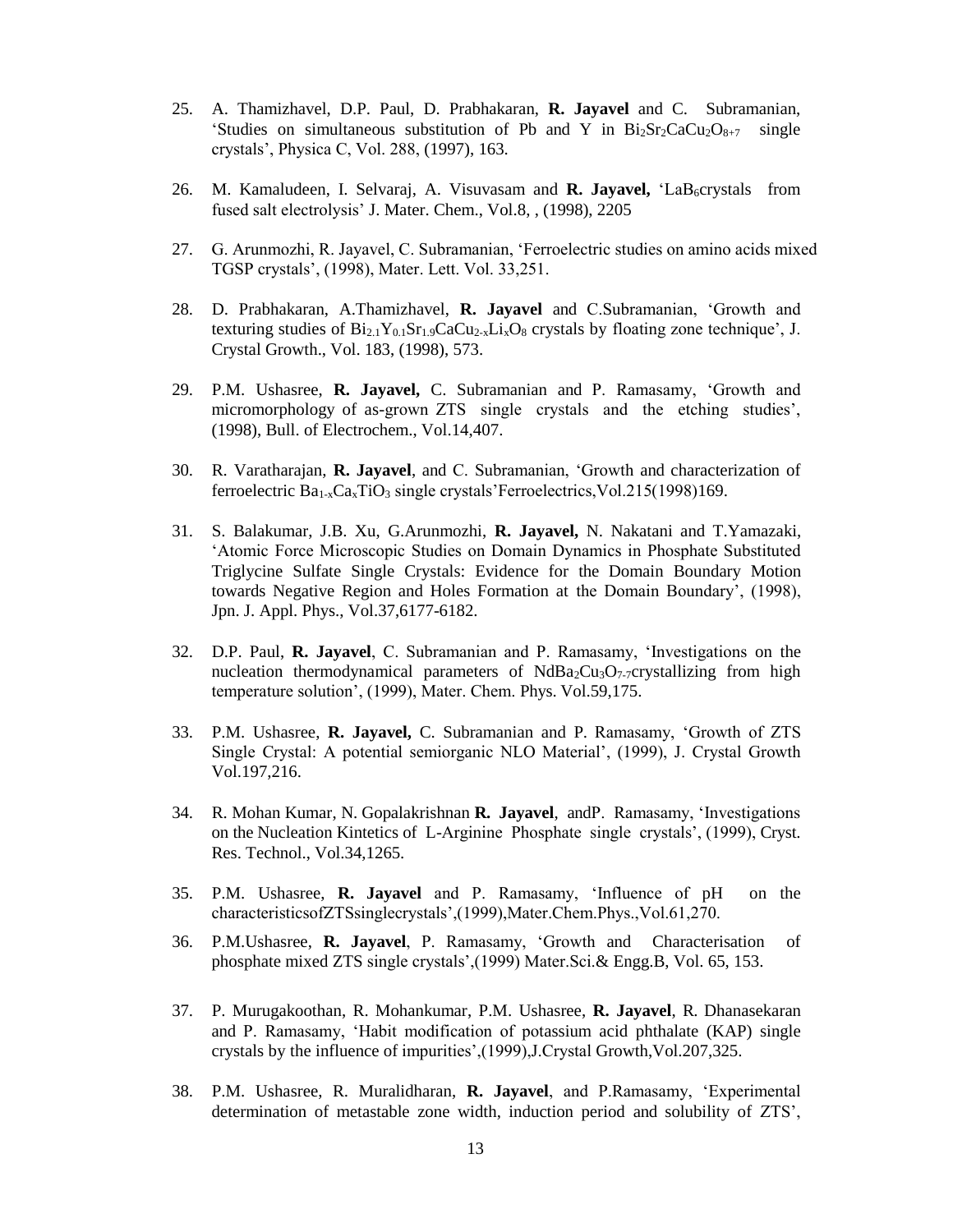25. A. Thamizhavel, D.P. Paul, D. Prabhakaran, **R. Jayavel** and C. Subramanian, 'Studies on simultaneous substitution of Pb and Y in $Bi_2Sr_2CaCu_2O_{8+7}$ single crystals', Physica C, Vol. 288, (1997), 163.

26. M. Kamaludeen, I. Selvaraj, A. Visuvasam and **R. Jayavel,** '$LaB_6$crystals from fused salt electrolysis' J. Mater. Chem., Vol.8, , (1998), 2205

27. G. Arunmozhi, R. Jayavel, C. Subramanian, 'Ferroelectric studies on amino acids mixed TGSP crystals', (1998), Mater. Lett. Vol. 33,251.

28. D. Prabhakaran, A.Thamizhavel, **R. Jayavel** and C.Subramanian, 'Growth and texturing studies of $Bi_{2.1}Y_{0.1}Sr_{1.9}CaCu_{2-x}Li_xO_8$ crystals by floating zone technique', J. Crystal Growth., Vol. 183, (1998), 573.

29. P.M. Ushasree, **R. Jayavel,** C. Subramanian and P. Ramasamy, 'Growth and micromorphology of as-grown ZTS single crystals and the etching studies', (1998), Bull. of Electrochem., Vol.14,407.

30. R. Varatharajan, **R. Jayavel**, and C. Subramanian, 'Growth and characterization of ferroelectric $Ba_{1-x}Ca_xTiO_3$ single crystals'Ferroelectrics,Vol.215(1998)169.

31. S. Balakumar, J.B. Xu, G.Arunmozhi, **R. Jayavel,** N. Nakatani and T.Yamazaki, 'Atomic Force Microscopic Studies on Domain Dynamics in Phosphate Substituted Triglycine Sulfate Single Crystals: Evidence for the Domain Boundary Motion towards Negative Region and Holes Formation at the Domain Boundary', (1998), Jpn. J. Appl. Phys., Vol.37,6177-6182.

32. D.P. Paul, **R. Jayavel**, C. Subramanian and P. Ramasamy, 'Investigations on the nucleation thermodynamical parameters of $NdBa_2Cu_3O_{7-7}$crystallizing from high temperature solution', (1999), Mater. Chem. Phys. Vol.59,175.

33. P.M. Ushasree, **R. Jayavel,** C. Subramanian and P. Ramasamy, 'Growth of ZTS Single Crystal: A potential semiorganic NLO Material', (1999), J. Crystal Growth Vol.197,216.

34. R. Mohan Kumar, N. Gopalakrishnan **R. Jayavel**, andP. Ramasamy, 'Investigations on the Nucleation Kintetics of L-Arginine Phosphate single crystals', (1999), Cryst. Res. Technol., Vol.34,1265.

35. P.M. Ushasree, **R. Jayavel** and P. Ramasamy, 'Influence of pH on the characteristicsofZTSsinglecrystals',(1999),Mater.Chem.Phys.,Vol.61,270.

36. P.M.Ushasree, **R. Jayavel**, P. Ramasamy, 'Growth and Characterisation of phosphate mixed ZTS single crystals',(1999) Mater.Sci.& Engg.B, Vol. 65, 153.

37. P. Murugakoothan, R. Mohankumar, P.M. Ushasree, **R. Jayavel**, R. Dhanasekaran and P. Ramasamy, 'Habit modification of potassium acid phthalate (KAP) single crystals by the influence of impurities',(1999),J.Crystal Growth,Vol.207,325.

38. P.M. Ushasree, R. Muralidharan, **R. Jayavel**, and P.Ramasamy, 'Experimental determination of metastable zone width, induction period and solubility of ZTS',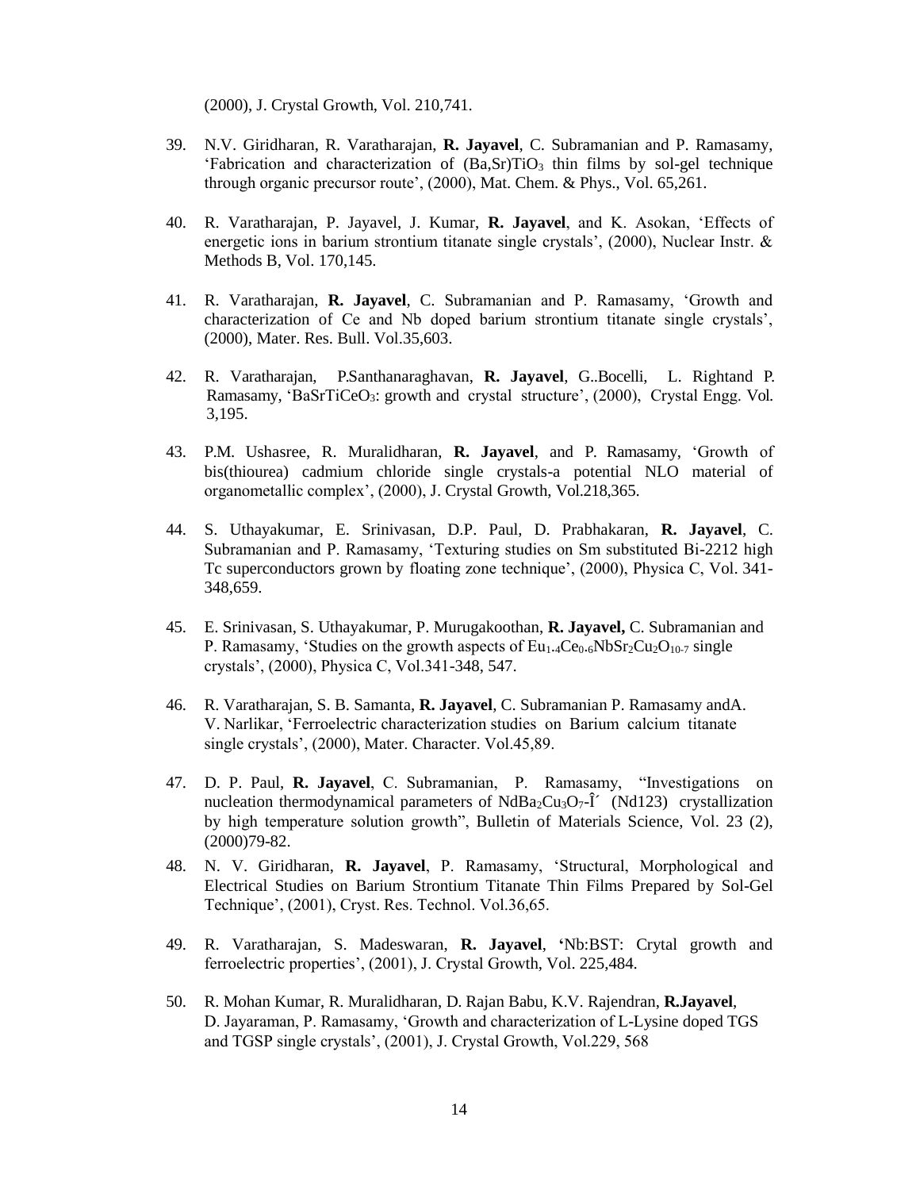(2000), J. Crystal Growth, Vol. 210,741.

39. N.V. Giridharan, R. Varatharajan, **R. Jayavel**, C. Subramanian and P. Ramasamy, 'Fabrication and characterization of $(Ba,Sr)TiO_3$ thin films by sol-gel technique through organic precursor route', (2000), Mat. Chem. & Phys., Vol. 65,261.

40. R. Varatharajan, P. Jayavel, J. Kumar, **R. Jayavel**, and K. Asokan, 'Effects of energetic ions in barium strontium titanate single crystals', (2000), Nuclear Instr. & Methods B, Vol. 170,145.

41. R. Varatharajan, **R. Jayavel**, C. Subramanian and P. Ramasamy, 'Growth and characterization of Ce and Nb doped barium strontium titanate single crystals', (2000), Mater. Res. Bull. Vol.35,603.

42. R. Varatharajan, P.Santhanaraghavan, **R. Jayavel**, G..Bocelli, L. Rightand P. Ramasamy, '$BaSrTiCeO_3$: growth and crystal structure', (2000), Crystal Engg. Vol. 3,195.

43. P.M. Ushasree, R. Muralidharan, **R. Jayavel**, and P. Ramasamy, 'Growth of bis(thiourea) cadmium chloride single crystals-a potential NLO material of organometallic complex', (2000), J. Crystal Growth, Vol.218,365.

44. S. Uthayakumar, E. Srinivasan, D.P. Paul, D. Prabhakaran, **R. Jayavel**, C. Subramanian and P. Ramasamy, 'Texturing studies on Sm substituted Bi-2212 high Tc superconductors grown by floating zone technique', (2000), Physica C, Vol. 341-348,659.

45. E. Srinivasan, S. Uthayakumar, P. Murugakoothan, **R. Jayavel,** C. Subramanian and P. Ramasamy, 'Studies on the growth aspects of $Eu_{1.4}Ce_{0.6}NbSr_2Cu_2O_{10-7}$ single crystals', (2000), Physica C, Vol.341-348, 547.

46. R. Varatharajan, S. B. Samanta, **R. Jayavel**, C. Subramanian P. Ramasamy andA. V. Narlikar, 'Ferroelectric characterization studies on Barium calcium titanate single crystals', (2000), Mater. Character. Vol.45,89.

47. D. P. Paul, **R. Jayavel**, C. Subramanian, P. Ramasamy, "Investigations on nucleation thermodynamical parameters of $NdBa_2Cu_3O_7$-Î´ (Nd123) crystallization by high temperature solution growth", Bulletin of Materials Science, Vol. 23 (2), (2000)79-82.

48. N. V. Giridharan, **R. Jayavel**, P. Ramasamy, 'Structural, Morphological and Electrical Studies on Barium Strontium Titanate Thin Films Prepared by Sol-Gel Technique', (2001), Cryst. Res. Technol. Vol.36,65.

49. R. Varatharajan, S. Madeswaran, **R. Jayavel**, **'**Nb:BST: Crytal growth and ferroelectric properties', (2001), J. Crystal Growth, Vol. 225,484.

50. R. Mohan Kumar, R. Muralidharan, D. Rajan Babu, K.V. Rajendran, **R.Jayavel**, D. Jayaraman, P. Ramasamy, 'Growth and characterization of L-Lysine doped TGS and TGSP single crystals', (2001), J. Crystal Growth, Vol.229, 568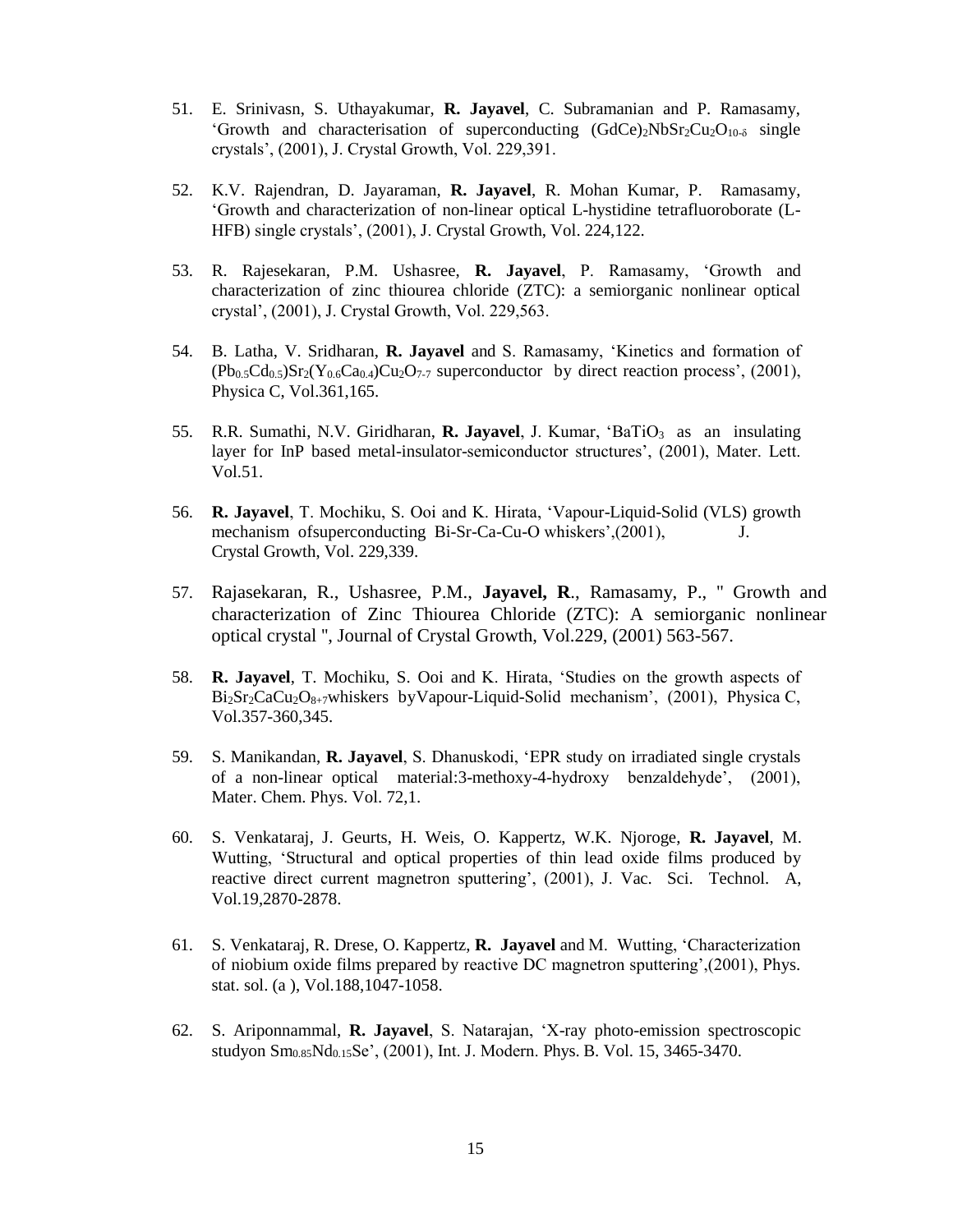51. E. Srinivasn, S. Uthayakumar, **R. Jayavel**, C. Subramanian and P. Ramasamy, 'Growth and characterisation of superconducting $(GdCe)_2NbSr_2Cu_2O_{10-\delta}$ single crystals', (2001), J. Crystal Growth, Vol. 229,391.

52. K.V. Rajendran, D. Jayaraman, **R. Jayavel**, R. Mohan Kumar, P. Ramasamy, 'Growth and characterization of non-linear optical L-hystidine tetrafluoroborate (L-HFB) single crystals', (2001), J. Crystal Growth, Vol. 224,122.

53. R. Rajesekaran, P.M. Ushasree, **R. Jayavel**, P. Ramasamy, 'Growth and characterization of zinc thiourea chloride (ZTC): a semiorganic nonlinear optical crystal', (2001), J. Crystal Growth, Vol. 229,563.

54. B. Latha, V. Sridharan, **R. Jayavel** and S. Ramasamy, 'Kinetics and formation of $(Pb_{0.5}Cd_{0.5})Sr_2(Y_{0.6}Ca_{0.4})Cu_2O_{7-7}$ superconductor by direct reaction process', (2001), Physica C, Vol.361,165.

55. R.R. Sumathi, N.V. Giridharan, **R. Jayavel**, J. Kumar, '$BaTiO_3$ as an insulating layer for InP based metal-insulator-semiconductor structures', (2001), Mater. Lett. Vol.51.

56. **R. Jayavel**, T. Mochiku, S. Ooi and K. Hirata, 'Vapour-Liquid-Solid (VLS) growth mechanism ofsuperconducting Bi-Sr-Ca-Cu-O whiskers',(2001), J. Crystal Growth, Vol. 229,339.

57. Rajasekaran, R., Ushasree, P.M., **Jayavel, R**., Ramasamy, P., " Growth and characterization of Zinc Thiourea Chloride (ZTC): A semiorganic nonlinear optical crystal ", Journal of Crystal Growth, Vol.229, (2001) 563-567.

58. **R. Jayavel**, T. Mochiku, S. Ooi and K. Hirata, 'Studies on the growth aspects of $Bi_2Sr_2CaCu_2O_{8+7}$whiskers byVapour-Liquid-Solid mechanism', (2001), Physica C, Vol.357-360,345.

59. S. Manikandan, **R. Jayavel**, S. Dhanuskodi, 'EPR study on irradiated single crystals of a non-linear optical material:3-methoxy-4-hydroxy benzaldehyde', (2001), Mater. Chem. Phys. Vol. 72,1.

60. S. Venkataraj, J. Geurts, H. Weis, O. Kappertz, W.K. Njoroge, **R. Jayavel**, M. Wutting, 'Structural and optical properties of thin lead oxide films produced by reactive direct current magnetron sputtering', (2001), J. Vac. Sci. Technol. A, Vol.19,2870-2878.

61. S. Venkataraj, R. Drese, O. Kappertz, **R. Jayavel** and M. Wutting, 'Characterization of niobium oxide films prepared by reactive DC magnetron sputtering',(2001), Phys. stat. sol. (a ), Vol.188,1047-1058.

62. S. Ariponnammal, **R. Jayavel**, S. Natarajan, 'X-ray photo-emission spectroscopic studyon $Sm_{0.85}Nd_{0.15}Se$', (2001), Int. J. Modern. Phys. B. Vol. 15, 3465-3470.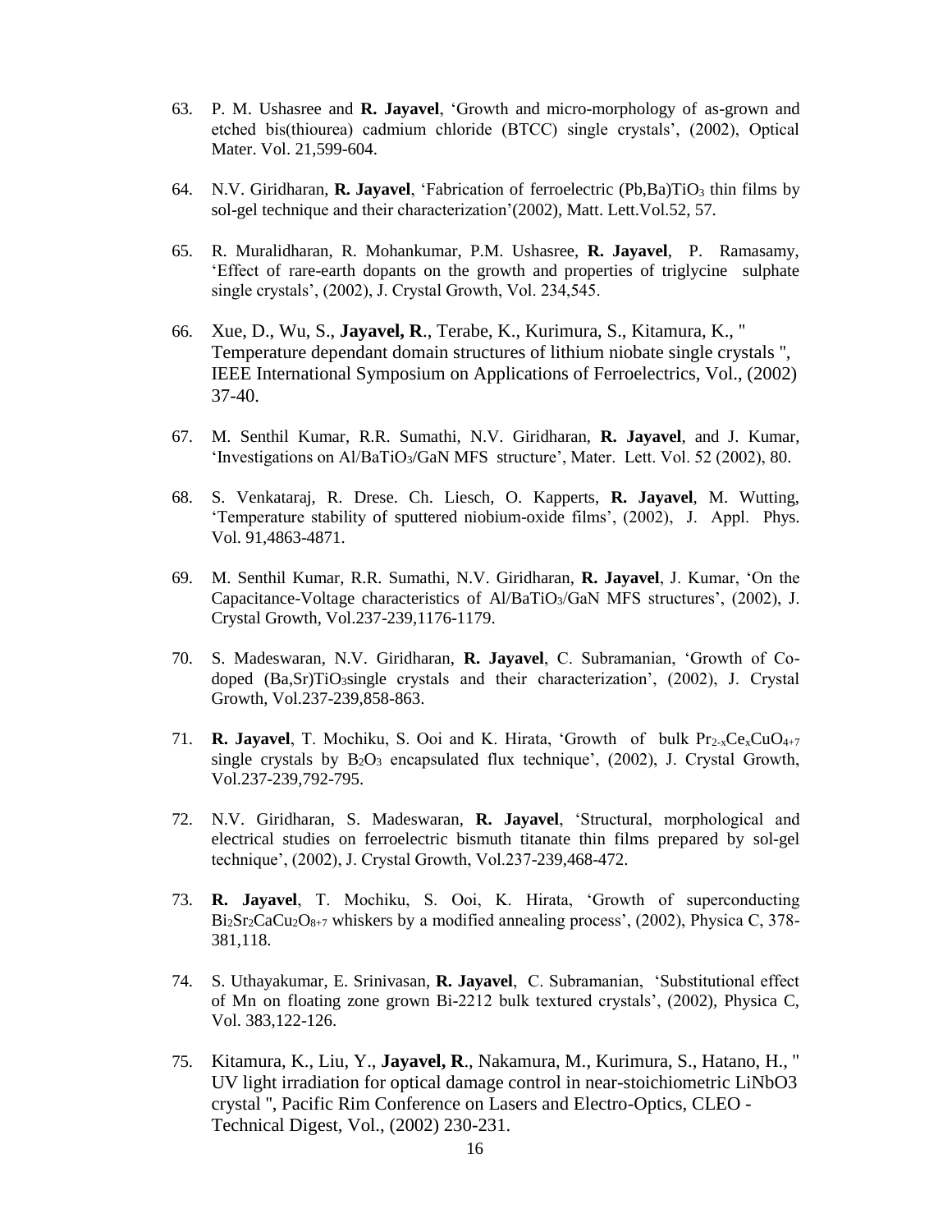63. P. M. Ushasree and **R. Jayavel**, 'Growth and micro-morphology of as-grown and etched bis(thiourea) cadmium chloride (BTCC) single crystals', (2002), Optical Mater. Vol. 21,599-604.

64. N.V. Giridharan, **R. Jayavel**, 'Fabrication of ferroelectric (Pb,Ba)$TiO_3$ thin films by sol-gel technique and their characterization'(2002), Matt. Lett.Vol.52, 57.

65. R. Muralidharan, R. Mohankumar, P.M. Ushasree, **R. Jayavel**, P. Ramasamy, 'Effect of rare-earth dopants on the growth and properties of triglycine sulphate single crystals', (2002), J. Crystal Growth, Vol. 234,545.

66. Xue, D., Wu, S., **Jayavel, R**., Terabe, K., Kurimura, S., Kitamura, K., " Temperature dependant domain structures of lithium niobate single crystals ", IEEE International Symposium on Applications of Ferroelectrics, Vol., (2002) 37-40.

67. M. Senthil Kumar, R.R. Sumathi, N.V. Giridharan, **R. Jayavel**, and J. Kumar, 'Investigations on Al/$BaTiO_3$/GaN MFS structure', Mater. Lett. Vol. 52 (2002), 80.

68. S. Venkataraj, R. Drese. Ch. Liesch, O. Kapperts, **R. Jayavel**, M. Wutting, 'Temperature stability of sputtered niobium-oxide films', (2002), J. Appl. Phys. Vol. 91,4863-4871.

69. M. Senthil Kumar, R.R. Sumathi, N.V. Giridharan, **R. Jayavel**, J. Kumar, 'On the Capacitance-Voltage characteristics of Al/$BaTiO_3$/GaN MFS structures', (2002), J. Crystal Growth, Vol.237-239,1176-1179.

70. S. Madeswaran, N.V. Giridharan, **R. Jayavel**, C. Subramanian, 'Growth of Co-doped (Ba,Sr)$TiO_3$single crystals and their characterization', (2002), J. Crystal Growth, Vol.237-239,858-863.

71. **R. Jayavel**, T. Mochiku, S. Ooi and K. Hirata, 'Growth of bulk $Pr_{2-x}Ce_xCuO_{4+7}$ single crystals by $B_2O_3$ encapsulated flux technique', (2002), J. Crystal Growth, Vol.237-239,792-795.

72. N.V. Giridharan, S. Madeswaran, **R. Jayavel**, 'Structural, morphological and electrical studies on ferroelectric bismuth titanate thin films prepared by sol-gel technique', (2002), J. Crystal Growth, Vol.237-239,468-472.

73. **R. Jayavel**, T. Mochiku, S. Ooi, K. Hirata, 'Growth of superconducting $Bi_2Sr_2CaCu_2O_{8+7}$ whiskers by a modified annealing process', (2002), Physica C, 378-381,118.

74. S. Uthayakumar, E. Srinivasan, **R. Jayavel**, C. Subramanian, 'Substitutional effect of Mn on floating zone grown Bi-2212 bulk textured crystals', (2002), Physica C, Vol. 383,122-126.

75. Kitamura, K., Liu, Y., **Jayavel, R**., Nakamura, M., Kurimura, S., Hatano, H., " UV light irradiation for optical damage control in near-stoichiometric LiNbO3 crystal ", Pacific Rim Conference on Lasers and Electro-Optics, CLEO - Technical Digest, Vol., (2002) 230-231.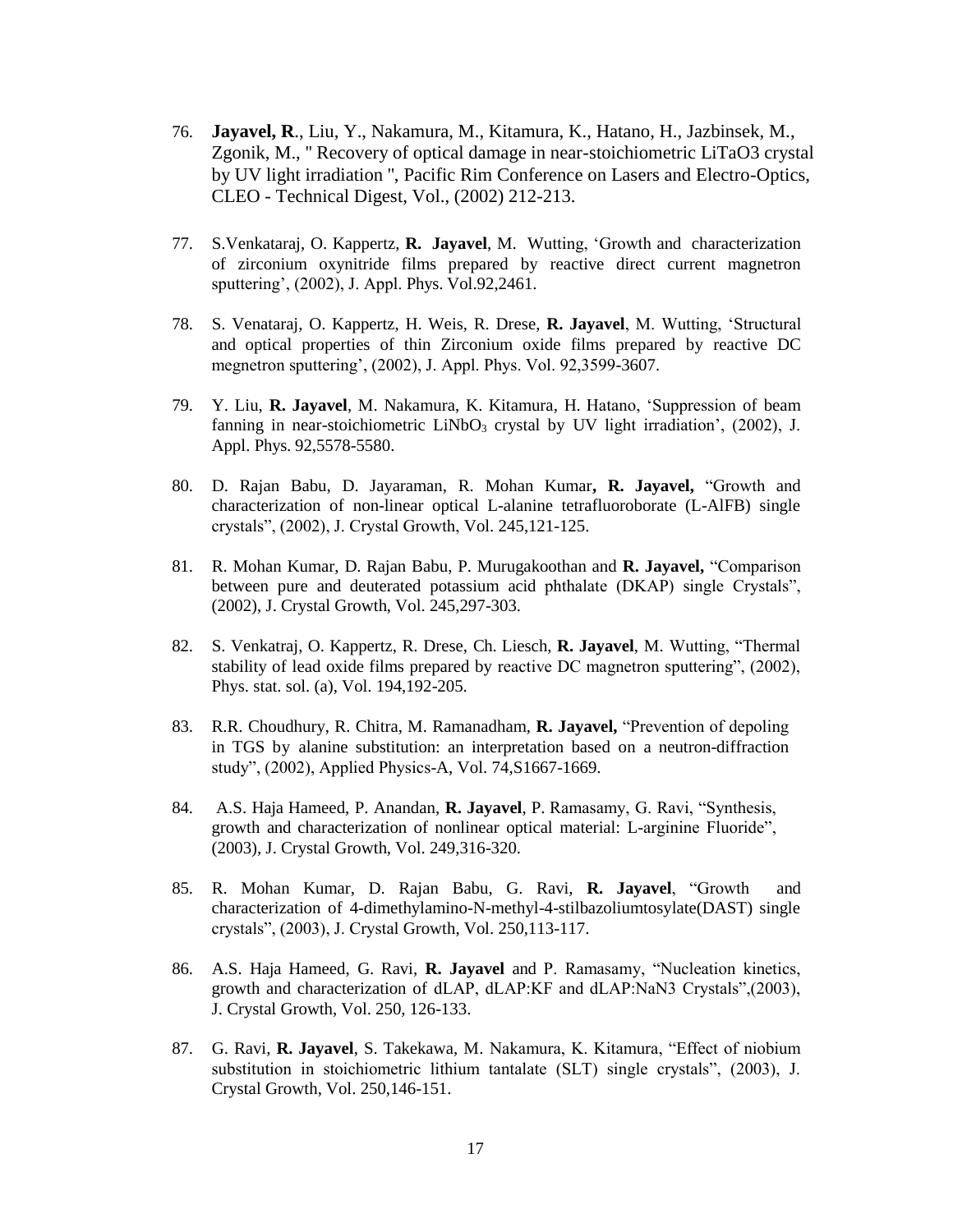76. **Jayavel, R**., Liu, Y., Nakamura, M., Kitamura, K., Hatano, H., Jazbinsek, M., Zgonik, M., " Recovery of optical damage in near-stoichiometric LiTaO3 crystal by UV light irradiation ", Pacific Rim Conference on Lasers and Electro-Optics, CLEO - Technical Digest, Vol., (2002) 212-213.

77. S.Venkataraj, O. Kappertz, **R. Jayavel**, M. Wutting, 'Growth and characterization of zirconium oxynitride films prepared by reactive direct current magnetron sputtering', (2002), J. Appl. Phys. Vol.92,2461.

78. S. Venataraj, O. Kappertz, H. Weis, R. Drese, **R. Jayavel**, M. Wutting, 'Structural and optical properties of thin Zirconium oxide films prepared by reactive DC megnetron sputtering', (2002), J. Appl. Phys. Vol. 92,3599-3607.

79. Y. Liu, **R. Jayavel**, M. Nakamura, K. Kitamura, H. Hatano, 'Suppression of beam fanning in near-stoichiometric $LiNbO_3$ crystal by UV light irradiation', (2002), J. Appl. Phys. 92,5578-5580.

80. D. Rajan Babu, D. Jayaraman, R. Mohan Kumar**, R. Jayavel,** "Growth and characterization of non-linear optical L-alanine tetrafluoroborate (L-AlFB) single crystals", (2002), J. Crystal Growth, Vol. 245,121-125.

81. R. Mohan Kumar, D. Rajan Babu, P. Murugakoothan and **R. Jayavel,** "Comparison between pure and deuterated potassium acid phthalate (DKAP) single Crystals", (2002), J. Crystal Growth, Vol. 245,297-303.

82. S. Venkatraj, O. Kappertz, R. Drese, Ch. Liesch, **R. Jayavel**, M. Wutting, "Thermal stability of lead oxide films prepared by reactive DC magnetron sputtering", (2002), Phys. stat. sol. (a), Vol. 194,192-205.

83. R.R. Choudhury, R. Chitra, M. Ramanadham, **R. Jayavel,** "Prevention of depoling in TGS by alanine substitution: an interpretation based on a neutron-diffraction study", (2002), Applied Physics-A, Vol. 74,S1667-1669.

84. A.S. Haja Hameed, P. Anandan, **R. Jayavel**, P. Ramasamy, G. Ravi, "Synthesis, growth and characterization of nonlinear optical material: L-arginine Fluoride", (2003), J. Crystal Growth, Vol. 249,316-320.

85. R. Mohan Kumar, D. Rajan Babu, G. Ravi, **R. Jayavel**, "Growth and characterization of 4-dimethylamino-N-methyl-4-stilbazoliumtosylate(DAST) single crystals", (2003), J. Crystal Growth, Vol. 250,113-117.

86. A.S. Haja Hameed, G. Ravi, **R. Jayavel** and P. Ramasamy, "Nucleation kinetics, growth and characterization of dLAP, dLAP:KF and dLAP:NaN3 Crystals",(2003), J. Crystal Growth, Vol. 250, 126-133.

87. G. Ravi, **R. Jayavel**, S. Takekawa, M. Nakamura, K. Kitamura, "Effect of niobium substitution in stoichiometric lithium tantalate (SLT) single crystals", (2003), J. Crystal Growth, Vol. 250,146-151.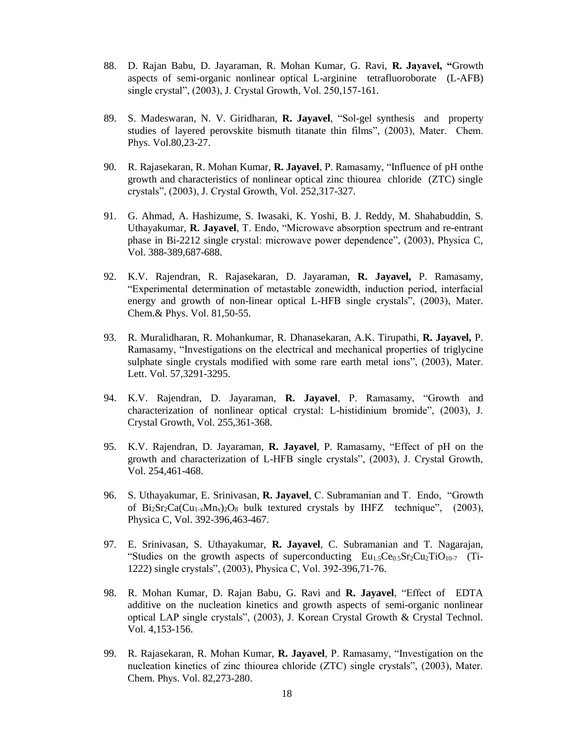88. D. Rajan Babu, D. Jayaraman, R. Mohan Kumar, G. Ravi, **R. Jayavel, "**Growth aspects of semi-organic nonlinear optical L-arginine tetrafluoroborate (L-AFB) single crystal", (2003), J. Crystal Growth, Vol. 250,157-161.

89. S. Madeswaran, N. V. Giridharan, **R. Jayavel**, "Sol-gel synthesis and property studies of layered perovskite bismuth titanate thin films", (2003), Mater. Chem. Phys. Vol.80,23-27.

90. R. Rajasekaran, R. Mohan Kumar, **R. Jayavel**, P. Ramasamy, "Influence of pH onthe growth and characteristics of nonlinear optical zinc thiourea chloride (ZTC) single crystals", (2003), J. Crystal Growth, Vol. 252,317-327.

91. G. Ahmad, A. Hashizume, S. Iwasaki, K. Yoshi, B. J. Reddy, M. Shahabuddin, S. Uthayakumar, **R. Jayavel**, T. Endo, "Microwave absorption spectrum and re-entrant phase in Bi-2212 single crystal: microwave power dependence", (2003), Physica C, Vol. 388-389,687-688.

92. K.V. Rajendran, R. Rajasekaran, D. Jayaraman, **R. Jayavel,** P. Ramasamy, "Experimental determination of metastable zonewidth, induction period, interfacial energy and growth of non-linear optical L-HFB single crystals", (2003), Mater. Chem.& Phys. Vol. 81,50-55.

93. R. Muralidharan, R. Mohankumar, R. Dhanasekaran, A.K. Tirupathi, **R. Jayavel,** P. Ramasamy, "Investigations on the electrical and mechanical properties of triglycine sulphate single crystals modified with some rare earth metal ions", (2003), Mater. Lett. Vol. 57,3291-3295.

94. K.V. Rajendran, D. Jayaraman, **R. Jayavel**, P. Ramasamy, "Growth and characterization of nonlinear optical crystal: L-histidinium bromide", (2003), J. Crystal Growth, Vol. 255,361-368.

95. K.V. Rajendran, D. Jayaraman, **R. Jayavel**, P. Ramasamy, "Effect of pH on the growth and characterization of L-HFB single crystals", (2003), J. Crystal Growth, Vol. 254,461-468.

96. S. Uthayakumar, E. Srinivasan, **R. Jayavel**, C. Subramanian and T. Endo, "Growth of $Bi_2Sr_2Ca(Cu_{1-x}Mn_x)_2O_8$ bulk textured crystals by IHFZ technique", (2003), Physica C, Vol. 392-396,463-467.

97. E. Srinivasan, S. Uthayakumar, **R. Jayavel**, C. Subramanian and T. Nagarajan, "Studies on the growth aspects of superconducting $Eu_{1.5}Ce_{0.5}Sr_2Cu_2TiO_{10-7}$ (Ti-1222) single crystals", (2003), Physica C, Vol. 392-396,71-76.

98. R. Mohan Kumar, D. Rajan Babu, G. Ravi and **R. Jayavel**, "Effect of EDTA additive on the nucleation kinetics and growth aspects of semi-organic nonlinear optical LAP single crystals", (2003), J. Korean Crystal Growth & Crystal Technol. Vol. 4,153-156.

99. R. Rajasekaran, R. Mohan Kumar, **R. Jayavel**, P. Ramasamy, "Investigation on the nucleation kinetics of zinc thiourea chloride (ZTC) single crystals", (2003), Mater. Chem. Phys. Vol. 82,273-280.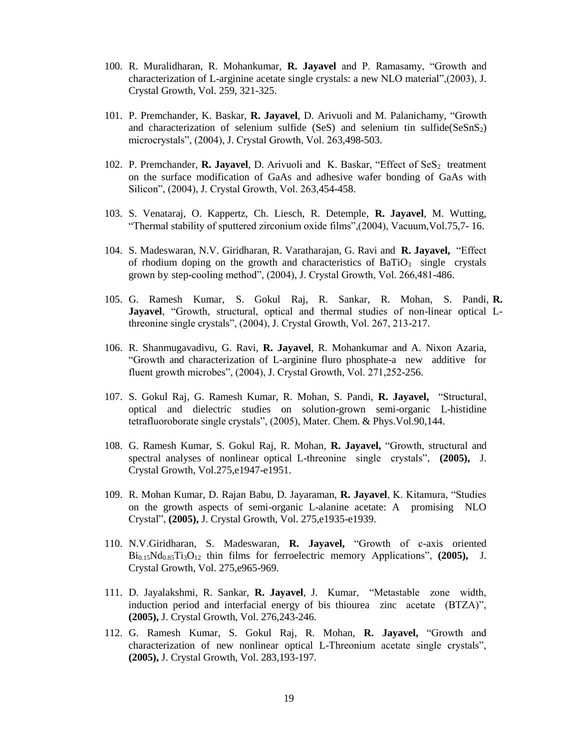100. R. Muralidharan, R. Mohankumar, **R. Jayavel** and P. Ramasamy, "Growth and characterization of L-arginine acetate single crystals: a new NLO material",(2003), J. Crystal Growth, Vol. 259, 321-325.

101. P. Premchander, K. Baskar, **R. Jayavel**, D. Arivuoli and M. Palanichamy, "Growth and characterization of selenium sulfide (SeS) and selenium tin sulfide($SeSnS_2$) microcrystals", (2004), J. Crystal Growth, Vol. 263,498-503.

102. P. Premchander, **R. Jayavel**, D. Arivuoli and K. Baskar, "Effect of $SeS_2$ treatment on the surface modification of GaAs and adhesive wafer bonding of GaAs with Silicon", (2004), J. Crystal Growth, Vol. 263,454-458.

103. S. Venataraj, O. Kappertz, Ch. Liesch, R. Detemple, **R. Jayavel**, M. Wutting, "Thermal stability of sputtered zirconium oxide films",(2004), Vacuum,Vol.75,7- 16.

104. S. Madeswaran, N.V. Giridharan, R. Varatharajan, G. Ravi and **R. Jayavel,** "Effect of rhodium doping on the growth and characteristics of $BaTiO_3$ single crystals grown by step-cooling method", (2004), J. Crystal Growth, Vol. 266,481-486.

105. G. Ramesh Kumar, S. Gokul Raj, R. Sankar, R. Mohan, S. Pandi, **R. Jayavel**, "Growth, structural, optical and thermal studies of non-linear optical L-threonine single crystals", (2004), J. Crystal Growth, Vol. 267, 213-217.

106. R. Shanmugavadivu, G. Ravi, **R. Jayavel**, R. Mohankumar and A. Nixon Azaria, "Growth and characterization of L-arginine fluro phosphate-a new additive for fluent growth microbes", (2004), J. Crystal Growth, Vol. 271,252-256.

107. S. Gokul Raj, G. Ramesh Kumar, R. Mohan, S. Pandi, **R. Jayavel,** "Structural, optical and dielectric studies on solution-grown semi-organic L-histidine tetrafluoroborate single crystals", (2005), Mater. Chem. & Phys.Vol.90,144.

108. G. Ramesh Kumar, S. Gokul Raj, R. Mohan, **R. Jayavel,** "Growth, structural and spectral analyses of nonlinear optical L-threonine single crystals", **(2005),** J. Crystal Growth, Vol.275,e1947-e1951.

109. R. Mohan Kumar, D. Rajan Babu, D. Jayaraman, **R. Jayavel**, K. Kitamura, "Studies on the growth aspects of semi-organic L-alanine acetate: A promising NLO Crystal", **(2005),** J. Crystal Growth, Vol. 275,e1935-e1939.

110. N.V.Giridharan, S. Madeswaran, **R. Jayavel,** "Growth of c-axis oriented $Bi_{0.15}Nd_{0.85}Ti_3O_{12}$ thin films for ferroelectric memory Applications", **(2005),** J. Crystal Growth, Vol. 275,e965-969.

111. D. Jayalakshmi, R. Sankar, **R. Jayavel**, J. Kumar, "Metastable zone width, induction period and interfacial energy of bis thiourea zinc acetate (BTZA)", **(2005),** J. Crystal Growth, Vol. 276,243-246.

112. G. Ramesh Kumar, S. Gokul Raj, R. Mohan, **R. Jayavel,** "Growth and characterization of new nonlinear optical L-Threonium acetate single crystals", **(2005),** J. Crystal Growth, Vol. 283,193-197.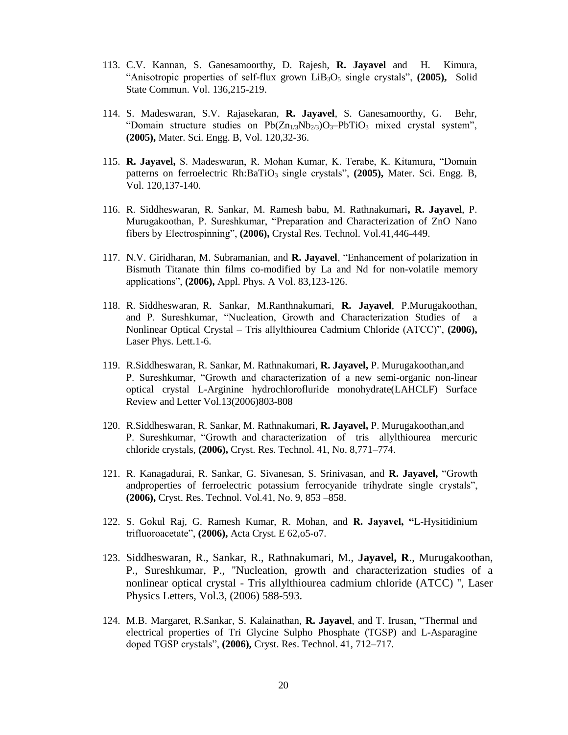113. C.V. Kannan, S. Ganesamoorthy, D. Rajesh, **R. Jayavel** and H. Kimura, "Anisotropic properties of self-flux grown $LiB_3O_5$ single crystals", **(2005),** Solid State Commun. Vol. 136,215-219.

114. S. Madeswaran, S.V. Rajasekaran, **R. Jayavel**, S. Ganesamoorthy, G. Behr, "Domain structure studies on $Pb(Zn_{1/3}Nb_{2/3})O_3$–$PbTiO_3$ mixed crystal system", **(2005),** Mater. Sci. Engg. B, Vol. 120,32-36.

115. **R. Jayavel,** S. Madeswaran, R. Mohan Kumar, K. Terabe, K. Kitamura, "Domain patterns on ferroelectric Rh:$BaTiO_3$ single crystals", **(2005),** Mater. Sci. Engg. B, Vol. 120,137-140.

116. R. Siddheswaran, R. Sankar, M. Ramesh babu, M. Rathnakumari**, R. Jayavel**, P. Murugakoothan, P. Sureshkumar, "Preparation and Characterization of ZnO Nano fibers by Electrospinning", **(2006),** Crystal Res. Technol. Vol.41,446-449.

117. N.V. Giridharan, M. Subramanian, and **R. Jayavel**, "Enhancement of polarization in Bismuth Titanate thin films co-modified by La and Nd for non-volatile memory applications", **(2006),** Appl. Phys. A Vol. 83,123-126.

118. R. Siddheswaran, R. Sankar, M.Ranthnakumari, **R. Jayavel**, P.Murugakoothan, and P. Sureshkumar, "Nucleation, Growth and Characterization Studies of a Nonlinear Optical Crystal – Tris allylthiourea Cadmium Chloride (ATCC)", **(2006),** Laser Phys. Lett.1-6.

119. R.Siddheswaran, R. Sankar, M. Rathnakumari, **R. Jayavel,** P. Murugakoothan,and P. Sureshkumar, "Growth and characterization of a new semi-organic non-linear optical crystal L-Arginine hydrochlorofluride monohydrate(LAHCLF) Surface Review and Letter Vol.13(2006)803-808

120. R.Siddheswaran, R. Sankar, M. Rathnakumari, **R. Jayavel,** P. Murugakoothan,and P. Sureshkumar, "Growth and characterization of tris allylthiourea mercuric chloride crystals, **(2006),** Cryst. Res. Technol. 41, No. 8,771–774.

121. R. Kanagadurai, R. Sankar, G. Sivanesan, S. Srinivasan, and **R. Jayavel,** "Growth andproperties of ferroelectric potassium ferrocyanide trihydrate single crystals", **(2006),** Cryst. Res. Technol. Vol.41, No. 9, 853 –858.

122. S. Gokul Raj, G. Ramesh Kumar, R. Mohan, and **R. Jayavel, "**L-Hysitidinium trifluoroacetate", **(2006),** Acta Cryst. E 62,o5-o7.

123. Siddheswaran, R., Sankar, R., Rathnakumari, M., **Jayavel, R**., Murugakoothan, P., Sureshkumar, P., "Nucleation, growth and characterization studies of a nonlinear optical crystal - Tris allylthiourea cadmium chloride (ATCC) ", Laser Physics Letters, Vol.3, (2006) 588-593.

124. M.B. Margaret, R.Sankar, S. Kalainathan, **R. Jayavel**, and T. Irusan, "Thermal and electrical properties of Tri Glycine Sulpho Phosphate (TGSP) and L-Asparagine doped TGSP crystals", **(2006),** Cryst. Res. Technol. 41, 712–717.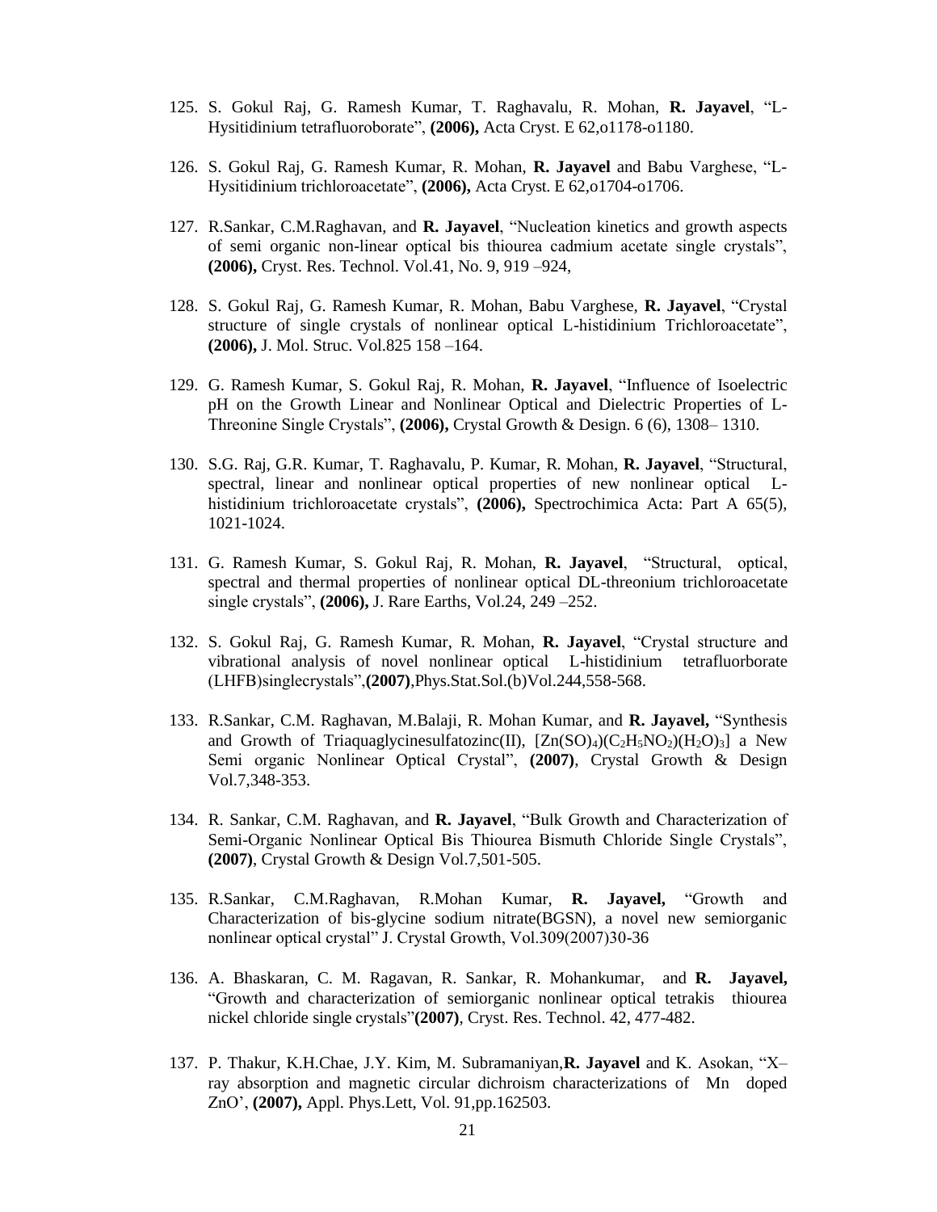125. S. Gokul Raj, G. Ramesh Kumar, T. Raghavalu, R. Mohan, **R. Jayavel**, "L-Hysitidinium tetrafluoroborate", **(2006),** Acta Cryst. E 62,o1178-o1180.

126. S. Gokul Raj, G. Ramesh Kumar, R. Mohan, **R. Jayavel** and Babu Varghese, "L-Hysitidinium trichloroacetate", **(2006),** Acta Cryst. E 62,o1704-o1706.

127. R.Sankar, C.M.Raghavan, and **R. Jayavel**, "Nucleation kinetics and growth aspects of semi organic non-linear optical bis thiourea cadmium acetate single crystals", **(2006),** Cryst. Res. Technol. Vol.41, No. 9, 919 –924,

128. S. Gokul Raj, G. Ramesh Kumar, R. Mohan, Babu Varghese, **R. Jayavel**, "Crystal structure of single crystals of nonlinear optical L-histidinium Trichloroacetate", **(2006),** J. Mol. Struc. Vol.825 158 –164.

129. G. Ramesh Kumar, S. Gokul Raj, R. Mohan, **R. Jayavel**, "Influence of Isoelectric pH on the Growth Linear and Nonlinear Optical and Dielectric Properties of L-Threonine Single Crystals", **(2006),** Crystal Growth & Design. 6 (6), 1308– 1310.

130. S.G. Raj, G.R. Kumar, T. Raghavalu, P. Kumar, R. Mohan, **R. Jayavel**, "Structural, spectral, linear and nonlinear optical properties of new nonlinear optical L-histidinium trichloroacetate crystals", **(2006),** Spectrochimica Acta: Part A 65(5), 1021-1024.

131. G. Ramesh Kumar, S. Gokul Raj, R. Mohan, **R. Jayavel**, "Structural, optical, spectral and thermal properties of nonlinear optical DL-threonium trichloroacetate single crystals", **(2006),** J. Rare Earths, Vol.24, 249 –252.

132. S. Gokul Raj, G. Ramesh Kumar, R. Mohan, **R. Jayavel**, "Crystal structure and vibrational analysis of novel nonlinear optical L-histidinium tetrafluorborate (LHFB)singlecrystals",**(2007)**,Phys.Stat.Sol.(b)Vol.244,558-568.

133. R.Sankar, C.M. Raghavan, M.Balaji, R. Mohan Kumar, and **R. Jayavel,** "Synthesis and Growth of Triaquaglycinesulfatozinc(II), $[Zn(SO)_4)(C_2H_5NO_2)(H_2O)_3]$ a New Semi organic Nonlinear Optical Crystal", **(2007)**, Crystal Growth & Design Vol.7,348-353.

134. R. Sankar, C.M. Raghavan, and **R. Jayavel**, "Bulk Growth and Characterization of Semi-Organic Nonlinear Optical Bis Thiourea Bismuth Chloride Single Crystals", **(2007)**, Crystal Growth & Design Vol.7,501-505.

135. R.Sankar, C.M.Raghavan, R.Mohan Kumar, **R. Jayavel,** "Growth and Characterization of bis-glycine sodium nitrate(BGSN), a novel new semiorganic nonlinear optical crystal" J. Crystal Growth, Vol.309(2007)30-36

136. A. Bhaskaran, C. M. Ragavan, R. Sankar, R. Mohankumar, and **R. Jayavel,** "Growth and characterization of semiorganic nonlinear optical tetrakis thiourea nickel chloride single crystals"**(2007)**, Cryst. Res. Technol. 42, 477-482.

137. P. Thakur, K.H.Chae, J.Y. Kim, M. Subramaniyan,**R. Jayavel** and K. Asokan, "X–ray absorption and magnetic circular dichroism characterizations of Mn doped ZnO', **(2007),** Appl. Phys.Lett, Vol. 91,pp.162503.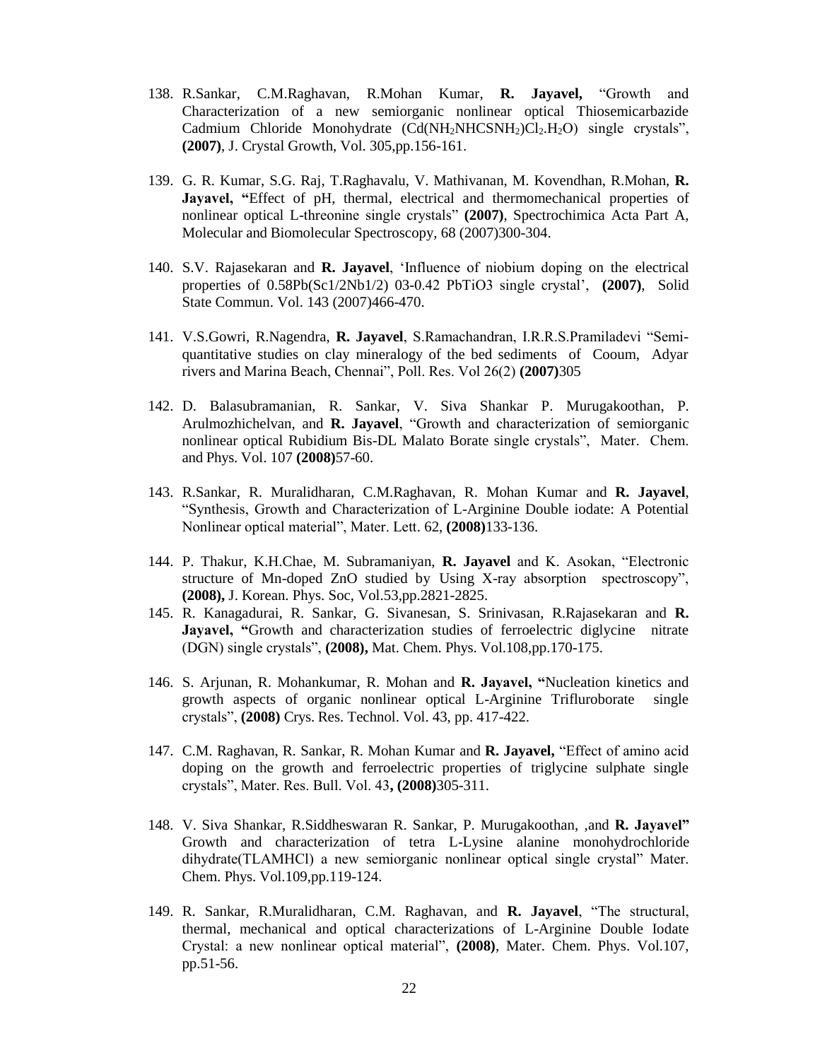138. R.Sankar, C.M.Raghavan, R.Mohan Kumar, **R. Jayavel,** "Growth and Characterization of a new semiorganic nonlinear optical Thiosemicarbazide Cadmium Chloride Monohydrate ($Cd(NH_2NHCSNH_2)Cl_2.H_2O$) single crystals", **(2007)**, J. Crystal Growth, Vol. 305,pp.156-161.

139. G. R. Kumar, S.G. Raj, T.Raghavalu, V. Mathivanan, M. Kovendhan, R.Mohan, **R. Jayavel, "**Effect of pH, thermal, electrical and thermomechanical properties of nonlinear optical L-threonine single crystals" **(2007)**, Spectrochimica Acta Part A, Molecular and Biomolecular Spectroscopy, 68 (2007)300-304.

140. S.V. Rajasekaran and **R. Jayavel**, 'Influence of niobium doping on the electrical properties of 0.58Pb(Sc1/2Nb1/2) 03-0.42 PbTiO3 single crystal', **(2007)**, Solid State Commun. Vol. 143 (2007)466-470.

141. V.S.Gowri, R.Nagendra, **R. Jayavel**, S.Ramachandran, I.R.R.S.Pramiladevi "Semi-quantitative studies on clay mineralogy of the bed sediments of Cooum, Adyar rivers and Marina Beach, Chennai", Poll. Res. Vol 26(2) **(2007)**305

142. D. Balasubramanian, R. Sankar, V. Siva Shankar P. Murugakoothan, P. Arulmozhichelvan, and **R. Jayavel**, "Growth and characterization of semiorganic nonlinear optical Rubidium Bis-DL Malato Borate single crystals", Mater. Chem. and Phys. Vol. 107 **(2008)**57-60.

143. R.Sankar, R. Muralidharan, C.M.Raghavan, R. Mohan Kumar and **R. Jayavel**, "Synthesis, Growth and Characterization of L-Arginine Double iodate: A Potential Nonlinear optical material", Mater. Lett. 62, **(2008)**133-136.

144. P. Thakur, K.H.Chae, M. Subramaniyan, **R. Jayavel** and K. Asokan, "Electronic structure of Mn-doped ZnO studied by Using X-ray absorption spectroscopy", **(2008),** J. Korean. Phys. Soc, Vol.53,pp.2821-2825.

145. R. Kanagadurai, R. Sankar, G. Sivanesan, S. Srinivasan, R.Rajasekaran and **R. Jayavel, "**Growth and characterization studies of ferroelectric diglycine nitrate (DGN) single crystals", **(2008),** Mat. Chem. Phys. Vol.108,pp.170-175.

146. S. Arjunan, R. Mohankumar, R. Mohan and **R. Jayavel, "**Nucleation kinetics and growth aspects of organic nonlinear optical L-Arginine Trifluroborate single crystals", **(2008)** Crys. Res. Technol. Vol. 43, pp. 417-422.

147. C.M. Raghavan, R. Sankar, R. Mohan Kumar and **R. Jayavel,** "Effect of amino acid doping on the growth and ferroelectric properties of triglycine sulphate single crystals", Mater. Res. Bull. Vol. 43**, (2008)**305-311.

148. V. Siva Shankar, R.Siddheswaran R. Sankar, P. Murugakoothan, ,and **R. Jayavel"** Growth and characterization of tetra L-Lysine alanine monohydrochloride dihydrate(TLAMHCl) a new semiorganic nonlinear optical single crystal" Mater. Chem. Phys. Vol.109,pp.119-124.

149. R. Sankar, R.Muralidharan, C.M. Raghavan, and **R. Jayavel**, "The structural, thermal, mechanical and optical characterizations of L-Arginine Double Iodate Crystal: a new nonlinear optical material", **(2008)**, Mater. Chem. Phys. Vol.107, pp.51-56.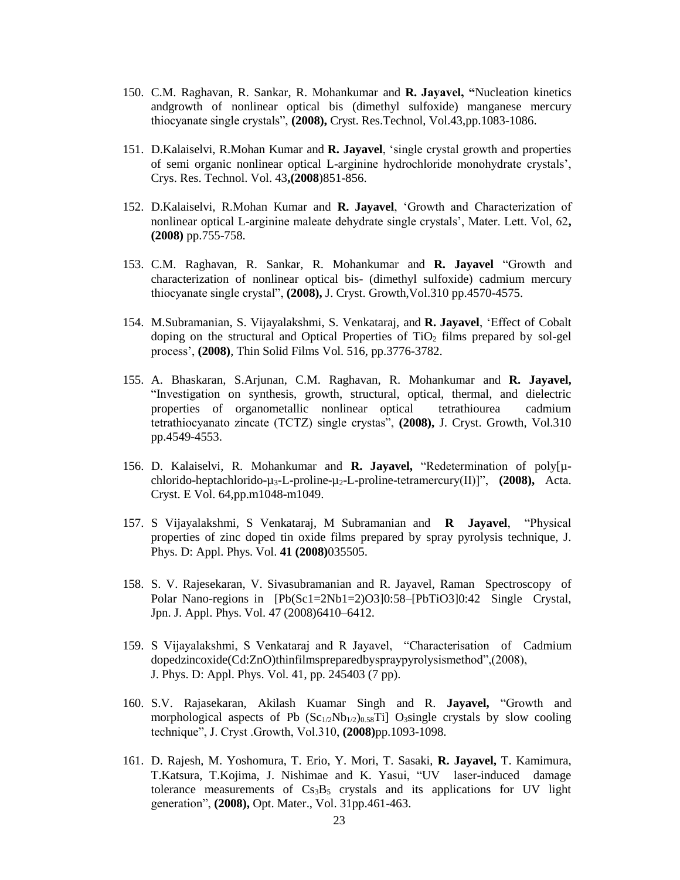150. C.M. Raghavan, R. Sankar, R. Mohankumar and **R. Jayavel, "**Nucleation kinetics andgrowth of nonlinear optical bis (dimethyl sulfoxide) manganese mercury thiocyanate single crystals", **(2008),** Cryst. Res.Technol, Vol.43,pp.1083-1086.

151. D.Kalaiselvi, R.Mohan Kumar and **R. Jayavel**, 'single crystal growth and properties of semi organic nonlinear optical L-arginine hydrochloride monohydrate crystals', Crys. Res. Technol. Vol. 43**,(2008**)851-856.

152. D.Kalaiselvi, R.Mohan Kumar and **R. Jayavel**, 'Growth and Characterization of nonlinear optical L-arginine maleate dehydrate single crystals', Mater. Lett. Vol, 62**, (2008)** pp.755-758.

153. C.M. Raghavan, R. Sankar, R. Mohankumar and **R. Jayavel** "Growth and characterization of nonlinear optical bis- (dimethyl sulfoxide) cadmium mercury thiocyanate single crystal", **(2008),** J. Cryst. Growth,Vol.310 pp.4570-4575.

154. M.Subramanian, S. Vijayalakshmi, S. Venkataraj, and **R. Jayavel**, 'Effect of Cobalt doping on the structural and Optical Properties of $TiO_2$ films prepared by sol-gel process', **(2008)**, Thin Solid Films Vol. 516, pp.3776-3782.

155. A. Bhaskaran, S.Arjunan, C.M. Raghavan, R. Mohankumar and **R. Jayavel,** "Investigation on synthesis, growth, structural, optical, thermal, and dielectric properties of organometallic nonlinear optical tetrathiourea cadmium tetrathiocyanato zincate (TCTZ) single crystas", **(2008),** J. Cryst. Growth, Vol.310 pp.4549-4553.

156. D. Kalaiselvi, R. Mohankumar and **R. Jayavel,** "Redetermination of poly[μ-chlorido-heptachlorido-$\mu_3$-L-proline-$\mu_2$-L-proline-tetramercury(II)]", **(2008),** Acta. Cryst. E Vol. 64,pp.m1048-m1049.

157. S Vijayalakshmi, S Venkataraj, M Subramanian and **R Jayavel**, "Physical properties of zinc doped tin oxide films prepared by spray pyrolysis technique, J. Phys. D: Appl. Phys. Vol. **41 (2008)**035505.

158. S. V. Rajesekaran, V. Sivasubramanian and R. Jayavel, Raman Spectroscopy of Polar Nano-regions in [Pb(Sc1=2Nb1=2)O3]0:58–[PbTiO3]0:42 Single Crystal, Jpn. J. Appl. Phys. Vol. 47 (2008)6410–6412.

159. S Vijayalakshmi, S Venkataraj and R Jayavel, "Characterisation of Cadmium dopedzincoxide(Cd:ZnO)thinfilmspreparedbyspraypyrolysismethod",(2008), J. Phys. D: Appl. Phys. Vol. 41, pp. 245403 (7 pp).

160. S.V. Rajasekaran, Akilash Kuamar Singh and R. **Jayavel,** "Growth and morphological aspects of Pb $(Sc_{1/2}Nb_{1/2})_{0.58}Ti]$ $O_3$single crystals by slow cooling technique", J. Cryst .Growth, Vol.310, **(2008)**pp.1093-1098.

161. D. Rajesh, M. Yoshomura, T. Erio, Y. Mori, T. Sasaki, **R. Jayavel,** T. Kamimura, T.Katsura, T.Kojima, J. Nishimae and K. Yasui, "UV laser-induced damage tolerance measurements of $Cs_3B_5$ crystals and its applications for UV light generation", **(2008),** Opt. Mater., Vol. 31pp.461-463.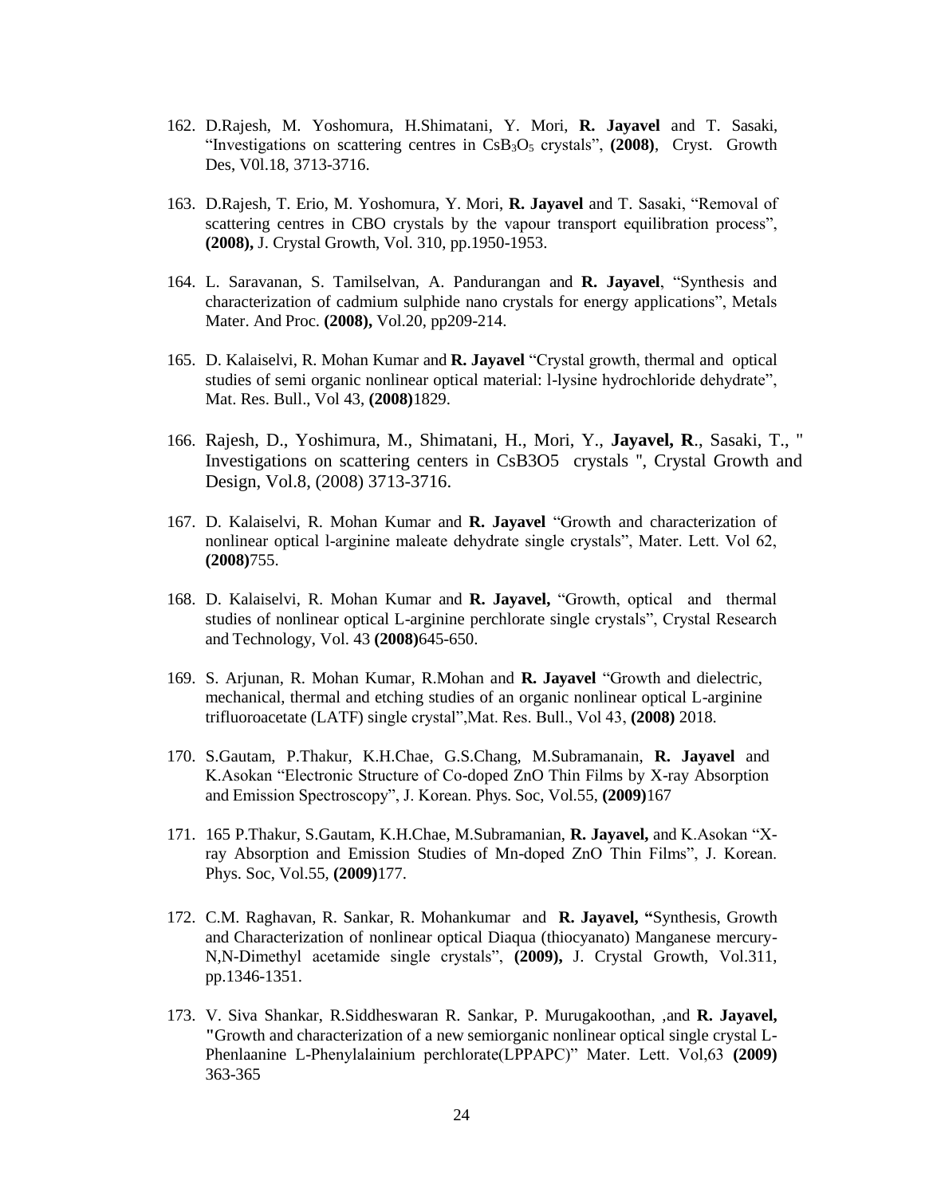162. D.Rajesh, M. Yoshomura, H.Shimatani, Y. Mori, **R. Jayavel** and T. Sasaki, "Investigations on scattering centres in $CsB_3O_5$ crystals", **(2008)**, Cryst. Growth Des, V0l.18, 3713-3716.

163. D.Rajesh, T. Erio, M. Yoshomura, Y. Mori, **R. Jayavel** and T. Sasaki, "Removal of scattering centres in CBO crystals by the vapour transport equilibration process", **(2008),** J. Crystal Growth, Vol. 310, pp.1950-1953.

164. L. Saravanan, S. Tamilselvan, A. Pandurangan and **R. Jayavel**, "Synthesis and characterization of cadmium sulphide nano crystals for energy applications", Metals Mater. And Proc. **(2008),** Vol.20, pp209-214.

165. D. Kalaiselvi, R. Mohan Kumar and **R. Jayavel** "Crystal growth, thermal and optical studies of semi organic nonlinear optical material: l-lysine hydrochloride dehydrate", Mat. Res. Bull., Vol 43, **(2008)**1829.

166. Rajesh, D., Yoshimura, M., Shimatani, H., Mori, Y., **Jayavel, R**., Sasaki, T., " Investigations on scattering centers in CsB3O5 crystals ", Crystal Growth and Design, Vol.8, (2008) 3713-3716.

167. D. Kalaiselvi, R. Mohan Kumar and **R. Jayavel** "Growth and characterization of nonlinear optical l-arginine maleate dehydrate single crystals", Mater. Lett. Vol 62, **(2008)**755.

168. D. Kalaiselvi, R. Mohan Kumar and **R. Jayavel,** "Growth, optical and thermal studies of nonlinear optical L-arginine perchlorate single crystals", Crystal Research and Technology, Vol. 43 **(2008)**645-650.

169. S. Arjunan, R. Mohan Kumar, R.Mohan and **R. Jayavel** "Growth and dielectric, mechanical, thermal and etching studies of an organic nonlinear optical L-arginine trifluoroacetate (LATF) single crystal",Mat. Res. Bull., Vol 43, **(2008)** 2018.

170. S.Gautam, P.Thakur, K.H.Chae, G.S.Chang, M.Subramanain, **R. Jayavel** and K.Asokan "Electronic Structure of Co-doped ZnO Thin Films by X-ray Absorption and Emission Spectroscopy", J. Korean. Phys. Soc, Vol.55, **(2009)**167

171. 165 P.Thakur, S.Gautam, K.H.Chae, M.Subramanian, **R. Jayavel,** and K.Asokan "X-ray Absorption and Emission Studies of Mn-doped ZnO Thin Films", J. Korean. Phys. Soc, Vol.55, **(2009)**177.

172. C.M. Raghavan, R. Sankar, R. Mohankumar and **R. Jayavel, "**Synthesis, Growth and Characterization of nonlinear optical Diaqua (thiocyanato) Manganese mercury-N,N-Dimethyl acetamide single crystals", **(2009),** J. Crystal Growth, Vol.311, pp.1346-1351.

173. V. Siva Shankar, R.Siddheswaran R. Sankar, P. Murugakoothan, ,and **R. Jayavel, "**Growth and characterization of a new semiorganic nonlinear optical single crystal L-Phenlaanine L-Phenylalainium perchlorate(LPPAPC)" Mater. Lett. Vol,63 **(2009)** 363-365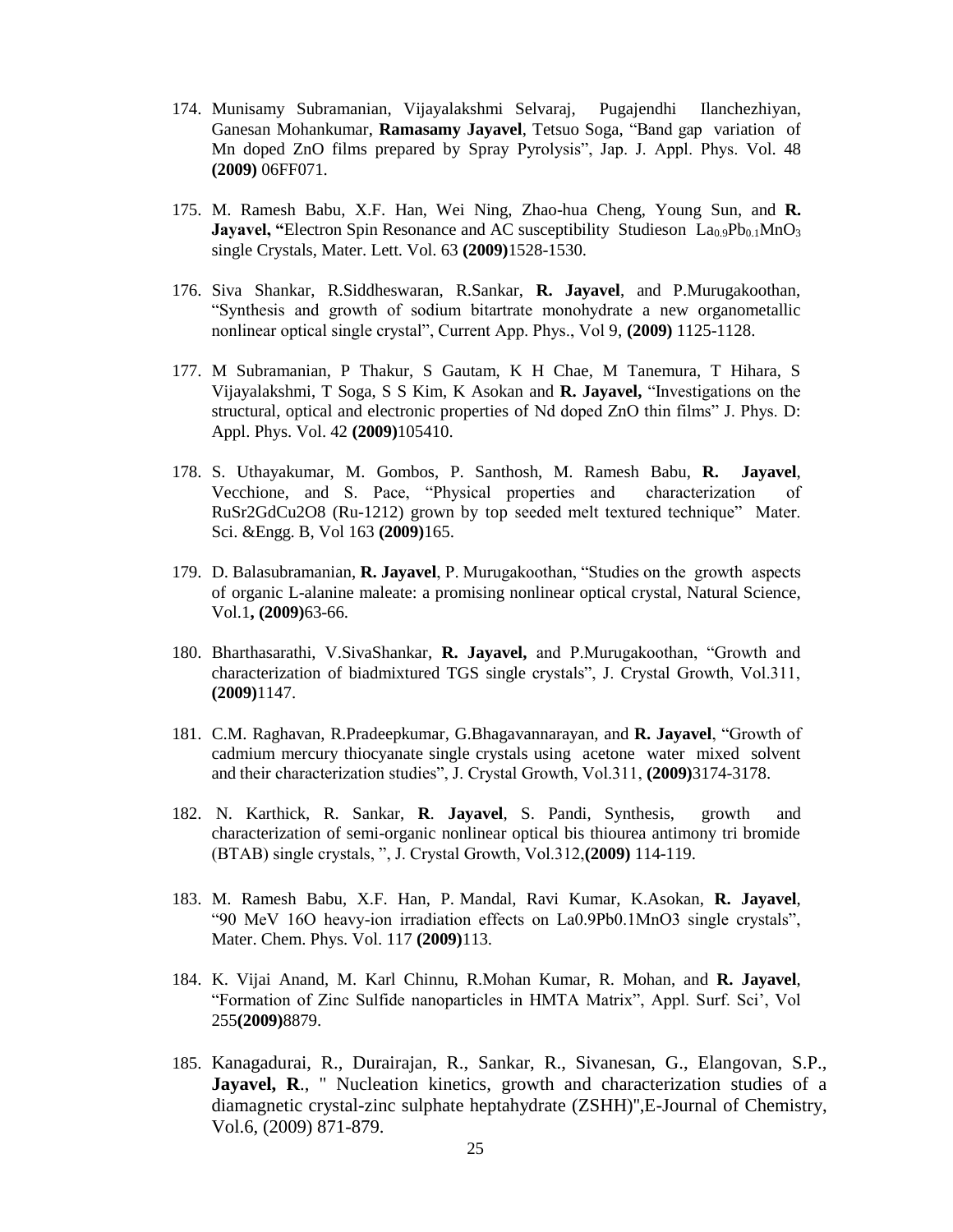174. Munisamy Subramanian, Vijayalakshmi Selvaraj, Pugajendhi Ilanchezhiyan, Ganesan Mohankumar, **Ramasamy Jayavel**, Tetsuo Soga, "Band gap variation of Mn doped ZnO films prepared by Spray Pyrolysis", Jap. J. Appl. Phys. Vol. 48 **(2009)** 06FF071.

175. M. Ramesh Babu, X.F. Han, Wei Ning, Zhao-hua Cheng, Young Sun, and **R. Jayavel, "**Electron Spin Resonance and AC susceptibility Studieson $La_{0.9}Pb_{0.1}MnO_3$ single Crystals, Mater. Lett. Vol. 63 **(2009)**1528-1530.

176. Siva Shankar, R.Siddheswaran, R.Sankar, **R. Jayavel**, and P.Murugakoothan, "Synthesis and growth of sodium bitartrate monohydrate a new organometallic nonlinear optical single crystal", Current App. Phys., Vol 9, **(2009)** 1125-1128.

177. M Subramanian, P Thakur, S Gautam, K H Chae, M Tanemura, T Hihara, S Vijayalakshmi, T Soga, S S Kim, K Asokan and **R. Jayavel,** "Investigations on the structural, optical and electronic properties of Nd doped ZnO thin films" J. Phys. D: Appl. Phys. Vol. 42 **(2009)**105410.

178. S. Uthayakumar, M. Gombos, P. Santhosh, M. Ramesh Babu, **R. Jayavel**, Vecchione, and S. Pace, "Physical properties and characterization of RuSr2GdCu2O8 (Ru-1212) grown by top seeded melt textured technique" Mater. Sci. &Engg. B, Vol 163 **(2009)**165.

179. D. Balasubramanian, **R. Jayavel**, P. Murugakoothan, "Studies on the growth aspects of organic L-alanine maleate: a promising nonlinear optical crystal, Natural Science, Vol.1**, (2009)**63-66.

180. Bharthasarathi, V.SivaShankar, **R. Jayavel,** and P.Murugakoothan, "Growth and characterization of biadmixtured TGS single crystals", J. Crystal Growth, Vol.311, **(2009)**1147.

181. C.M. Raghavan, R.Pradeepkumar, G.Bhagavannarayan, and **R. Jayavel**, "Growth of cadmium mercury thiocyanate single crystals using acetone water mixed solvent and their characterization studies", J. Crystal Growth, Vol.311, **(2009)**3174-3178.

182. N. Karthick, R. Sankar, **R**. **Jayavel**, S. Pandi, Synthesis, growth and characterization of semi-organic nonlinear optical bis thiourea antimony tri bromide (BTAB) single crystals, ", J. Crystal Growth, Vol.312,**(2009)** 114-119.

183. M. Ramesh Babu, X.F. Han, P. Mandal, Ravi Kumar, K.Asokan, **R. Jayavel**, "90 MeV 16O heavy-ion irradiation effects on La0.9Pb0.1MnO3 single crystals", Mater. Chem. Phys. Vol. 117 **(2009)**113.

184. K. Vijai Anand, M. Karl Chinnu, R.Mohan Kumar, R. Mohan, and **R. Jayavel**, "Formation of Zinc Sulfide nanoparticles in HMTA Matrix", Appl. Surf. Sci', Vol 255**(2009)**8879.

185. Kanagadurai, R., Durairajan, R., Sankar, R., Sivanesan, G., Elangovan, S.P., **Jayavel, R**., " Nucleation kinetics, growth and characterization studies of a diamagnetic crystal-zinc sulphate heptahydrate (ZSHH)",E-Journal of Chemistry, Vol.6, (2009) 871-879.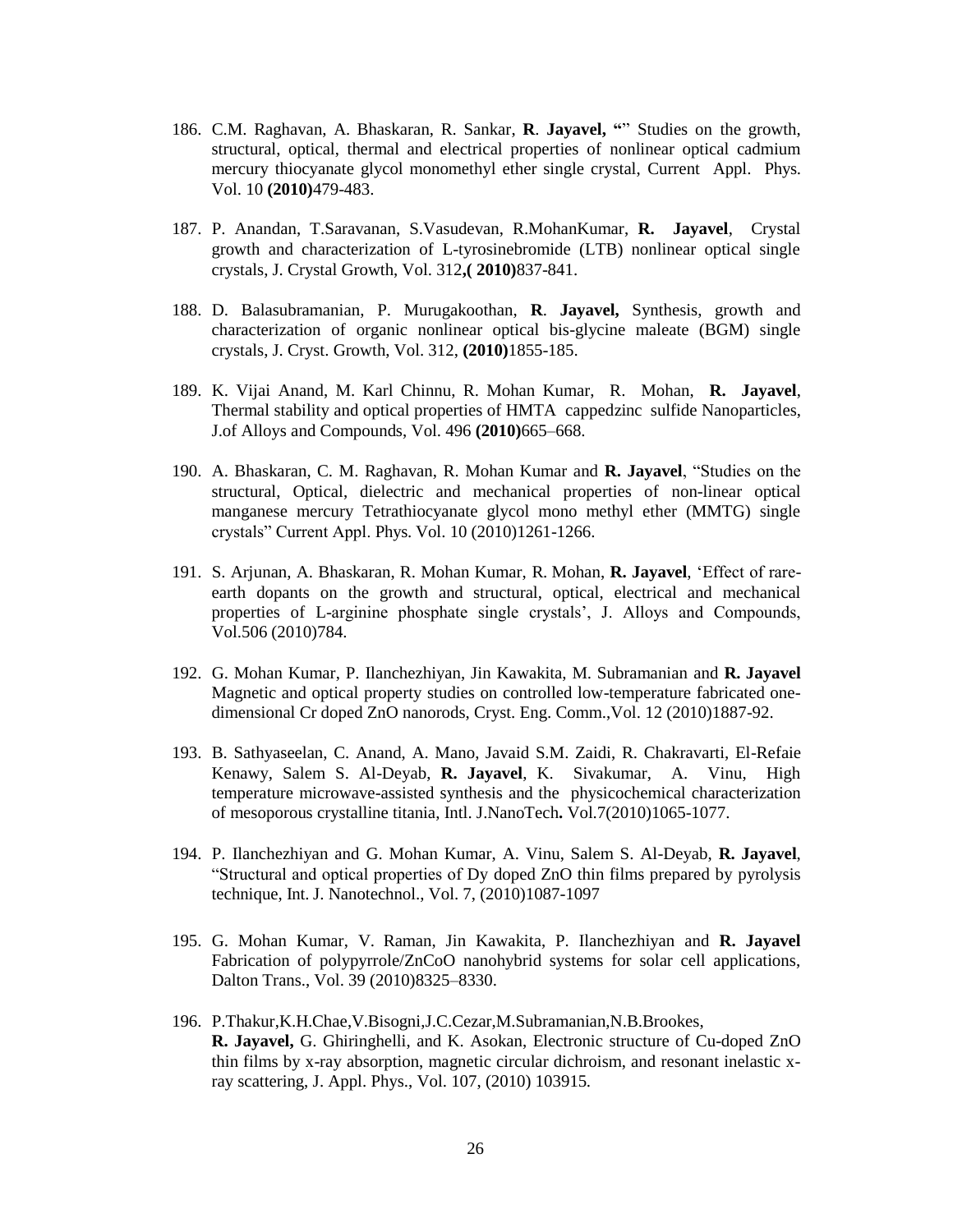186. C.M. Raghavan, A. Bhaskaran, R. Sankar, **R**. **Jayavel, "**" Studies on the growth, structural, optical, thermal and electrical properties of nonlinear optical cadmium mercury thiocyanate glycol monomethyl ether single crystal, Current Appl. Phys. Vol. 10 **(2010)**479-483.

187. P. Anandan, T.Saravanan, S.Vasudevan, R.MohanKumar, **R. Jayavel**, Crystal growth and characterization of L-tyrosinebromide (LTB) nonlinear optical single crystals, J. Crystal Growth, Vol. 312**,( 2010)**837-841.

188. D. Balasubramanian, P. Murugakoothan, **R**. **Jayavel,** Synthesis, growth and characterization of organic nonlinear optical bis-glycine maleate (BGM) single crystals, J. Cryst. Growth, Vol. 312, **(2010)**1855-185.

189. K. Vijai Anand, M. Karl Chinnu, R. Mohan Kumar, R. Mohan, **R. Jayavel**, Thermal stability and optical properties of HMTA cappedzinc sulfide Nanoparticles, J.of Alloys and Compounds, Vol. 496 **(2010)**665–668.

190. A. Bhaskaran, C. M. Raghavan, R. Mohan Kumar and **R. Jayavel**, "Studies on the structural, Optical, dielectric and mechanical properties of non-linear optical manganese mercury Tetrathiocyanate glycol mono methyl ether (MMTG) single crystals" Current Appl. Phys. Vol. 10 (2010)1261-1266.

191. S. Arjunan, A. Bhaskaran, R. Mohan Kumar, R. Mohan, **R. Jayavel**, 'Effect of rare-earth dopants on the growth and structural, optical, electrical and mechanical properties of L-arginine phosphate single crystals', J. Alloys and Compounds, Vol.506 (2010)784.

192. G. Mohan Kumar, P. Ilanchezhiyan, Jin Kawakita, M. Subramanian and **R. Jayavel** Magnetic and optical property studies on controlled low-temperature fabricated one-dimensional Cr doped ZnO nanorods, Cryst. Eng. Comm.,Vol. 12 (2010)1887-92.

193. B. Sathyaseelan, C. Anand, A. Mano, Javaid S.M. Zaidi, R. Chakravarti, El-Refaie Kenawy, Salem S. Al-Deyab, **R. Jayavel**, K. Sivakumar, A. Vinu, High temperature microwave-assisted synthesis and the physicochemical characterization of mesoporous crystalline titania, Intl. J.NanoTech**.** Vol.7(2010)1065-1077.

194. P. Ilanchezhiyan and G. Mohan Kumar, A. Vinu, Salem S. Al-Deyab, **R. Jayavel**, "Structural and optical properties of Dy doped ZnO thin films prepared by pyrolysis technique, Int. J. Nanotechnol., Vol. 7, (2010)1087-1097

195. G. Mohan Kumar, V. Raman, Jin Kawakita, P. Ilanchezhiyan and **R. Jayavel** Fabrication of polypyrrole/ZnCoO nanohybrid systems for solar cell applications, Dalton Trans., Vol. 39 (2010)8325–8330.

196. P.Thakur,K.H.Chae,V.Bisogni,J.C.Cezar,M.Subramanian,N.B.Brookes, **R. Jayavel,** G. Ghiringhelli, and K. Asokan, Electronic structure of Cu-doped ZnO thin films by x-ray absorption, magnetic circular dichroism, and resonant inelastic x-ray scattering, J. Appl. Phys., Vol. 107, (2010) 103915.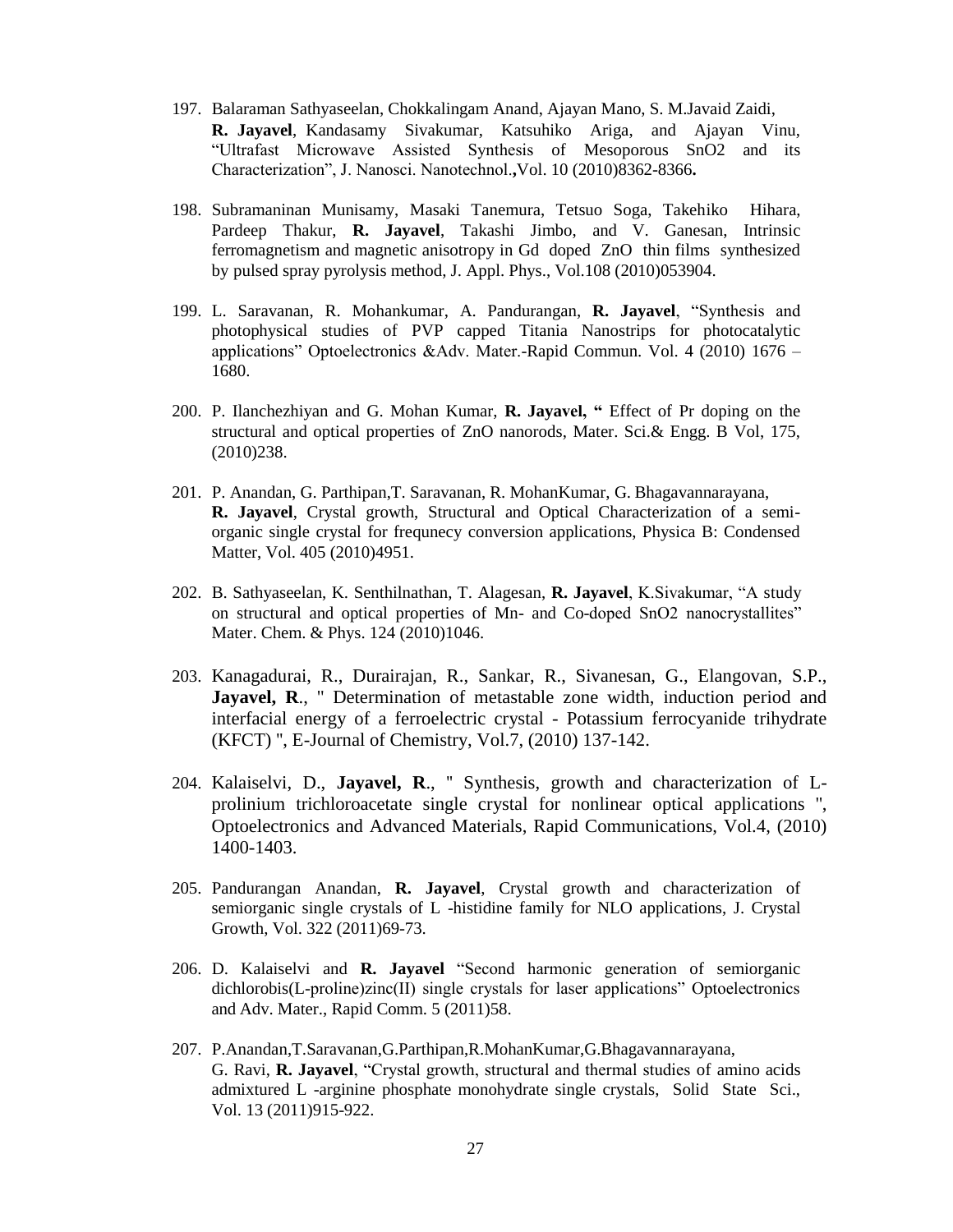197. Balaraman Sathyaseelan, Chokkalingam Anand, Ajayan Mano, S. M.Javaid Zaidi, **R. Jayavel**, Kandasamy Sivakumar, Katsuhiko Ariga, and Ajayan Vinu, "Ultrafast Microwave Assisted Synthesis of Mesoporous SnO2 and its Characterization", J. Nanosci. Nanotechnol.**,**Vol. 10 (2010)8362-8366**.**

198. Subramaninan Munisamy, Masaki Tanemura, Tetsuo Soga, Takehiko Hihara, Pardeep Thakur, **R. Jayavel**, Takashi Jimbo, and V. Ganesan, Intrinsic ferromagnetism and magnetic anisotropy in Gd doped ZnO thin films synthesized by pulsed spray pyrolysis method, J. Appl. Phys., Vol.108 (2010)053904.

199. L. Saravanan, R. Mohankumar, A. Pandurangan, **R. Jayavel**, "Synthesis and photophysical studies of PVP capped Titania Nanostrips for photocatalytic applications" Optoelectronics &Adv. Mater.-Rapid Commun. Vol. 4 (2010) 1676 – 1680.

200. P. Ilanchezhiyan and G. Mohan Kumar, **R. Jayavel, "** Effect of Pr doping on the structural and optical properties of ZnO nanorods, Mater. Sci.& Engg. B Vol, 175, (2010)238.

201. P. Anandan, G. Parthipan,T. Saravanan, R. MohanKumar, G. Bhagavannarayana, **R. Jayavel**, Crystal growth, Structural and Optical Characterization of a semi-organic single crystal for frequnecy conversion applications, Physica B: Condensed Matter, Vol. 405 (2010)4951.

202. B. Sathyaseelan, K. Senthilnathan, T. Alagesan, **R. Jayavel**, K.Sivakumar, "A study on structural and optical properties of Mn- and Co-doped SnO2 nanocrystallites" Mater. Chem. & Phys. 124 (2010)1046.

203. Kanagadurai, R., Durairajan, R., Sankar, R., Sivanesan, G., Elangovan, S.P., **Jayavel, R**., " Determination of metastable zone width, induction period and interfacial energy of a ferroelectric crystal - Potassium ferrocyanide trihydrate (KFCT) ", E-Journal of Chemistry, Vol.7, (2010) 137-142.

204. Kalaiselvi, D., **Jayavel, R**., " Synthesis, growth and characterization of L-prolinium trichloroacetate single crystal for nonlinear optical applications ", Optoelectronics and Advanced Materials, Rapid Communications, Vol.4, (2010) 1400-1403.

205. Pandurangan Anandan, **R. Jayavel**, Crystal growth and characterization of semiorganic single crystals of L -histidine family for NLO applications, J. Crystal Growth, Vol. 322 (2011)69-73.

206. D. Kalaiselvi and **R. Jayavel** "Second harmonic generation of semiorganic dichlorobis(L-proline)zinc(II) single crystals for laser applications" Optoelectronics and Adv. Mater., Rapid Comm. 5 (2011)58.

207. P.Anandan,T.Saravanan,G.Parthipan,R.MohanKumar,G.Bhagavannarayana, G. Ravi, **R. Jayavel**, "Crystal growth, structural and thermal studies of amino acids admixtured L -arginine phosphate monohydrate single crystals, Solid State Sci., Vol. 13 (2011)915-922.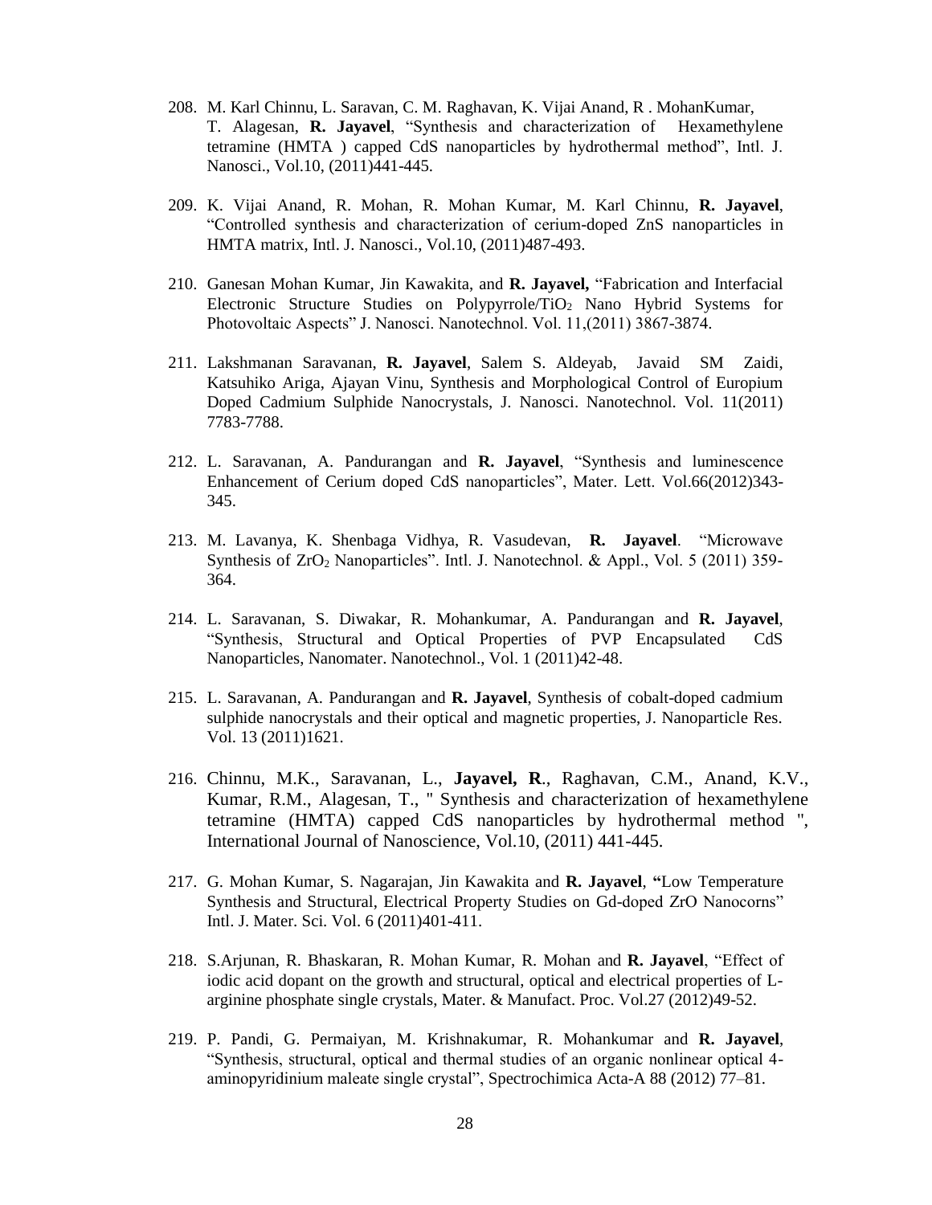208. M. Karl Chinnu, L. Saravan, C. M. Raghavan, K. Vijai Anand, R . MohanKumar, T. Alagesan, **R. Jayavel**, "Synthesis and characterization of Hexamethylene tetramine (HMTA ) capped CdS nanoparticles by hydrothermal method", Intl. J. Nanosci., Vol.10, (2011)441-445.

209. K. Vijai Anand, R. Mohan, R. Mohan Kumar, M. Karl Chinnu, **R. Jayavel**, "Controlled synthesis and characterization of cerium-doped ZnS nanoparticles in HMTA matrix, Intl. J. Nanosci., Vol.10, (2011)487-493.

210. Ganesan Mohan Kumar, Jin Kawakita, and **R. Jayavel,** "Fabrication and Interfacial Electronic Structure Studies on Polypyrrole/$TiO_2$ Nano Hybrid Systems for Photovoltaic Aspects" J. Nanosci. Nanotechnol. Vol. 11,(2011) 3867-3874.

211. Lakshmanan Saravanan, **R. Jayavel**, Salem S. Aldeyab, Javaid SM Zaidi, Katsuhiko Ariga, Ajayan Vinu, Synthesis and Morphological Control of Europium Doped Cadmium Sulphide Nanocrystals, J. Nanosci. Nanotechnol. Vol. 11(2011) 7783-7788.

212. L. Saravanan, A. Pandurangan and **R. Jayavel**, "Synthesis and luminescence Enhancement of Cerium doped CdS nanoparticles", Mater. Lett. Vol.66(2012)343-345.

213. M. Lavanya, K. Shenbaga Vidhya, R. Vasudevan, **R. Jayavel**. "Microwave Synthesis of $ZrO_2$ Nanoparticles". Intl. J. Nanotechnol. & Appl., Vol. 5 (2011) 359-364.

214. L. Saravanan, S. Diwakar, R. Mohankumar, A. Pandurangan and **R. Jayavel**, "Synthesis, Structural and Optical Properties of PVP Encapsulated CdS Nanoparticles, Nanomater. Nanotechnol., Vol. 1 (2011)42-48.

215. L. Saravanan, A. Pandurangan and **R. Jayavel**, Synthesis of cobalt-doped cadmium sulphide nanocrystals and their optical and magnetic properties, J. Nanoparticle Res. Vol. 13 (2011)1621.

216. Chinnu, M.K., Saravanan, L., **Jayavel, R**., Raghavan, C.M., Anand, K.V., Kumar, R.M., Alagesan, T., " Synthesis and characterization of hexamethylene tetramine (HMTA) capped CdS nanoparticles by hydrothermal method ", International Journal of Nanoscience, Vol.10, (2011) 441-445.

217. G. Mohan Kumar, S. Nagarajan, Jin Kawakita and **R. Jayavel**, **"**Low Temperature Synthesis and Structural, Electrical Property Studies on Gd-doped ZrO Nanocorns" Intl. J. Mater. Sci. Vol. 6 (2011)401-411.

218. S.Arjunan, R. Bhaskaran, R. Mohan Kumar, R. Mohan and **R. Jayavel**, "Effect of iodic acid dopant on the growth and structural, optical and electrical properties of L-arginine phosphate single crystals, Mater. & Manufact. Proc. Vol.27 (2012)49-52.

219. P. Pandi, G. Permaiyan, M. Krishnakumar, R. Mohankumar and **R. Jayavel**, "Synthesis, structural, optical and thermal studies of an organic nonlinear optical 4-aminopyridinium maleate single crystal", Spectrochimica Acta-A 88 (2012) 77–81.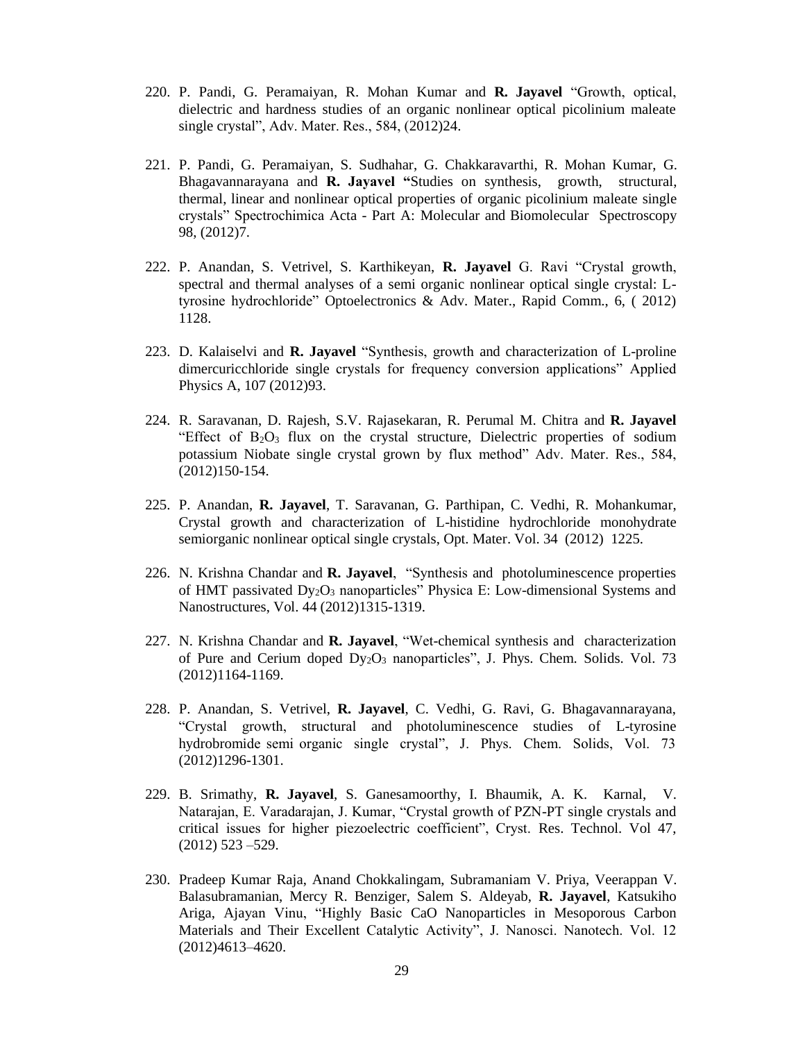220. P. Pandi, G. Peramaiyan, R. Mohan Kumar and **R. Jayavel** "Growth, optical, dielectric and hardness studies of an organic nonlinear optical picolinium maleate single crystal", Adv. Mater. Res., 584, (2012)24.

221. P. Pandi, G. Peramaiyan, S. Sudhahar, G. Chakkaravarthi, R. Mohan Kumar, G. Bhagavannarayana and **R. Jayavel "**Studies on synthesis, growth, structural, thermal, linear and nonlinear optical properties of organic picolinium maleate single crystals" Spectrochimica Acta - Part A: Molecular and Biomolecular Spectroscopy 98, (2012)7.

222. P. Anandan, S. Vetrivel, S. Karthikeyan, **R. Jayavel** G. Ravi "Crystal growth, spectral and thermal analyses of a semi organic nonlinear optical single crystal: L-tyrosine hydrochloride" Optoelectronics & Adv. Mater., Rapid Comm., 6, ( 2012) 1128.

223. D. Kalaiselvi and **R. Jayavel** "Synthesis, growth and characterization of L-proline dimercuricchloride single crystals for frequency conversion applications" Applied Physics A, 107 (2012)93.

224. R. Saravanan, D. Rajesh, S.V. Rajasekaran, R. Perumal M. Chitra and **R. Jayavel** "Effect of $B_2O_3$ flux on the crystal structure, Dielectric properties of sodium potassium Niobate single crystal grown by flux method" Adv. Mater. Res., 584, (2012)150-154.

225. P. Anandan, **R. Jayavel**, T. Saravanan, G. Parthipan, C. Vedhi, R. Mohankumar, Crystal growth and characterization of L-histidine hydrochloride monohydrate semiorganic nonlinear optical single crystals, Opt. Mater. Vol. 34 (2012) 1225.

226. N. Krishna Chandar and **R. Jayavel**, "Synthesis and photoluminescence properties of HMT passivated $Dy_2O_3$ nanoparticles" Physica E: Low-dimensional Systems and Nanostructures, Vol. 44 (2012)1315-1319.

227. N. Krishna Chandar and **R. Jayavel**, "Wet-chemical synthesis and characterization of Pure and Cerium doped $Dy_2O_3$ nanoparticles", J. Phys. Chem. Solids. Vol. 73 (2012)1164-1169.

228. P. Anandan, S. Vetrivel, **R. Jayavel**, C. Vedhi, G. Ravi, G. Bhagavannarayana, "Crystal growth, structural and photoluminescence studies of L-tyrosine hydrobromide semi organic single crystal", J. Phys. Chem. Solids, Vol. 73 (2012)1296-1301.

229. B. Srimathy, **R. Jayavel**, S. Ganesamoorthy, I. Bhaumik, A. K. Karnal, V. Natarajan, E. Varadarajan, J. Kumar, "Crystal growth of PZN-PT single crystals and critical issues for higher piezoelectric coefficient", Cryst. Res. Technol. Vol 47, (2012) 523 –529.

230. Pradeep Kumar Raja, Anand Chokkalingam, Subramaniam V. Priya, Veerappan V. Balasubramanian, Mercy R. Benziger, Salem S. Aldeyab, **R. Jayavel**, Katsukiho Ariga, Ajayan Vinu, "Highly Basic CaO Nanoparticles in Mesoporous Carbon Materials and Their Excellent Catalytic Activity", J. Nanosci. Nanotech. Vol. 12 (2012)4613–4620.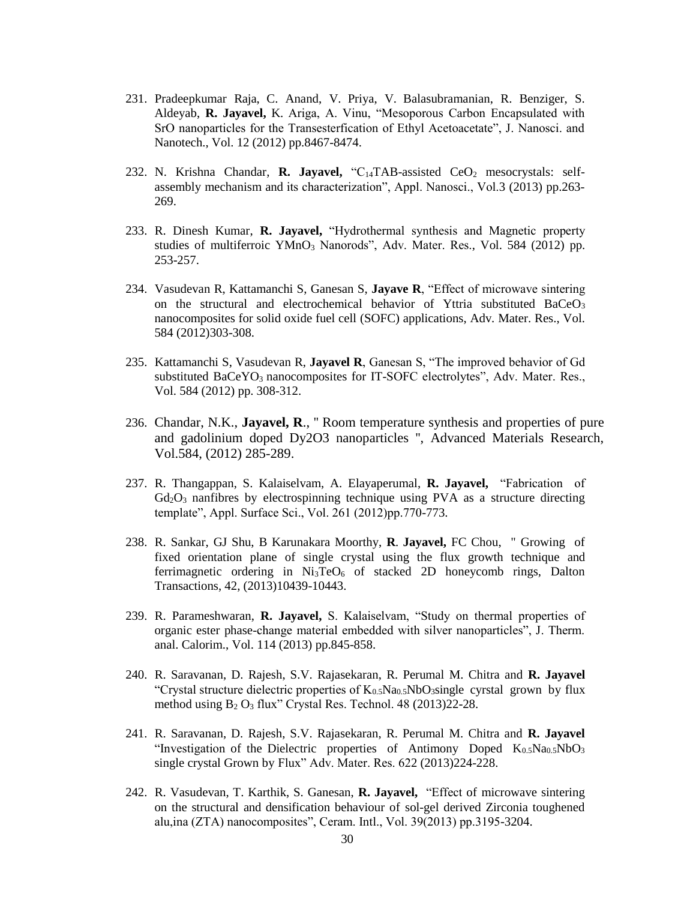231. Pradeepkumar Raja, C. Anand, V. Priya, V. Balasubramanian, R. Benziger, S. Aldeyab, **R. Jayavel,** K. Ariga, A. Vinu, "Mesoporous Carbon Encapsulated with SrO nanoparticles for the Transesterfication of Ethyl Acetoacetate", J. Nanosci. and Nanotech., Vol. 12 (2012) pp.8467-8474.

232. N. Krishna Chandar, **R. Jayavel,** "$C_{14}$TAB-assisted $CeO_2$ mesocrystals: self-assembly mechanism and its characterization", Appl. Nanosci., Vol.3 (2013) pp.263-269.

233. R. Dinesh Kumar, **R. Jayavel,** "Hydrothermal synthesis and Magnetic property studies of multiferroic $YMnO_3$ Nanorods", Adv. Mater. Res., Vol. 584 (2012) pp. 253-257.

234. Vasudevan R, Kattamanchi S, Ganesan S, **Jayave R**, "Effect of microwave sintering on the structural and electrochemical behavior of Yttria substituted $BaCeO_3$ nanocomposites for solid oxide fuel cell (SOFC) applications, Adv. Mater. Res., Vol. 584 (2012)303-308.

235. Kattamanchi S, Vasudevan R, **Jayavel R**, Ganesan S, "The improved behavior of Gd substituted $BaCeYO_3$ nanocomposites for IT-SOFC electrolytes", Adv. Mater. Res., Vol. 584 (2012) pp. 308-312.

236. Chandar, N.K., **Jayavel, R**., " Room temperature synthesis and properties of pure and gadolinium doped Dy2O3 nanoparticles ", Advanced Materials Research, Vol.584, (2012) 285-289.

237. R. Thangappan, S. Kalaiselvam, A. Elayaperumal, **R. Jayavel,** "Fabrication of $Gd_2O_3$ nanfibres by electrospinning technique using PVA as a structure directing template", Appl. Surface Sci., Vol. 261 (2012)pp.770-773.

238. R. Sankar, GJ Shu, B Karunakara Moorthy, **R**. **Jayavel,** FC Chou, " Growing of fixed orientation plane of single crystal using the flux growth technique and ferrimagnetic ordering in $Ni_3TeO_6$ of stacked 2D honeycomb rings, Dalton Transactions, 42, (2013)10439-10443.

239. R. Parameshwaran, **R. Jayavel,** S. Kalaiselvam, "Study on thermal properties of organic ester phase-change material embedded with silver nanoparticles", J. Therm. anal. Calorim., Vol. 114 (2013) pp.845-858.

240. R. Saravanan, D. Rajesh, S.V. Rajasekaran, R. Perumal M. Chitra and **R. Jayavel** "Crystal structure dielectric properties of $K_{0.5}Na_{0.5}NbO_3$single cyrstal grown by flux method using $B_2O_3$ flux" Crystal Res. Technol. 48 (2013)22-28.

241. R. Saravanan, D. Rajesh, S.V. Rajasekaran, R. Perumal M. Chitra and **R. Jayavel** "Investigation of the Dielectric properties of Antimony Doped $K_{0.5}Na_{0.5}NbO_3$ single crystal Grown by Flux" Adv. Mater. Res. 622 (2013)224-228.

242. R. Vasudevan, T. Karthik, S. Ganesan, **R. Jayavel,** "Effect of microwave sintering on the structural and densification behaviour of sol-gel derived Zirconia toughened alu,ina (ZTA) nanocomposites", Ceram. Intl., Vol. 39(2013) pp.3195-3204.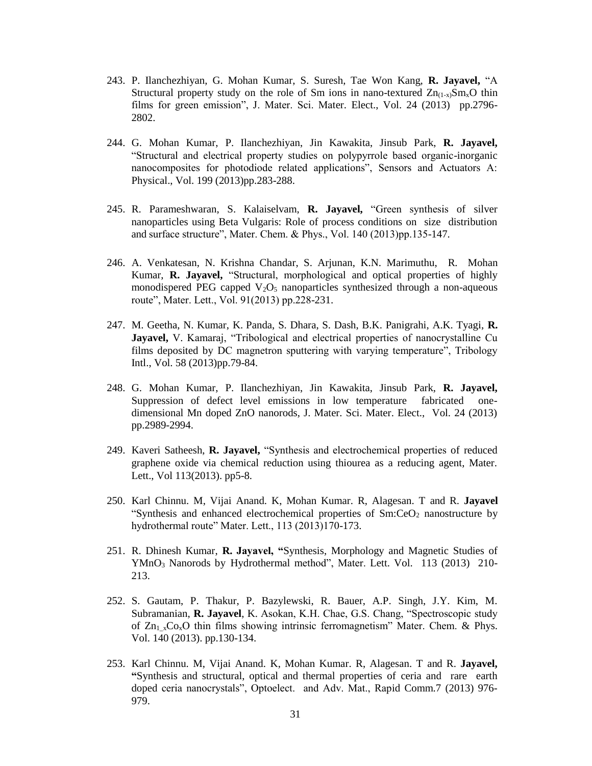243. P. Ilanchezhiyan, G. Mohan Kumar, S. Suresh, Tae Won Kang, **R. Jayavel,** "A Structural property study on the role of Sm ions in nano-textured $Zn_{(1-x)}Sm_xO$ thin films for green emission", J. Mater. Sci. Mater. Elect., Vol. 24 (2013) pp.2796-2802.

244. G. Mohan Kumar, P. Ilanchezhiyan, Jin Kawakita, Jinsub Park, **R. Jayavel,** "Structural and electrical property studies on polypyrrole based organic-inorganic nanocomposites for photodiode related applications", Sensors and Actuators A: Physical., Vol. 199 (2013)pp.283-288.

245. R. Parameshwaran, S. Kalaiselvam, **R. Jayavel,** "Green synthesis of silver nanoparticles using Beta Vulgaris: Role of process conditions on size distribution and surface structure", Mater. Chem. & Phys., Vol. 140 (2013)pp.135-147.

246. A. Venkatesan, N. Krishna Chandar, S. Arjunan, K.N. Marimuthu, R. Mohan Kumar, **R. Jayavel,** "Structural, morphological and optical properties of highly monodispered PEG capped $V_2O_5$ nanoparticles synthesized through a non-aqueous route", Mater. Lett., Vol. 91(2013) pp.228-231.

247. M. Geetha, N. Kumar, K. Panda, S. Dhara, S. Dash, B.K. Panigrahi, A.K. Tyagi, **R. Jayavel,** V. Kamaraj, "Tribological and electrical properties of nanocrystalline Cu films deposited by DC magnetron sputtering with varying temperature", Tribology Intl., Vol. 58 (2013)pp.79-84.

248. G. Mohan Kumar, P. Ilanchezhiyan, Jin Kawakita, Jinsub Park, **R. Jayavel,** Suppression of defect level emissions in low temperature fabricated one-dimensional Mn doped ZnO nanorods, J. Mater. Sci. Mater. Elect., Vol. 24 (2013) pp.2989-2994.

249. Kaveri Satheesh, **R. Jayavel,** "Synthesis and electrochemical properties of reduced graphene oxide via chemical reduction using thiourea as a reducing agent, Mater. Lett., Vol 113(2013). pp5-8.

250. Karl Chinnu. M, Vijai Anand. K, Mohan Kumar. R, Alagesan. T and R. **Jayavel** "Synthesis and enhanced electrochemical properties of Sm:$CeO_2$ nanostructure by hydrothermal route" Mater. Lett., 113 (2013)170-173.

251. R. Dhinesh Kumar, **R. Jayavel, "**Synthesis, Morphology and Magnetic Studies of $YMnO_3$ Nanorods by Hydrothermal method", Mater. Lett. Vol. 113 (2013) 210-213.

252. S. Gautam, P. Thakur, P. Bazylewski, R. Bauer, A.P. Singh, J.Y. Kim, M. Subramanian, **R. Jayavel**, K. Asokan, K.H. Chae, G.S. Chang, "Spectroscopic study of $Zn_{1-x}Co_xO$ thin films showing intrinsic ferromagnetism" Mater. Chem. & Phys. Vol. 140 (2013). pp.130-134.

253. Karl Chinnu. M, Vijai Anand. K, Mohan Kumar. R, Alagesan. T and R. **Jayavel, "**Synthesis and structural, optical and thermal properties of ceria and rare earth doped ceria nanocrystals", Optoelect. and Adv. Mat., Rapid Comm.7 (2013) 976-979.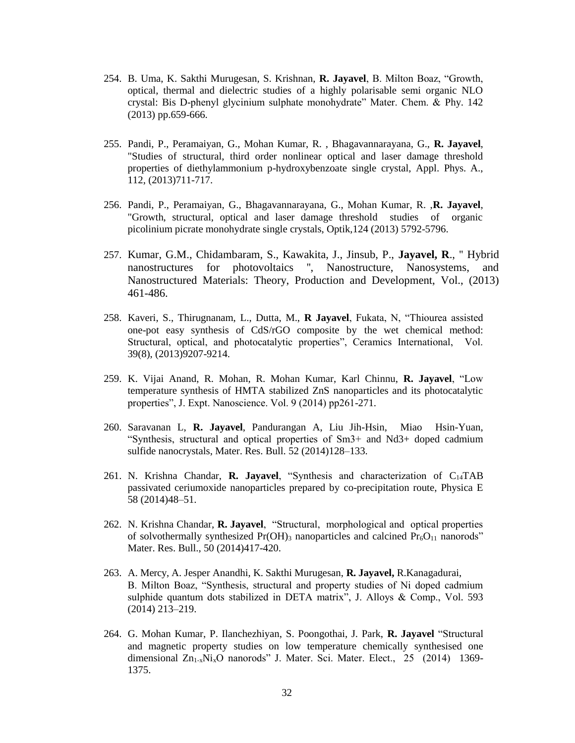254. B. Uma, K. Sakthi Murugesan, S. Krishnan, **R. Jayavel**, B. Milton Boaz, "Growth, optical, thermal and dielectric studies of a highly polarisable semi organic NLO crystal: Bis D-phenyl glycinium sulphate monohydrate" Mater. Chem. & Phy. 142 (2013) pp.659-666.

255. Pandi, P., Peramaiyan, G., Mohan Kumar, R. , Bhagavannarayana, G., **R. Jayavel**, "Studies of structural, third order nonlinear optical and laser damage threshold properties of diethylammonium p-hydroxybenzoate single crystal, Appl. Phys. A., 112, (2013)711-717.

256. Pandi, P., Peramaiyan, G., Bhagavannarayana, G., Mohan Kumar, R. ,**R. Jayavel**, "Growth, structural, optical and laser damage threshold studies of organic picolinium picrate monohydrate single crystals, Optik,124 (2013) 5792-5796.

257. Kumar, G.M., Chidambaram, S., Kawakita, J., Jinsub, P., **Jayavel, R**., " Hybrid nanostructures for photovoltaics ", Nanostructure, Nanosystems, and Nanostructured Materials: Theory, Production and Development, Vol., (2013) 461-486.

258. Kaveri, S., Thirugnanam, L., Dutta, M., **R Jayavel**, Fukata, N, "Thiourea assisted one-pot easy synthesis of CdS/rGO composite by the wet chemical method: Structural, optical, and photocatalytic properties", Ceramics International, Vol. 39(8), (2013)9207-9214.

259. K. Vijai Anand, R. Mohan, R. Mohan Kumar, Karl Chinnu, **R. Jayavel**, "Low temperature synthesis of HMTA stabilized ZnS nanoparticles and its photocatalytic properties", J. Expt. Nanoscience. Vol. 9 (2014) pp261-271.

260. Saravanan L, **R. Jayavel**, Pandurangan A, Liu Jih-Hsin, Miao Hsin-Yuan, "Synthesis, structural and optical properties of Sm3+ and Nd3+ doped cadmium sulfide nanocrystals, Mater. Res. Bull. 52 (2014)128–133.

261. N. Krishna Chandar, **R. Jayavel**, "Synthesis and characterization of $C_{14}$TAB passivated ceriumoxide nanoparticles prepared by co-precipitation route, Physica E 58 (2014)48–51.

262. N. Krishna Chandar, **R. Jayavel**, "Structural, morphological and optical properties of solvothermally synthesized $Pr(OH)_3$ nanoparticles and calcined $Pr_6O_{11}$ nanorods" Mater. Res. Bull., 50 (2014)417-420.

263. A. Mercy, A. Jesper Anandhi, K. Sakthi Murugesan, **R. Jayavel,** R.Kanagadurai, B. Milton Boaz, "Synthesis, structural and property studies of Ni doped cadmium sulphide quantum dots stabilized in DETA matrix", J. Alloys & Comp., Vol. 593 (2014) 213–219.

264. G. Mohan Kumar, P. Ilanchezhiyan, S. Poongothai, J. Park, **R. Jayavel** "Structural and magnetic property studies on low temperature chemically synthesised one dimensional $Zn_{1-x}Ni_xO$ nanorods" J. Mater. Sci. Mater. Elect., 25 (2014) 1369-1375.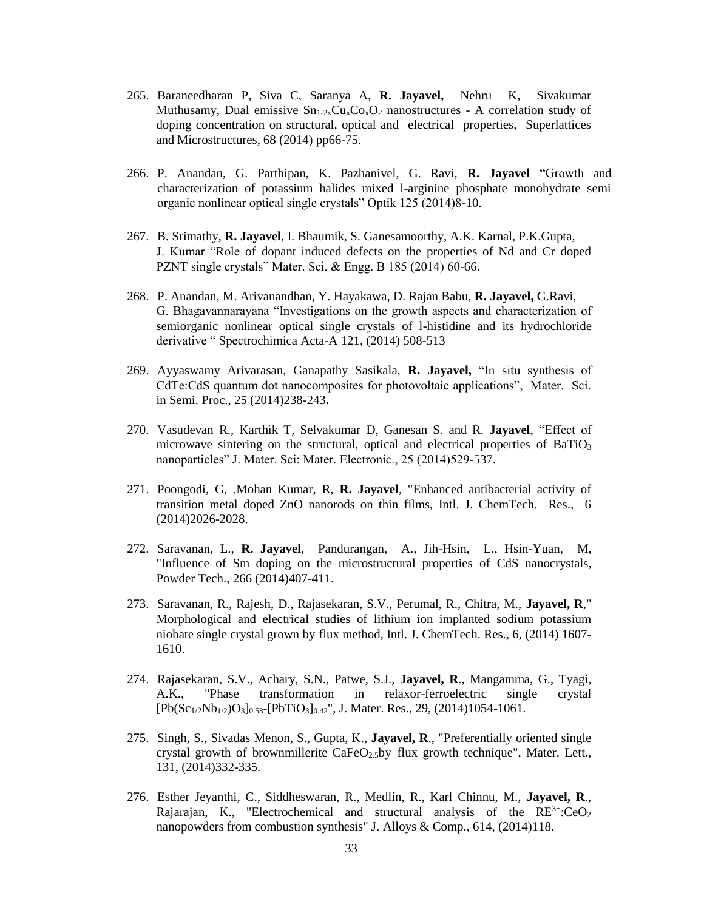265. Baraneedharan P, Siva C, Saranya A, **R. Jayavel,** Nehru K, Sivakumar Muthusamy, Dual emissive $Sn_{1-2x}Cu_xCo_xO_2$ nanostructures - A correlation study of doping concentration on structural, optical and electrical properties, Superlattices and Microstructures, 68 (2014) pp66-75.

266. P. Anandan, G. Parthipan, K. Pazhanivel, G. Ravi, **R. Jayavel** "Growth and characterization of potassium halides mixed l-arginine phosphate monohydrate semi organic nonlinear optical single crystals" Optik 125 (2014)8-10.

267. B. Srimathy, **R. Jayavel**, I. Bhaumik, S. Ganesamoorthy, A.K. Karnal, P.K.Gupta, J. Kumar "Role of dopant induced defects on the properties of Nd and Cr doped PZNT single crystals" Mater. Sci. & Engg. B 185 (2014) 60-66.

268. P. Anandan, M. Arivanandhan, Y. Hayakawa, D. Rajan Babu, **R. Jayavel,** G.Ravi, G. Bhagavannarayana "Investigations on the growth aspects and characterization of semiorganic nonlinear optical single crystals of l-histidine and its hydrochloride derivative " Spectrochimica Acta-A 121, (2014) 508-513

269. Ayyaswamy Arivarasan, Ganapathy Sasikala, **R. Jayavel,** "In situ synthesis of CdTe:CdS quantum dot nanocomposites for photovoltaic applications", Mater. Sci. in Semi. Proc., 25 (2014)238-243**.**

270. Vasudevan R., Karthik T, Selvakumar D, Ganesan S. and R. **Jayavel**, "Effect of microwave sintering on the structural, optical and electrical properties of $BaTiO_3$ nanoparticles" J. Mater. Sci: Mater. Electronic., 25 (2014)529-537.

271. Poongodi, G, .Mohan Kumar, R, **R. Jayavel**, "Enhanced antibacterial activity of transition metal doped ZnO nanorods on thin films, Intl. J. ChemTech. Res., 6 (2014)2026-2028.

272. Saravanan, L., **R. Jayavel**, Pandurangan, A., Jih-Hsin, L., Hsin-Yuan, M, "Influence of Sm doping on the microstructural properties of CdS nanocrystals, Powder Tech., 266 (2014)407-411.

273. Saravanan, R., Rajesh, D., Rajasekaran, S.V., Perumal, R., Chitra, M., **Jayavel, R**," Morphological and electrical studies of lithium ion implanted sodium potassium niobate single crystal grown by flux method, Intl. J. ChemTech. Res., 6, (2014) 1607-1610.

274. Rajasekaran, S.V., Achary, S.N., Patwe, S.J., **Jayavel, R**., Mangamma, G., Tyagi, A.K., "Phase transformation in relaxor-ferroelectric single crystal $[Pb(Sc_{1/2}Nb_{1/2})O_3]_{0.58}$-$[PbTiO_3]_{0.42}$", J. Mater. Res., 29, (2014)1054-1061.

275. Singh, S., Sivadas Menon, S., Gupta, K., **Jayavel, R**., "Preferentially oriented single crystal growth of brownmillerite $CaFeO_{2.5}$by flux growth technique", Mater. Lett., 131, (2014)332-335.

276. Esther Jeyanthi, C., Siddheswaran, R., Medlín, R., Karl Chinnu, M., **Jayavel, R**., Rajarajan, K., "Electrochemical and structural analysis of the $RE^{3+}$:$CeO_2$ nanopowders from combustion synthesis" J. Alloys & Comp., 614, (2014)118.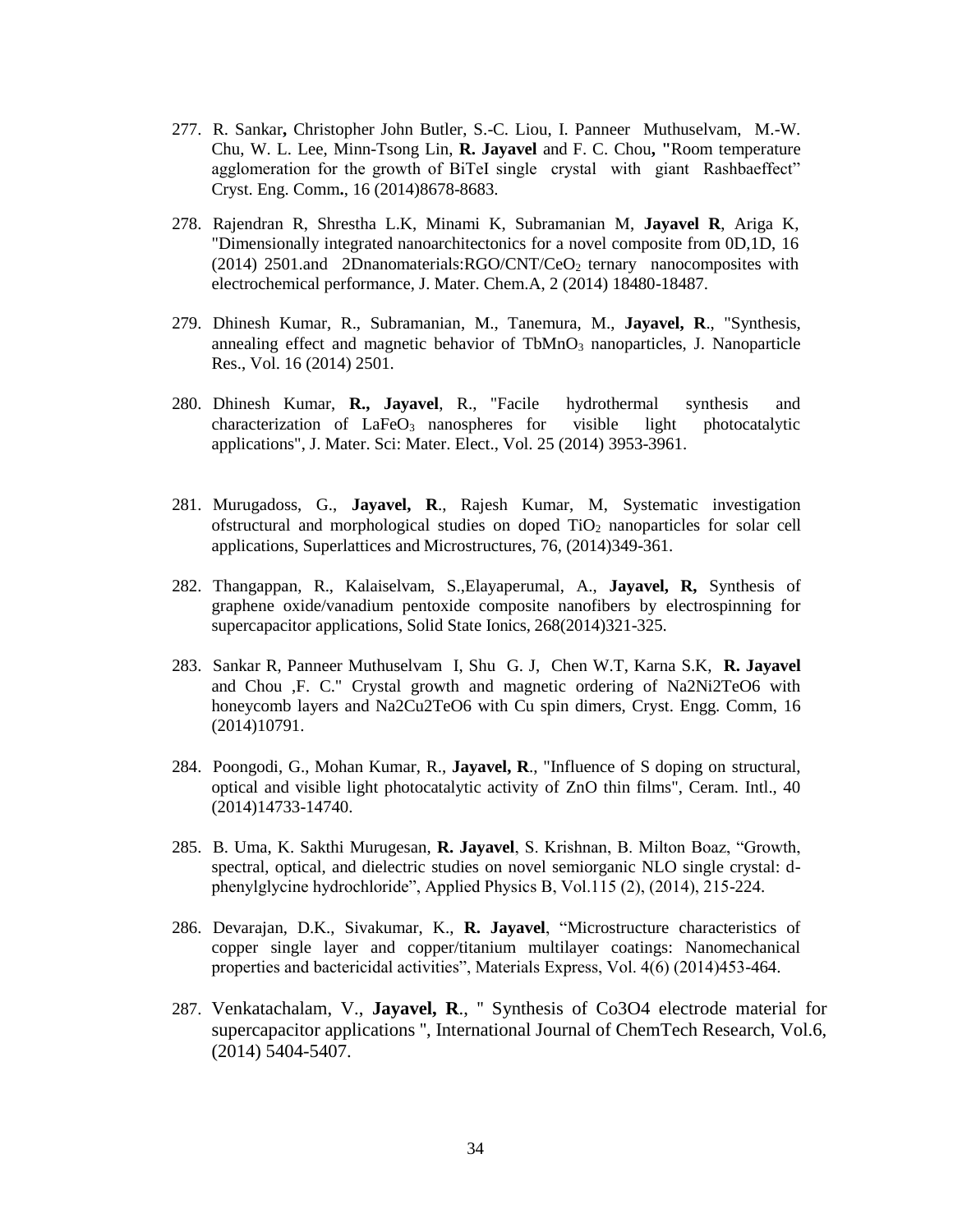277. R. Sankar**,** Christopher John Butler, S.-C. Liou, I. Panneer Muthuselvam, M.-W. Chu, W. L. Lee, Minn-Tsong Lin, **R. Jayavel** and F. C. Chou**, "**Room temperature agglomeration for the growth of BiTeI single crystal with giant Rashbaeffect" Cryst. Eng. Comm**.**, 16 (2014)8678-8683.

278. Rajendran R, Shrestha L.K, Minami K, Subramanian M, **Jayavel R**, Ariga K, "Dimensionally integrated nanoarchitectonics for a novel composite from 0D,1D, 16 (2014) 2501.and 2Dnanomaterials:RGO/CNT/$CeO_2$ ternary nanocomposites with electrochemical performance, J. Mater. Chem.A, 2 (2014) 18480-18487.

279. Dhinesh Kumar, R., Subramanian, M., Tanemura, M., **Jayavel, R**., "Synthesis, annealing effect and magnetic behavior of $TbMnO_3$ nanoparticles, J. Nanoparticle Res., Vol. 16 (2014) 2501.

280. Dhinesh Kumar, **R., Jayavel**, R., "Facile hydrothermal synthesis and characterization of $LaFeO_3$ nanospheres for visible light photocatalytic applications", J. Mater. Sci: Mater. Elect., Vol. 25 (2014) 3953-3961.

281. Murugadoss, G., **Jayavel, R**., Rajesh Kumar, M, Systematic investigation ofstructural and morphological studies on doped $TiO_2$ nanoparticles for solar cell applications, Superlattices and Microstructures, 76, (2014)349-361.

282. Thangappan, R., Kalaiselvam, S.,Elayaperumal, A., **Jayavel, R,** Synthesis of graphene oxide/vanadium pentoxide composite nanofibers by electrospinning for supercapacitor applications, Solid State Ionics, 268(2014)321-325.

283. Sankar R, Panneer Muthuselvam I, Shu G. J, Chen W.T, Karna S.K, **R. Jayavel** and Chou ,F. C." Crystal growth and magnetic ordering of Na2Ni2TeO6 with honeycomb layers and Na2Cu2TeO6 with Cu spin dimers, Cryst. Engg. Comm, 16 (2014)10791.

284. Poongodi, G., Mohan Kumar, R., **Jayavel, R**., "Influence of S doping on structural, optical and visible light photocatalytic activity of ZnO thin films", Ceram. Intl., 40 (2014)14733-14740.

285. B. Uma, K. Sakthi Murugesan, **R. Jayavel**, S. Krishnan, B. Milton Boaz, "Growth, spectral, optical, and dielectric studies on novel semiorganic NLO single crystal: d-phenylglycine hydrochloride", Applied Physics B, Vol.115 (2), (2014), 215-224.

286. Devarajan, D.K., Sivakumar, K., **R. Jayavel**, "Microstructure characteristics of copper single layer and copper/titanium multilayer coatings: Nanomechanical properties and bactericidal activities", Materials Express, Vol. 4(6) (2014)453-464.

287. Venkatachalam, V., **Jayavel, R**., " Synthesis of Co3O4 electrode material for supercapacitor applications ", International Journal of ChemTech Research, Vol.6, (2014) 5404-5407.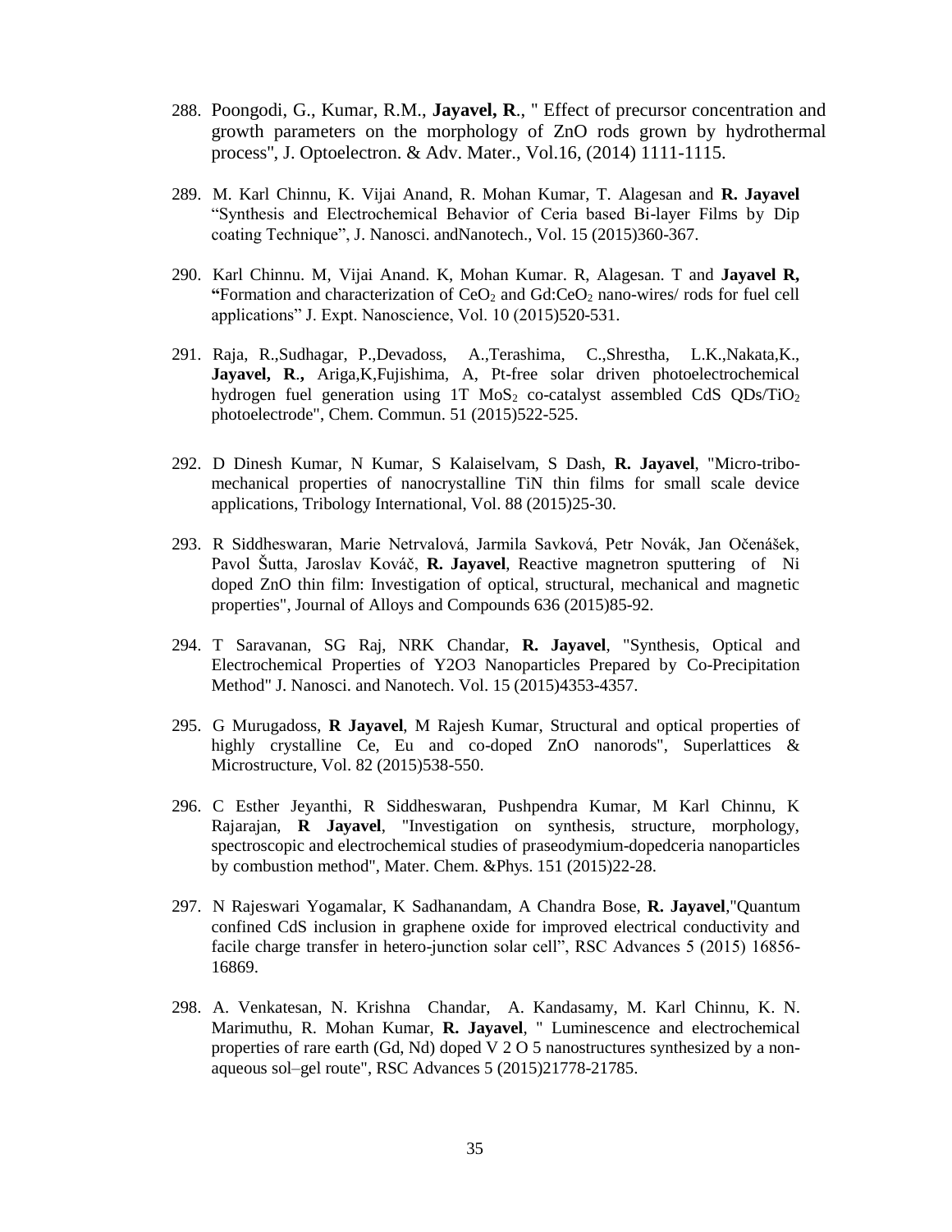288. Poongodi, G., Kumar, R.M., **Jayavel, R**., " Effect of precursor concentration and growth parameters on the morphology of ZnO rods grown by hydrothermal process", J. Optoelectron. & Adv. Mater., Vol.16, (2014) 1111-1115.

289. M. Karl Chinnu, K. Vijai Anand, R. Mohan Kumar, T. Alagesan and **R. Jayavel** "Synthesis and Electrochemical Behavior of Ceria based Bi-layer Films by Dip coating Technique", J. Nanosci. andNanotech., Vol. 15 (2015)360-367.

290. Karl Chinnu. M, Vijai Anand. K, Mohan Kumar. R, Alagesan. T and **Jayavel R, "**Formation and characterization of $CeO_2$ and Gd:$CeO_2$ nano-wires/ rods for fuel cell applications" J. Expt. Nanoscience, Vol. 10 (2015)520-531.

291. Raja, R.,Sudhagar, P.,Devadoss, A.,Terashima, C.,Shrestha, L.K.,Nakata,K., **Jayavel, R**., Ariga,K,Fujishima, A, Pt-free solar driven photoelectrochemical hydrogen fuel generation using 1T $MoS_2$ co-catalyst assembled CdS QDs/$TiO_2$ photoelectrode", Chem. Commun. 51 (2015)522-525.

292. D Dinesh Kumar, N Kumar, S Kalaiselvam, S Dash, **R. Jayavel**, "Micro-tribo-mechanical properties of nanocrystalline TiN thin films for small scale device applications, Tribology International, Vol. 88 (2015)25-30.

293. R Siddheswaran, Marie Netrvalová, Jarmila Savková, Petr Novák, Jan Očenášek, Pavol Šutta, Jaroslav Kováč, **R. Jayavel**, Reactive magnetron sputtering of Ni doped ZnO thin film: Investigation of optical, structural, mechanical and magnetic properties", Journal of Alloys and Compounds 636 (2015)85-92.

294. T Saravanan, SG Raj, NRK Chandar, **R. Jayavel**, "Synthesis, Optical and Electrochemical Properties of Y2O3 Nanoparticles Prepared by Co-Precipitation Method" J. Nanosci. and Nanotech. Vol. 15 (2015)4353-4357.

295. G Murugadoss, **R Jayavel**, M Rajesh Kumar, Structural and optical properties of highly crystalline Ce, Eu and co-doped ZnO nanorods", Superlattices & Microstructure, Vol. 82 (2015)538-550.

296. C Esther Jeyanthi, R Siddheswaran, Pushpendra Kumar, M Karl Chinnu, K Rajarajan, **R Jayavel**, "Investigation on synthesis, structure, morphology, spectroscopic and electrochemical studies of praseodymium-dopedceria nanoparticles by combustion method", Mater. Chem. &Phys. 151 (2015)22-28.

297. N Rajeswari Yogamalar, K Sadhanandam, A Chandra Bose, **R. Jayavel**,"Quantum confined CdS inclusion in graphene oxide for improved electrical conductivity and facile charge transfer in hetero-junction solar cell", RSC Advances 5 (2015) 16856-16869.

298. A. Venkatesan, N. Krishna Chandar, A. Kandasamy, M. Karl Chinnu, K. N. Marimuthu, R. Mohan Kumar, **R. Jayavel**, " Luminescence and electrochemical properties of rare earth (Gd, Nd) doped V 2 O 5 nanostructures synthesized by a non-aqueous sol–gel route", RSC Advances 5 (2015)21778-21785.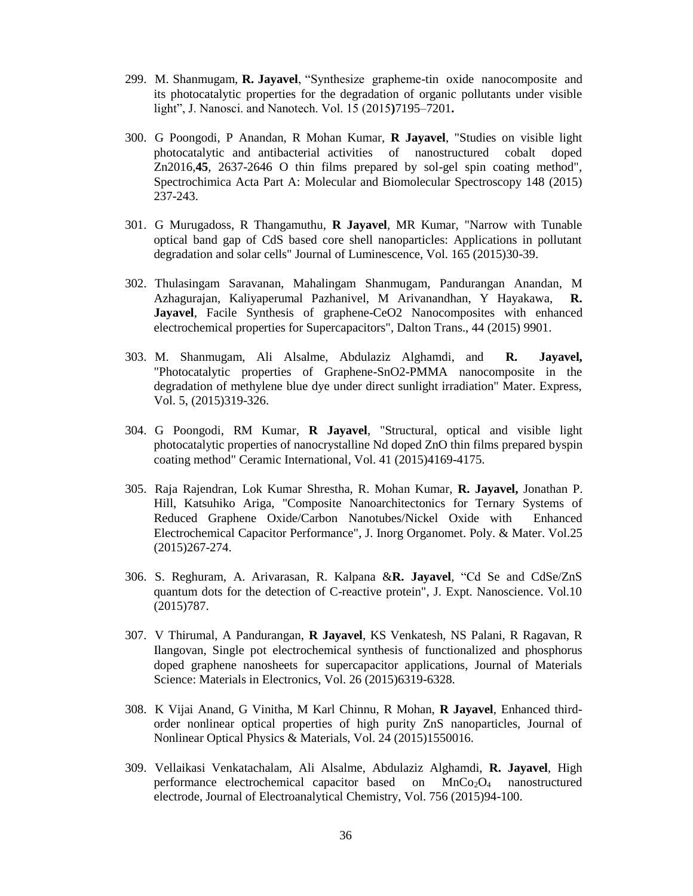299. M. Shanmugam, **R. Jayavel**, "Synthesize grapheme-tin oxide nanocomposite and its photocatalytic properties for the degradation of organic pollutants under visible light", J. Nanosci. and Nanotech. Vol. 15 (2015**)**7195–7201**.**

300. G Poongodi, P Anandan, R Mohan Kumar, **R Jayavel**, "Studies on visible light photocatalytic and antibacterial activities of nanostructured cobalt doped Zn2016,**45**, 2637-2646 O thin films prepared by sol-gel spin coating method", Spectrochimica Acta Part A: Molecular and Biomolecular Spectroscopy 148 (2015) 237-243.

301. G Murugadoss, R Thangamuthu, **R Jayavel**, MR Kumar, "Narrow with Tunable optical band gap of CdS based core shell nanoparticles: Applications in pollutant degradation and solar cells" Journal of Luminescence, Vol. 165 (2015)30-39.

302. Thulasingam Saravanan, Mahalingam Shanmugam, Pandurangan Anandan, M Azhagurajan, Kaliyaperumal Pazhanivel, M Arivanandhan, Y Hayakawa, **R. Jayavel**, Facile Synthesis of graphene-CeO2 Nanocomposites with enhanced electrochemical properties for Supercapacitors", Dalton Trans., 44 (2015) 9901.

303. M. Shanmugam, Ali Alsalme, Abdulaziz Alghamdi, and **R. Jayavel,** "Photocatalytic properties of Graphene-SnO2-PMMA nanocomposite in the degradation of methylene blue dye under direct sunlight irradiation" Mater. Express, Vol. 5, (2015)319-326.

304. G Poongodi, RM Kumar, **R Jayavel**, "Structural, optical and visible light photocatalytic properties of nanocrystalline Nd doped ZnO thin films prepared byspin coating method" Ceramic International, Vol. 41 (2015)4169-4175.

305. Raja Rajendran, Lok Kumar Shrestha, R. Mohan Kumar, **R. Jayavel,** Jonathan P. Hill, Katsuhiko Ariga, "Composite Nanoarchitectonics for Ternary Systems of Reduced Graphene Oxide/Carbon Nanotubes/Nickel Oxide with Enhanced Electrochemical Capacitor Performance", J. Inorg Organomet. Poly. & Mater. Vol.25 (2015)267-274.

306. S. Reghuram, A. Arivarasan, R. Kalpana &**R. Jayavel**, "Cd Se and CdSe/ZnS quantum dots for the detection of C-reactive protein", J. Expt. Nanoscience. Vol.10 (2015)787.

307. V Thirumal, A Pandurangan, **R Jayavel**, KS Venkatesh, NS Palani, R Ragavan, R Ilangovan, Single pot electrochemical synthesis of functionalized and phosphorus doped graphene nanosheets for supercapacitor applications, Journal of Materials Science: Materials in Electronics, Vol. 26 (2015)6319-6328.

308. K Vijai Anand, G Vinitha, M Karl Chinnu, R Mohan, **R Jayavel**, Enhanced third-order nonlinear optical properties of high purity ZnS nanoparticles, Journal of Nonlinear Optical Physics & Materials, Vol. 24 (2015)1550016.

309. Vellaikasi Venkatachalam, Ali Alsalme, Abdulaziz Alghamdi, **R. Jayavel**, High performance electrochemical capacitor based on $MnCo_2O_4$ nanostructured electrode, Journal of Electroanalytical Chemistry, Vol. 756 (2015)94-100.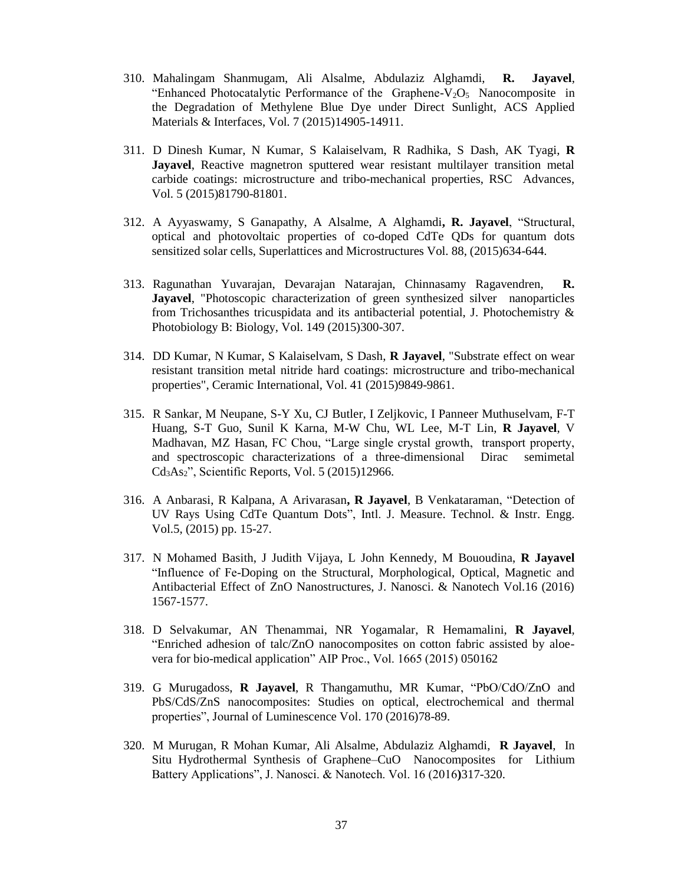310. Mahalingam Shanmugam, Ali Alsalme, Abdulaziz Alghamdi, **R. Jayavel**, "Enhanced Photocatalytic Performance of the Graphene-$V_2O_5$ Nanocomposite in the Degradation of Methylene Blue Dye under Direct Sunlight, ACS Applied Materials & Interfaces, Vol. 7 (2015)14905-14911.

311. D Dinesh Kumar, N Kumar, S Kalaiselvam, R Radhika, S Dash, AK Tyagi, **R Jayavel**, Reactive magnetron sputtered wear resistant multilayer transition metal carbide coatings: microstructure and tribo-mechanical properties, RSC Advances, Vol. 5 (2015)81790-81801.

312. A Ayyaswamy, S Ganapathy, A Alsalme, A Alghamdi**, R. Jayavel**, "Structural, optical and photovoltaic properties of co-doped CdTe QDs for quantum dots sensitized solar cells, Superlattices and Microstructures Vol. 88, (2015)634-644.

313. Ragunathan Yuvarajan, Devarajan Natarajan, Chinnasamy Ragavendren, **R. Jayavel**, "Photoscopic characterization of green synthesized silver nanoparticles from Trichosanthes tricuspidata and its antibacterial potential, J. Photochemistry & Photobiology B: Biology, Vol. 149 (2015)300-307.

314. DD Kumar, N Kumar, S Kalaiselvam, S Dash, **R Jayavel**, "Substrate effect on wear resistant transition metal nitride hard coatings: microstructure and tribo-mechanical properties", Ceramic International, Vol. 41 (2015)9849-9861.

315. R Sankar, M Neupane, S-Y Xu, CJ Butler, I Zeljkovic, I Panneer Muthuselvam, F-T Huang, S-T Guo, Sunil K Karna, M-W Chu, WL Lee, M-T Lin, **R Jayavel**, V Madhavan, MZ Hasan, FC Chou, "Large single crystal growth, transport property, and spectroscopic characterizations of a three-dimensional Dirac semimetal $Cd_3As_2$", Scientific Reports, Vol. 5 (2015)12966.

316. A Anbarasi, R Kalpana, A Arivarasan**, R Jayavel**, B Venkataraman, "Detection of UV Rays Using CdTe Quantum Dots", Intl. J. Measure. Technol. & Instr. Engg. Vol.5, (2015) pp. 15-27.

317. N Mohamed Basith, J Judith Vijaya, L John Kennedy, M Bououdina, **R Jayavel** "Influence of Fe-Doping on the Structural, Morphological, Optical, Magnetic and Antibacterial Effect of ZnO Nanostructures, J. Nanosci. & Nanotech Vol.16 (2016) 1567-1577.

318. D Selvakumar, AN Thenammai, NR Yogamalar, R Hemamalini, **R Jayavel**, "Enriched adhesion of talc/ZnO nanocomposites on cotton fabric assisted by aloe-vera for bio-medical application" AIP Proc., Vol. 1665 (2015) 050162

319. G Murugadoss, **R Jayavel**, R Thangamuthu, MR Kumar, "PbO/CdO/ZnO and PbS/CdS/ZnS nanocomposites: Studies on optical, electrochemical and thermal properties", Journal of Luminescence Vol. 170 (2016)78-89.

320. M Murugan, R Mohan Kumar, Ali Alsalme, Abdulaziz Alghamdi, **R Jayavel**, In Situ Hydrothermal Synthesis of Graphene–CuO Nanocomposites for Lithium Battery Applications", J. Nanosci. & Nanotech. Vol. 16 (2016**)**317-320.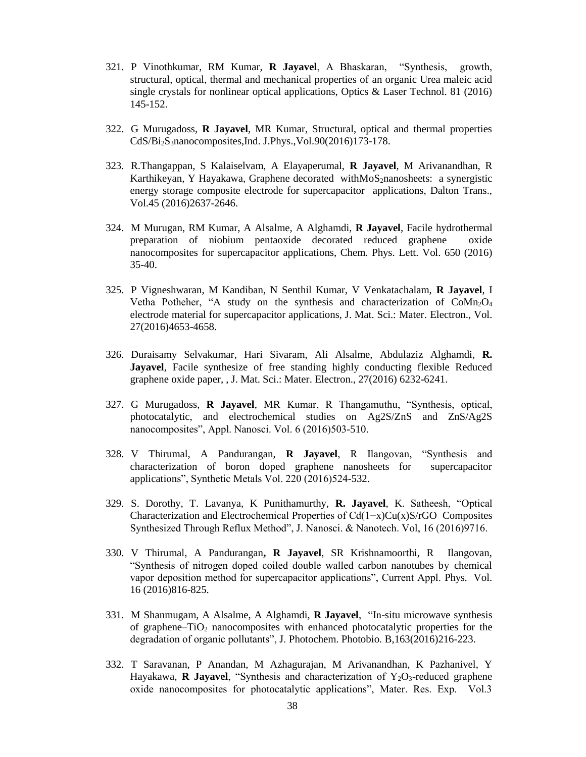321. P Vinothkumar, RM Kumar, **R Jayavel**, A Bhaskaran, "Synthesis, growth, structural, optical, thermal and mechanical properties of an organic Urea maleic acid single crystals for nonlinear optical applications, Optics & Laser Technol. 81 (2016) 145-152.

322. G Murugadoss, **R Jayavel**, MR Kumar, Structural, optical and thermal properties CdS/$Bi_2S_3$nanocomposites,Ind. J.Phys.,Vol.90(2016)173-178.

323. R.Thangappan, S Kalaiselvam, A Elayaperumal, **R Jayavel**, M Arivanandhan, R Karthikeyan, Y Hayakawa, Graphene decorated with$MoS_2$nanosheets: a synergistic energy storage composite electrode for supercapacitor applications, Dalton Trans., Vol.45 (2016)2637-2646.

324. M Murugan, RM Kumar, A Alsalme, A Alghamdi, **R Jayavel**, Facile hydrothermal preparation of niobium pentaoxide decorated reduced graphene oxide nanocomposites for supercapacitor applications, Chem. Phys. Lett. Vol. 650 (2016) 35-40.

325. P Vigneshwaran, M Kandiban, N Senthil Kumar, V Venkatachalam, **R Jayavel**, I Vetha Potheher, "A study on the synthesis and characterization of $CoMn_2O_4$ electrode material for supercapacitor applications, J. Mat. Sci.: Mater. Electron., Vol. 27(2016)4653-4658.

326. Duraisamy Selvakumar, Hari Sivaram, Ali Alsalme, Abdulaziz Alghamdi, **R. Jayavel**, Facile synthesize of free standing highly conducting flexible Reduced graphene oxide paper, , J. Mat. Sci.: Mater. Electron., 27(2016) 6232-6241.

327. G Murugadoss, **R Jayavel**, MR Kumar, R Thangamuthu, "Synthesis, optical, photocatalytic, and electrochemical studies on Ag2S/ZnS and ZnS/Ag2S nanocomposites", Appl. Nanosci. Vol. 6 (2016)503-510.

328. V Thirumal, A Pandurangan, **R Jayavel**, R Ilangovan, "Synthesis and characterization of boron doped graphene nanosheets for supercapacitor applications", Synthetic Metals Vol. 220 (2016)524-532.

329. S. Dorothy, T. Lavanya, K Punithamurthy, **R. Jayavel**, K. Satheesh, "Optical Characterization and Electrochemical Properties of Cd(1−x)Cu(x)S/rGO Composites Synthesized Through Reflux Method", J. Nanosci. & Nanotech. Vol, 16 (2016)9716.

330. V Thirumal, A Pandurangan**, R Jayavel**, SR Krishnamoorthi, R Ilangovan, "Synthesis of nitrogen doped coiled double walled carbon nanotubes by chemical vapor deposition method for supercapacitor applications", Current Appl. Phys. Vol. 16 (2016)816-825.

331. M Shanmugam, A Alsalme, A Alghamdi, **R Jayavel**, "In-situ microwave synthesis of graphene–$TiO_2$ nanocomposites with enhanced photocatalytic properties for the degradation of organic pollutants", J. Photochem. Photobio. B,163(2016)216-223.

332. T Saravanan, P Anandan, M Azhagurajan, M Arivanandhan, K Pazhanivel, Y Hayakawa, **R Jayavel**, "Synthesis and characterization of $Y_2O_3$-reduced graphene oxide nanocomposites for photocatalytic applications", Mater. Res. Exp. Vol.3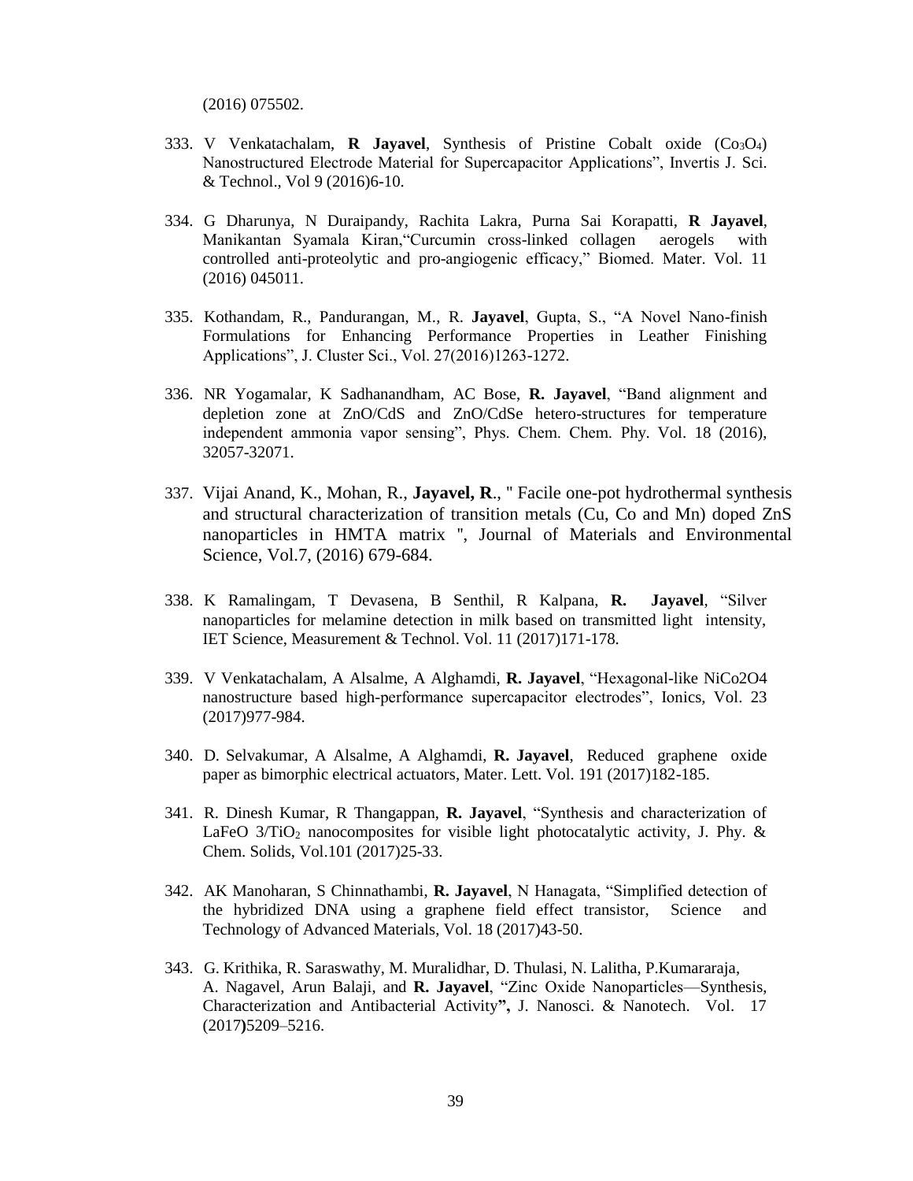(2016) 075502.

333. V Venkatachalam, **R Jayavel**, Synthesis of Pristine Cobalt oxide ($Co_3O_4$) Nanostructured Electrode Material for Supercapacitor Applications", Invertis J. Sci. & Technol., Vol 9 (2016)6-10.

334. G Dharunya, N Duraipandy, Rachita Lakra, Purna Sai Korapatti, **R Jayavel**, Manikantan Syamala Kiran,"Curcumin cross-linked collagen aerogels with controlled anti-proteolytic and pro-angiogenic efficacy," Biomed. Mater. Vol. 11 (2016) 045011.

335. Kothandam, R., Pandurangan, M., R. **Jayavel**, Gupta, S., "A Novel Nano-finish Formulations for Enhancing Performance Properties in Leather Finishing Applications", J. Cluster Sci., Vol. 27(2016)1263-1272.

336. NR Yogamalar, K Sadhanandham, AC Bose, **R. Jayavel**, "Band alignment and depletion zone at ZnO/CdS and ZnO/CdSe hetero-structures for temperature independent ammonia vapor sensing", Phys. Chem. Chem. Phy. Vol. 18 (2016), 32057-32071.

337. Vijai Anand, K., Mohan, R., **Jayavel, R**., " Facile one-pot hydrothermal synthesis and structural characterization of transition metals (Cu, Co and Mn) doped ZnS nanoparticles in HMTA matrix ", Journal of Materials and Environmental Science, Vol.7, (2016) 679-684.

338. K Ramalingam, T Devasena, B Senthil, R Kalpana, **R. Jayavel**, "Silver nanoparticles for melamine detection in milk based on transmitted light intensity, IET Science, Measurement & Technol. Vol. 11 (2017)171-178.

339. V Venkatachalam, A Alsalme, A Alghamdi, **R. Jayavel**, "Hexagonal-like NiCo2O4 nanostructure based high-performance supercapacitor electrodes", Ionics, Vol. 23 (2017)977-984.

340. D. Selvakumar, A Alsalme, A Alghamdi, **R. Jayavel**, Reduced graphene oxide paper as bimorphic electrical actuators, Mater. Lett. Vol. 191 (2017)182-185.

341. R. Dinesh Kumar, R Thangappan, **R. Jayavel**, "Synthesis and characterization of LaFeO 3/$TiO_2$ nanocomposites for visible light photocatalytic activity, J. Phy. & Chem. Solids, Vol.101 (2017)25-33.

342. AK Manoharan, S Chinnathambi, **R. Jayavel**, N Hanagata, "Simplified detection of the hybridized DNA using a graphene field effect transistor, Science and Technology of Advanced Materials, Vol. 18 (2017)43-50.

343. G. Krithika, R. Saraswathy, M. Muralidhar, D. Thulasi, N. Lalitha, P.Kumararaja, A. Nagavel, Arun Balaji, and **R. Jayavel**, "Zinc Oxide Nanoparticles—Synthesis, Characterization and Antibacterial Activity**",** J. Nanosci. & Nanotech. Vol. 17 (2017**)**5209–5216.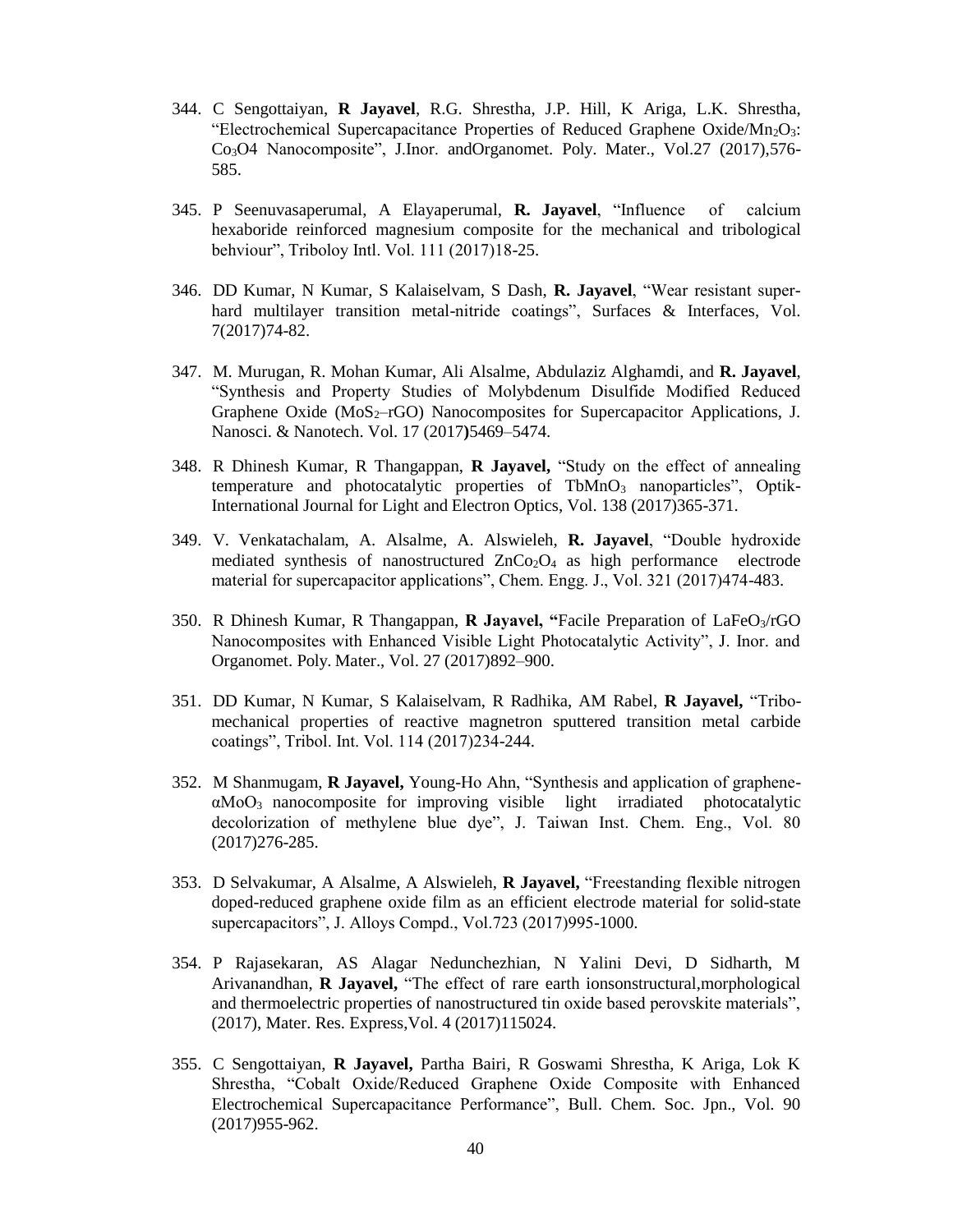344. C Sengottaiyan, **R Jayavel**, R.G. Shrestha, J.P. Hill, K Ariga, L.K. Shrestha, "Electrochemical Supercapacitance Properties of Reduced Graphene Oxide/$Mn_2O_3$: $Co_3O4$ Nanocomposite", J.Inor. andOrganomet. Poly. Mater., Vol.27 (2017),576-585.

345. P Seenuvasaperumal, A Elayaperumal, **R. Jayavel**, "Influence of calcium hexaboride reinforced magnesium composite for the mechanical and tribological behviour", Triboloy Intl. Vol. 111 (2017)18-25.

346. DD Kumar, N Kumar, S Kalaiselvam, S Dash, **R. Jayavel**, "Wear resistant super-hard multilayer transition metal-nitride coatings", Surfaces & Interfaces, Vol. 7(2017)74-82.

347. M. Murugan, R. Mohan Kumar, Ali Alsalme, Abdulaziz Alghamdi, and **R. Jayavel**, "Synthesis and Property Studies of Molybdenum Disulfide Modified Reduced Graphene Oxide ($MoS_2$–rGO) Nanocomposites for Supercapacitor Applications, J. Nanosci. & Nanotech. Vol. 17 (2017**)**5469–5474.

348. R Dhinesh Kumar, R Thangappan, **R Jayavel,** "Study on the effect of annealing temperature and photocatalytic properties of $TbMnO_3$ nanoparticles", Optik-International Journal for Light and Electron Optics, Vol. 138 (2017)365-371.

349. V. Venkatachalam, A. Alsalme, A. Alswieleh, **R. Jayavel**, "Double hydroxide mediated synthesis of nanostructured $ZnCo_2O_4$ as high performance electrode material for supercapacitor applications", Chem. Engg. J., Vol. 321 (2017)474-483.

350. R Dhinesh Kumar, R Thangappan, **R Jayavel, "**Facile Preparation of $LaFeO_3$/rGO Nanocomposites with Enhanced Visible Light Photocatalytic Activity", J. Inor. and Organomet. Poly. Mater., Vol. 27 (2017)892–900.

351. DD Kumar, N Kumar, S Kalaiselvam, R Radhika, AM Rabel, **R Jayavel,** "Tribo-mechanical properties of reactive magnetron sputtered transition metal carbide coatings", Tribol. Int. Vol. 114 (2017)234-244.

352. M Shanmugam, **R Jayavel,** Young-Ho Ahn, "Synthesis and application of graphene-$\alpha MoO_3$ nanocomposite for improving visible light irradiated photocatalytic decolorization of methylene blue dye", J. Taiwan Inst. Chem. Eng., Vol. 80 (2017)276-285.

353. D Selvakumar, A Alsalme, A Alswieleh, **R Jayavel,** "Freestanding flexible nitrogen doped-reduced graphene oxide film as an efficient electrode material for solid-state supercapacitors", J. Alloys Compd., Vol.723 (2017)995-1000.

354. P Rajasekaran, AS Alagar Nedunchezhian, N Yalini Devi, D Sidharth, M Arivanandhan, **R Jayavel,** "The effect of rare earth ionsonstructural,morphological and thermoelectric properties of nanostructured tin oxide based perovskite materials", (2017), Mater. Res. Express,Vol. 4 (2017)115024.

355. C Sengottaiyan, **R Jayavel,** Partha Bairi, R Goswami Shrestha, K Ariga, Lok K Shrestha, "Cobalt Oxide/Reduced Graphene Oxide Composite with Enhanced Electrochemical Supercapacitance Performance", Bull. Chem. Soc. Jpn., Vol. 90 (2017)955-962.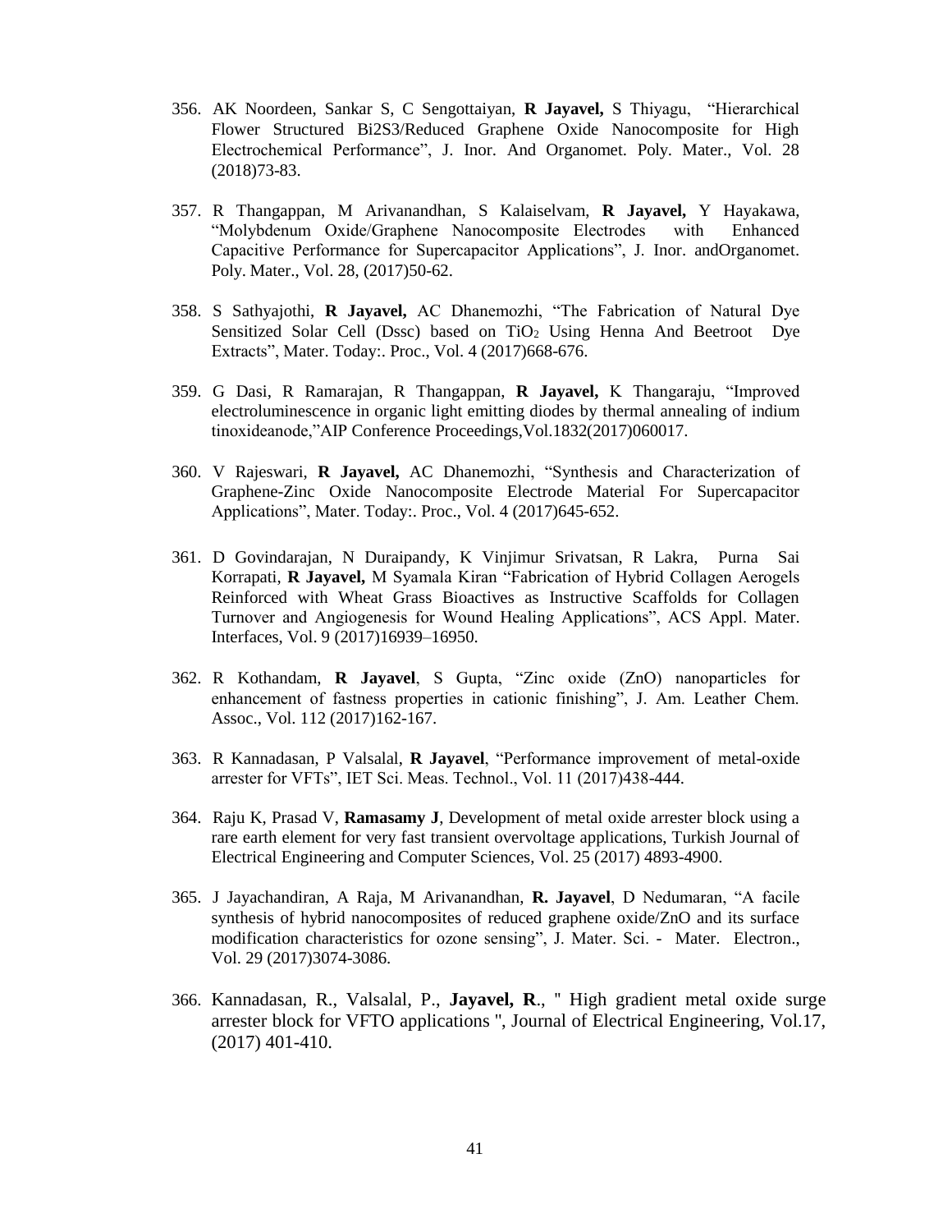356. AK Noordeen, Sankar S, C Sengottaiyan, **R Jayavel,** S Thiyagu, "Hierarchical Flower Structured Bi2S3/Reduced Graphene Oxide Nanocomposite for High Electrochemical Performance", J. Inor. And Organomet. Poly. Mater., Vol. 28 (2018)73-83.

357. R Thangappan, M Arivanandhan, S Kalaiselvam, **R Jayavel,** Y Hayakawa, "Molybdenum Oxide/Graphene Nanocomposite Electrodes with Enhanced Capacitive Performance for Supercapacitor Applications", J. Inor. andOrganomet. Poly. Mater., Vol. 28, (2017)50-62.

358. S Sathyajothi, **R Jayavel,** AC Dhanemozhi, "The Fabrication of Natural Dye Sensitized Solar Cell (Dssc) based on $TiO_2$ Using Henna And Beetroot Dye Extracts", Mater. Today:. Proc., Vol. 4 (2017)668-676.

359. G Dasi, R Ramarajan, R Thangappan, **R Jayavel,** K Thangaraju, "Improved electroluminescence in organic light emitting diodes by thermal annealing of indium tinoxideanode,"AIP Conference Proceedings,Vol.1832(2017)060017.

360. V Rajeswari, **R Jayavel,** AC Dhanemozhi, "Synthesis and Characterization of Graphene-Zinc Oxide Nanocomposite Electrode Material For Supercapacitor Applications", Mater. Today:. Proc., Vol. 4 (2017)645-652.

361. D Govindarajan, N Duraipandy, K Vinjimur Srivatsan, R Lakra, Purna Sai Korrapati, **R Jayavel,** M Syamala Kiran "Fabrication of Hybrid Collagen Aerogels Reinforced with Wheat Grass Bioactives as Instructive Scaffolds for Collagen Turnover and Angiogenesis for Wound Healing Applications", ACS Appl. Mater. Interfaces, Vol. 9 (2017)16939–16950.

362. R Kothandam, **R Jayavel**, S Gupta, "Zinc oxide (ZnO) nanoparticles for enhancement of fastness properties in cationic finishing", J. Am. Leather Chem. Assoc., Vol. 112 (2017)162-167.

363. R Kannadasan, P Valsalal, **R Jayavel**, "Performance improvement of metal-oxide arrester for VFTs", IET Sci. Meas. Technol., Vol. 11 (2017)438-444.

364. Raju K, Prasad V, **Ramasamy J**, Development of metal oxide arrester block using a rare earth element for very fast transient overvoltage applications, Turkish Journal of Electrical Engineering and Computer Sciences, Vol. 25 (2017) 4893-4900.

365. J Jayachandiran, A Raja, M Arivanandhan, **R. Jayavel**, D Nedumaran, "A facile synthesis of hybrid nanocomposites of reduced graphene oxide/ZnO and its surface modification characteristics for ozone sensing", J. Mater. Sci. - Mater. Electron., Vol. 29 (2017)3074-3086.

366. Kannadasan, R., Valsalal, P., **Jayavel, R**., " High gradient metal oxide surge arrester block for VFTO applications ", Journal of Electrical Engineering, Vol.17, (2017) 401-410.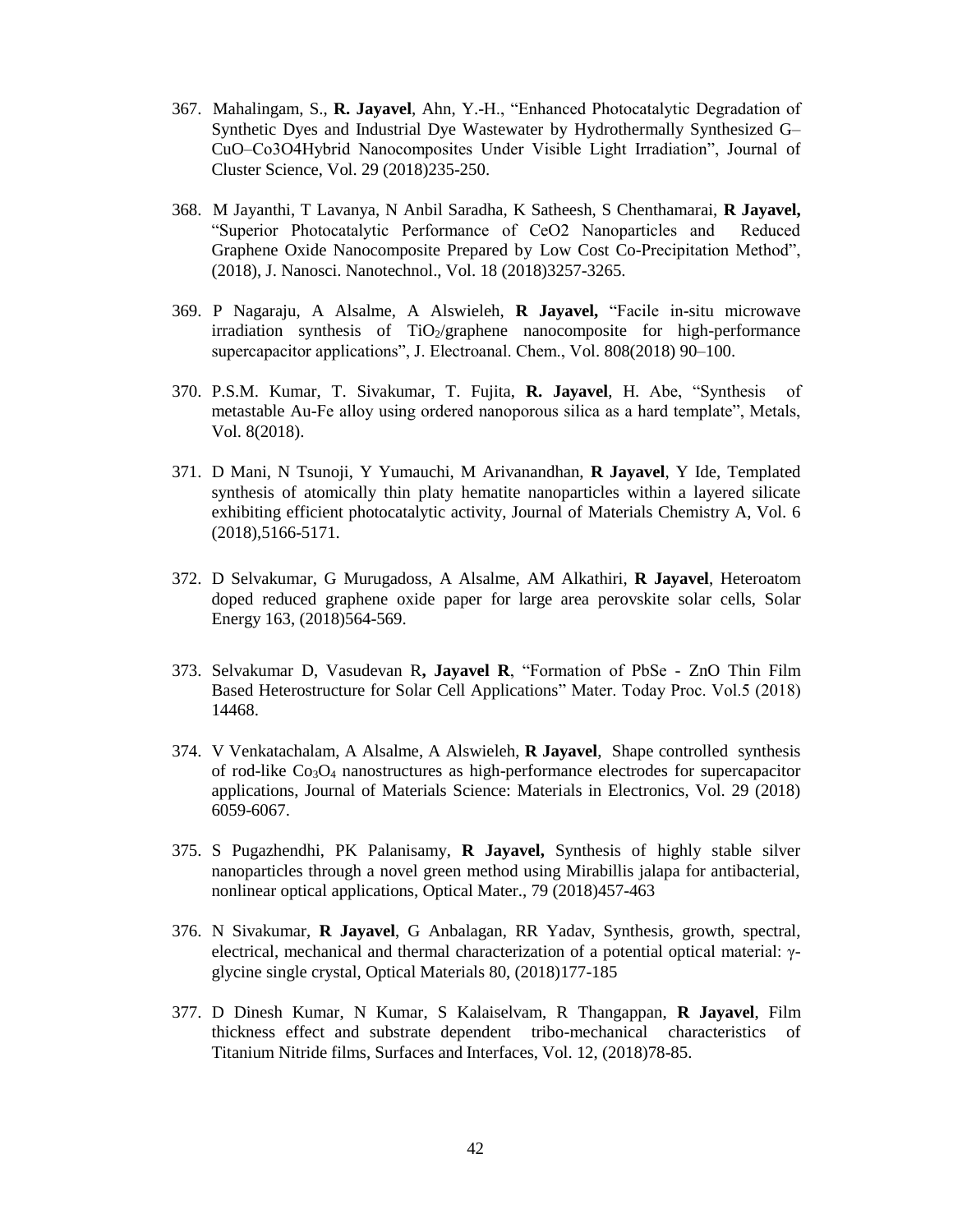367. Mahalingam, S., **R. Jayavel**, Ahn, Y.-H., "Enhanced Photocatalytic Degradation of Synthetic Dyes and Industrial Dye Wastewater by Hydrothermally Synthesized G–CuO–Co3O4Hybrid Nanocomposites Under Visible Light Irradiation", Journal of Cluster Science, Vol. 29 (2018)235-250.

368. M Jayanthi, T Lavanya, N Anbil Saradha, K Satheesh, S Chenthamarai, **R Jayavel,** "Superior Photocatalytic Performance of CeO2 Nanoparticles and Reduced Graphene Oxide Nanocomposite Prepared by Low Cost Co-Precipitation Method", (2018), J. Nanosci. Nanotechnol., Vol. 18 (2018)3257-3265.

369. P Nagaraju, A Alsalme, A Alswieleh, **R Jayavel,** "Facile in-situ microwave irradiation synthesis of $TiO_2$/graphene nanocomposite for high-performance supercapacitor applications", J. Electroanal. Chem., Vol. 808(2018) 90–100.

370. P.S.M. Kumar, T. Sivakumar, T. Fujita, **R. Jayavel**, H. Abe, "Synthesis of metastable Au-Fe alloy using ordered nanoporous silica as a hard template", Metals, Vol. 8(2018).

371. D Mani, N Tsunoji, Y Yumauchi, M Arivanandhan, **R Jayavel**, Y Ide, Templated synthesis of atomically thin platy hematite nanoparticles within a layered silicate exhibiting efficient photocatalytic activity, Journal of Materials Chemistry A, Vol. 6 (2018),5166-5171.

372. D Selvakumar, G Murugadoss, A Alsalme, AM Alkathiri, **R Jayavel**, Heteroatom doped reduced graphene oxide paper for large area perovskite solar cells, Solar Energy 163, (2018)564-569.

373. Selvakumar D, Vasudevan R**, Jayavel R**, "Formation of PbSe - ZnO Thin Film Based Heterostructure for Solar Cell Applications" Mater. Today Proc. Vol.5 (2018) 14468.

374. V Venkatachalam, A Alsalme, A Alswieleh, **R Jayavel**, Shape controlled synthesis of rod-like $Co_3O_4$ nanostructures as high-performance electrodes for supercapacitor applications, Journal of Materials Science: Materials in Electronics, Vol. 29 (2018) 6059-6067.

375. S Pugazhendhi, PK Palanisamy, **R Jayavel,** Synthesis of highly stable silver nanoparticles through a novel green method using Mirabillis jalapa for antibacterial, nonlinear optical applications, Optical Mater., 79 (2018)457-463

376. N Sivakumar, **R Jayavel**, G Anbalagan, RR Yadav, Synthesis, growth, spectral, electrical, mechanical and thermal characterization of a potential optical material: γ-glycine single crystal, Optical Materials 80, (2018)177-185

377. D Dinesh Kumar, N Kumar, S Kalaiselvam, R Thangappan, **R Jayavel**, Film thickness effect and substrate dependent tribo-mechanical characteristics of Titanium Nitride films, Surfaces and Interfaces, Vol. 12, (2018)78-85.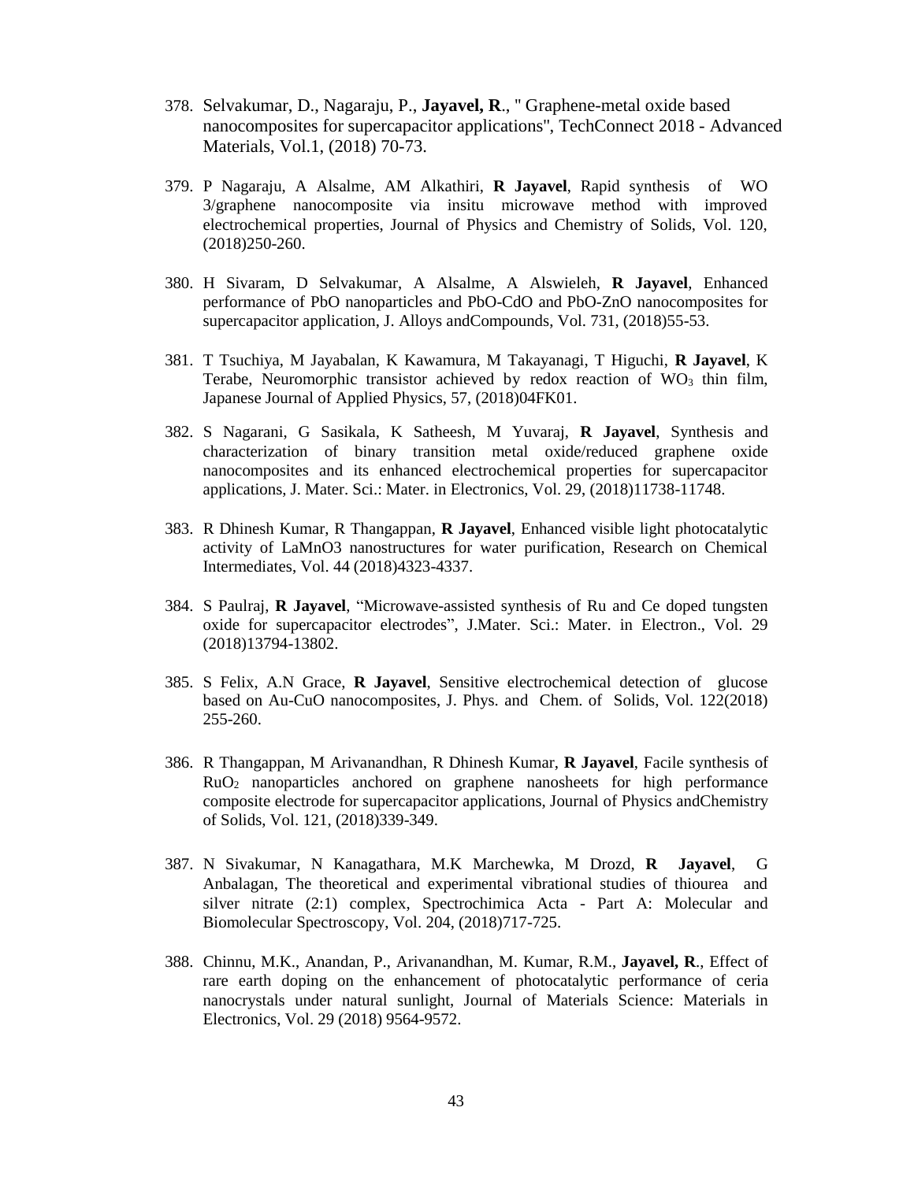378. Selvakumar, D., Nagaraju, P., **Jayavel, R**., " Graphene-metal oxide based nanocomposites for supercapacitor applications", TechConnect 2018 - Advanced Materials, Vol.1, (2018) 70-73.

379. P Nagaraju, A Alsalme, AM Alkathiri, **R Jayavel**, Rapid synthesis of WO 3/graphene nanocomposite via insitu microwave method with improved electrochemical properties, Journal of Physics and Chemistry of Solids, Vol. 120, (2018)250-260.

380. H Sivaram, D Selvakumar, A Alsalme, A Alswieleh, **R Jayavel**, Enhanced performance of PbO nanoparticles and PbO-CdO and PbO-ZnO nanocomposites for supercapacitor application, J. Alloys andCompounds, Vol. 731, (2018)55-53.

381. T Tsuchiya, M Jayabalan, K Kawamura, M Takayanagi, T Higuchi, **R Jayavel**, K Terabe, Neuromorphic transistor achieved by redox reaction of $WO_3$ thin film, Japanese Journal of Applied Physics, 57, (2018)04FK01.

382. S Nagarani, G Sasikala, K Satheesh, M Yuvaraj, **R Jayavel**, Synthesis and characterization of binary transition metal oxide/reduced graphene oxide nanocomposites and its enhanced electrochemical properties for supercapacitor applications, J. Mater. Sci.: Mater. in Electronics, Vol. 29, (2018)11738-11748.

383. R Dhinesh Kumar, R Thangappan, **R Jayavel**, Enhanced visible light photocatalytic activity of LaMnO3 nanostructures for water purification, Research on Chemical Intermediates, Vol. 44 (2018)4323-4337.

384. S Paulraj, **R Jayavel**, "Microwave-assisted synthesis of Ru and Ce doped tungsten oxide for supercapacitor electrodes", J.Mater. Sci.: Mater. in Electron., Vol. 29 (2018)13794-13802.

385. S Felix, A.N Grace, **R Jayavel**, Sensitive electrochemical detection of glucose based on Au-CuO nanocomposites, J. Phys. and Chem. of Solids, Vol. 122(2018) 255-260.

386. R Thangappan, M Arivanandhan, R Dhinesh Kumar, **R Jayavel**, Facile synthesis of $RuO_2$ nanoparticles anchored on graphene nanosheets for high performance composite electrode for supercapacitor applications, Journal of Physics andChemistry of Solids, Vol. 121, (2018)339-349.

387. N Sivakumar, N Kanagathara, M.K Marchewka, M Drozd, **R Jayavel**, G Anbalagan, The theoretical and experimental vibrational studies of thiourea and silver nitrate (2:1) complex, Spectrochimica Acta - Part A: Molecular and Biomolecular Spectroscopy, Vol. 204, (2018)717-725.

388. Chinnu, M.K., Anandan, P., Arivanandhan, M. Kumar, R.M., **Jayavel, R**., Effect of rare earth doping on the enhancement of photocatalytic performance of ceria nanocrystals under natural sunlight, Journal of Materials Science: Materials in Electronics, Vol. 29 (2018) 9564-9572.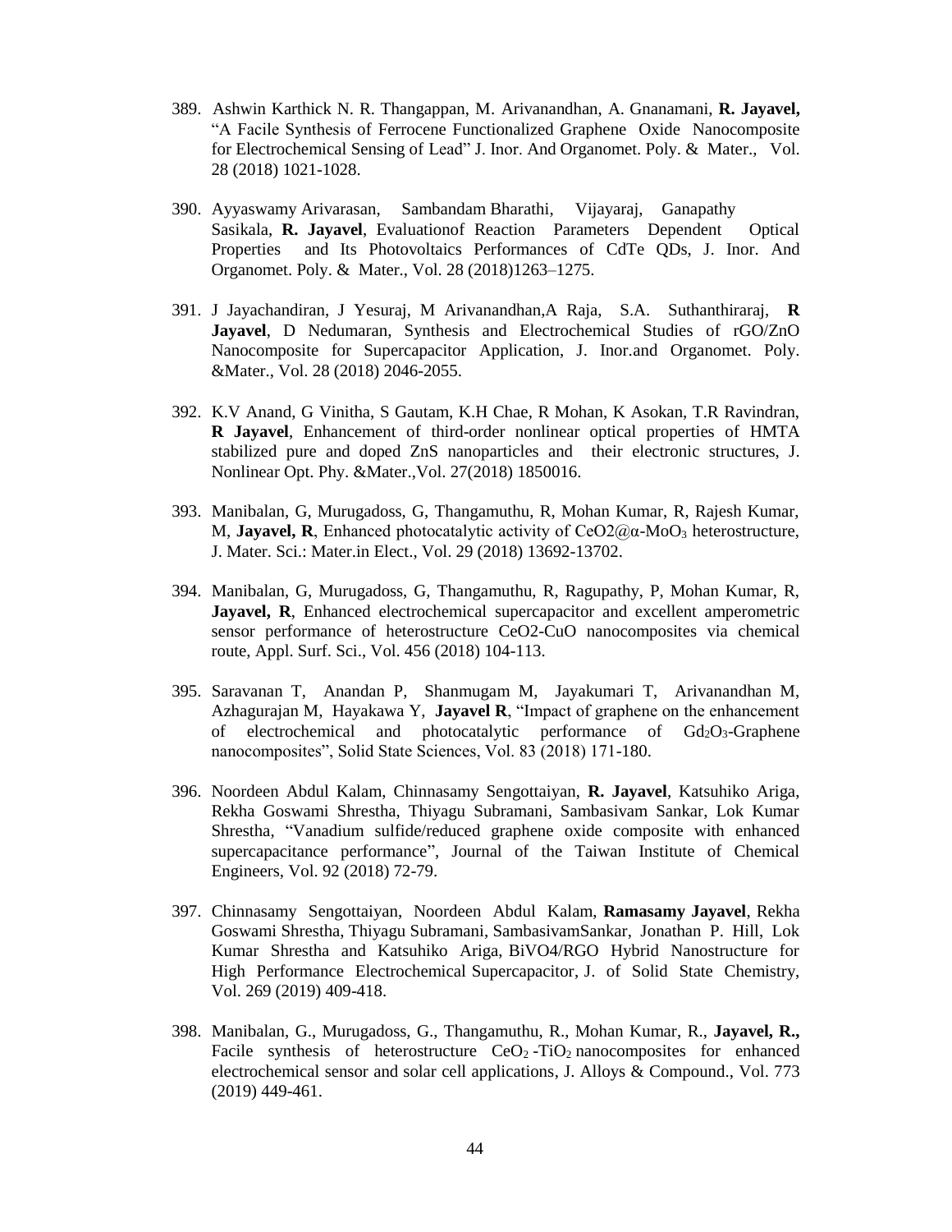389. Ashwin Karthick N. R. Thangappan, M. Arivanandhan, A. Gnanamani, **R. Jayavel,** "A Facile Synthesis of Ferrocene Functionalized Graphene Oxide Nanocomposite for Electrochemical Sensing of Lead" J. Inor. And Organomet. Poly. & Mater., Vol. 28 (2018) 1021-1028.

390. Ayyaswamy Arivarasan, Sambandam Bharathi, Vijayaraj, Ganapathy Sasikala, **R. Jayavel**, Evaluationof Reaction Parameters Dependent Optical Properties and Its Photovoltaics Performances of CdTe QDs, J. Inor. And Organomet. Poly. & Mater., Vol. 28 (2018)1263–1275.

391. J Jayachandiran, J Yesuraj, M Arivanandhan,A Raja, S.A. Suthanthiraraj, **R Jayavel**, D Nedumaran, Synthesis and Electrochemical Studies of rGO/ZnO Nanocomposite for Supercapacitor Application, J. Inor.and Organomet. Poly. &Mater., Vol. 28 (2018) 2046-2055.

392. K.V Anand, G Vinitha, S Gautam, K.H Chae, R Mohan, K Asokan, T.R Ravindran, **R Jayavel**, Enhancement of third-order nonlinear optical properties of HMTA stabilized pure and doped ZnS nanoparticles and their electronic structures, J. Nonlinear Opt. Phy. &Mater.,Vol. 27(2018) 1850016.

393. Manibalan, G, Murugadoss, G, Thangamuthu, R, Mohan Kumar, R, Rajesh Kumar, M, **Jayavel, R**, Enhanced photocatalytic activity of $CeO2@\alpha\text{-}MoO_3$ heterostructure, J. Mater. Sci.: Mater.in Elect., Vol. 29 (2018) 13692-13702.

394. Manibalan, G, Murugadoss, G, Thangamuthu, R, Ragupathy, P, Mohan Kumar, R, **Jayavel, R**, Enhanced electrochemical supercapacitor and excellent amperometric sensor performance of heterostructure CeO2-CuO nanocomposites via chemical route, Appl. Surf. Sci., Vol. 456 (2018) 104-113.

395. Saravanan T, Anandan P, Shanmugam M, Jayakumari T, Arivanandhan M, Azhagurajan M, Hayakawa Y, **Jayavel R**, "Impact of graphene on the enhancement of electrochemical and photocatalytic performance of $Gd_2O_3$-Graphene nanocomposites", Solid State Sciences, Vol. 83 (2018) 171-180.

396. Noordeen Abdul Kalam, Chinnasamy Sengottaiyan, **R. Jayavel**, Katsuhiko Ariga, Rekha Goswami Shrestha, Thiyagu Subramani, Sambasivam Sankar, Lok Kumar Shrestha, "Vanadium sulfide/reduced graphene oxide composite with enhanced supercapacitance performance", Journal of the Taiwan Institute of Chemical Engineers, Vol. 92 (2018) 72-79.

397. Chinnasamy Sengottaiyan, Noordeen Abdul Kalam, **Ramasamy Jayavel**, Rekha Goswami Shrestha, Thiyagu Subramani, SambasivamSankar, Jonathan P. Hill, Lok Kumar Shrestha and Katsuhiko Ariga, BiVO4/RGO Hybrid Nanostructure for High Performance Electrochemical Supercapacitor, J. of Solid State Chemistry, Vol. 269 (2019) 409-418.

398. Manibalan, G., Murugadoss, G., Thangamuthu, R., Mohan Kumar, R., **Jayavel, R.,** Facile synthesis of heterostructure $CeO_2$ -$TiO_2$ nanocomposites for enhanced electrochemical sensor and solar cell applications, J. Alloys & Compound., Vol. 773 (2019) 449-461.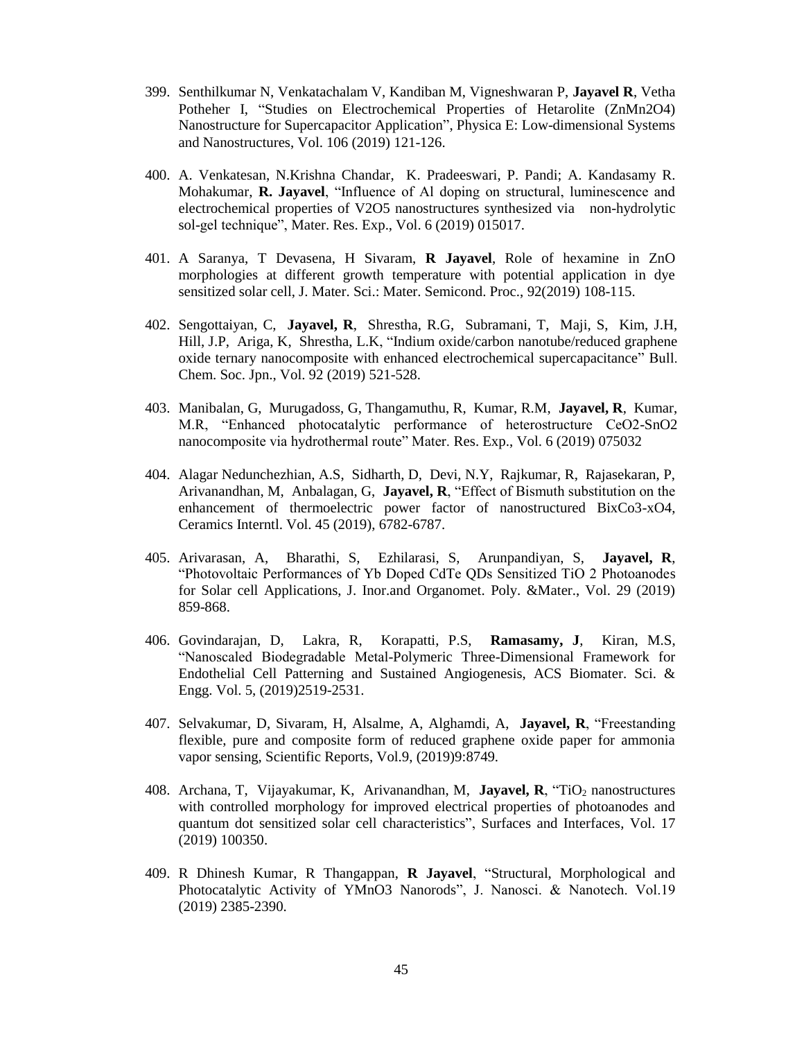399. Senthilkumar N, Venkatachalam V, Kandiban M, Vigneshwaran P, **Jayavel R**, Vetha Potheher I, "Studies on Electrochemical Properties of Hetarolite ($ZnMn_2O_4$) Nanostructure for Supercapacitor Application", Physica E: Low-dimensional Systems and Nanostructures, Vol. 106 (2019) 121-126.

400. A. Venkatesan, N.Krishna Chandar, K. Pradeeswari, P. Pandi; A. Kandasamy R. Mohakumar, **R. Jayavel**, "Influence of Al doping on structural, luminescence and electrochemical properties of $V_2O_5$ nanostructures synthesized via non-hydrolytic sol-gel technique", Mater. Res. Exp., Vol. 6 (2019) 015017.

401. A Saranya, T Devasena, H Sivaram, **R Jayavel**, Role of hexamine in ZnO morphologies at different growth temperature with potential application in dye sensitized solar cell, J. Mater. Sci.: Mater. Semicond. Proc., 92(2019) 108-115.

402. Sengottaiyan, C, **Jayavel, R**, Shrestha, R.G, Subramani, T, Maji, S, Kim, J.H, Hill, J.P, Ariga, K, Shrestha, L.K, "Indium oxide/carbon nanotube/reduced graphene oxide ternary nanocomposite with enhanced electrochemical supercapacitance" Bull. Chem. Soc. Jpn., Vol. 92 (2019) 521-528.

403. Manibalan, G, Murugadoss, G, Thangamuthu, R, Kumar, R.M, **Jayavel, R**, Kumar, M.R, "Enhanced photocatalytic performance of heterostructure $CeO_2$-$SnO_2$ nanocomposite via hydrothermal route" Mater. Res. Exp., Vol. 6 (2019) 075032

404. Alagar Nedunchezhian, A.S, Sidharth, D, Devi, N.Y, Rajkumar, R, Rajasekaran, P, Arivanandhan, M, Anbalagan, G, **Jayavel, R**, "Effect of Bismuth substitution on the enhancement of thermoelectric power factor of nanostructured $Bi_xCo_{3-x}O_4$, Ceramics Interntl. Vol. 45 (2019), 6782-6787.

405. Arivarasan, A, Bharathi, S, Ezhilarasi, S, Arunpandiyan, S, **Jayavel, R**, "Photovoltaic Performances of Yb Doped CdTe QDs Sensitized TiO 2 Photoanodes for Solar cell Applications, J. Inor.and Organomet. Poly. &Mater., Vol. 29 (2019) 859-868.

406. Govindarajan, D, Lakra, R, Korapatti, P.S, **Ramasamy, J**, Kiran, M.S, "Nanoscaled Biodegradable Metal-Polymeric Three-Dimensional Framework for Endothelial Cell Patterning and Sustained Angiogenesis, ACS Biomater. Sci. & Engg. Vol. 5, (2019)2519-2531.

407. Selvakumar, D, Sivaram, H, Alsalme, A, Alghamdi, A, **Jayavel, R**, "Freestanding flexible, pure and composite form of reduced graphene oxide paper for ammonia vapor sensing, Scientific Reports, Vol.9, (2019)9:8749.

408. Archana, T, Vijayakumar, K, Arivanandhan, M, **Jayavel, R**, "$TiO_2$ nanostructures with controlled morphology for improved electrical properties of photoanodes and quantum dot sensitized solar cell characteristics", Surfaces and Interfaces, Vol. 17 (2019) 100350.

409. R Dhinesh Kumar, R Thangappan, **R Jayavel**, "Structural, Morphological and Photocatalytic Activity of $YMnO_3$ Nanorods", J. Nanosci. & Nanotech. Vol.19 (2019) 2385-2390.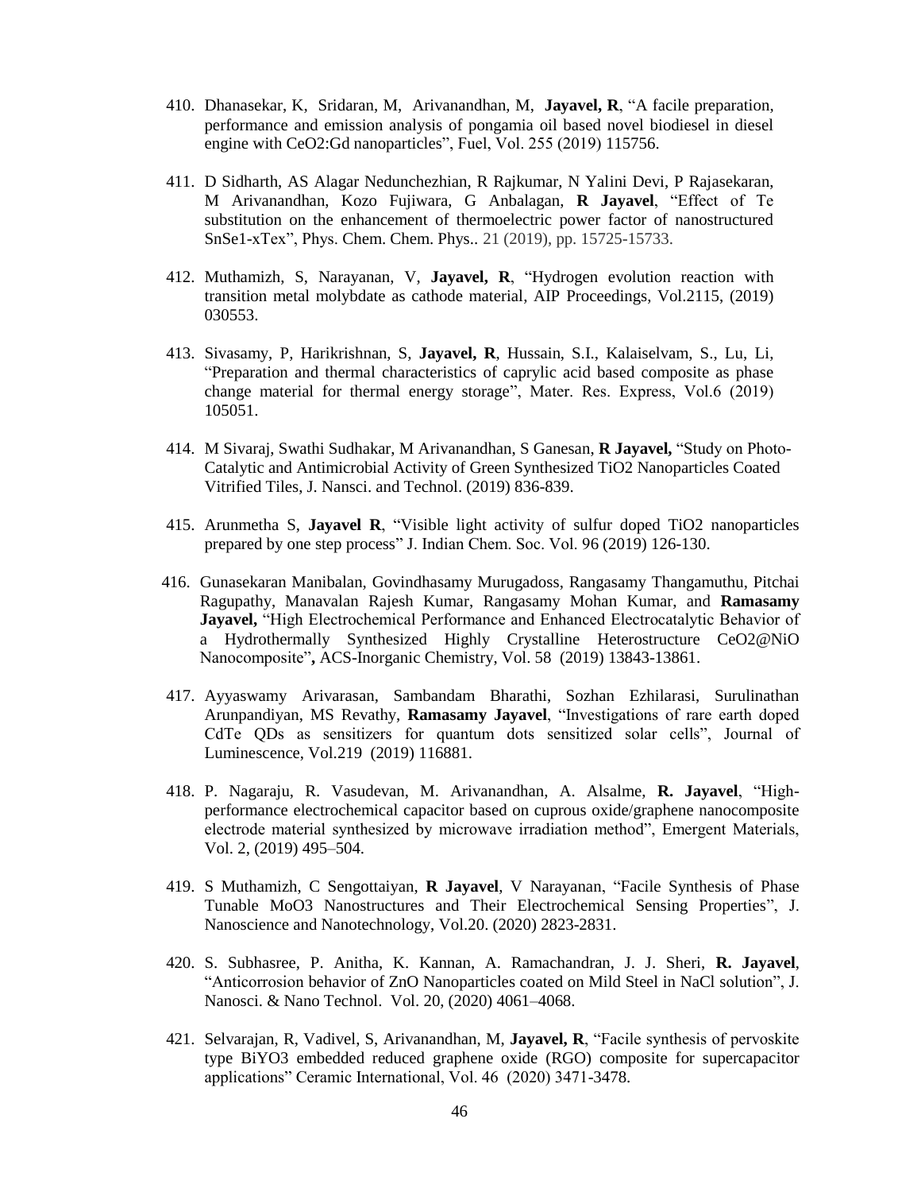410. Dhanasekar, K, Sridaran, M, Arivanandhan, M, **Jayavel, R**, "A facile preparation, performance and emission analysis of pongamia oil based novel biodiesel in diesel engine with CeO2:Gd nanoparticles", Fuel, Vol. 255 (2019) 115756.

411. D Sidharth, AS Alagar Nedunchezhian, R Rajkumar, N Yalini Devi, P Rajasekaran, M Arivanandhan, Kozo Fujiwara, G Anbalagan, **R Jayavel**, "Effect of Te substitution on the enhancement of thermoelectric power factor of nanostructured SnSe1-xTex", Phys. Chem. Chem. Phys.. 21 (2019), pp. 15725-15733.

412. Muthamizh, S, Narayanan, V, **Jayavel, R**, "Hydrogen evolution reaction with transition metal molybdate as cathode material, AIP Proceedings, Vol.2115, (2019) 030553.

413. Sivasamy, P, Harikrishnan, S, **Jayavel, R**, Hussain, S.I., Kalaiselvam, S., Lu, Li, "Preparation and thermal characteristics of caprylic acid based composite as phase change material for thermal energy storage", Mater. Res. Express, Vol.6 (2019) 105051.

414. M Sivaraj, Swathi Sudhakar, M Arivanandhan, S Ganesan, **R Jayavel,** "Study on Photo-Catalytic and Antimicrobial Activity of Green Synthesized TiO2 Nanoparticles Coated Vitrified Tiles, J. Nansci. and Technol. (2019) 836-839.

415. Arunmetha S, **Jayavel R**, "Visible light activity of sulfur doped TiO2 nanoparticles prepared by one step process" J. Indian Chem. Soc. Vol. 96 (2019) 126-130.

416. Gunasekaran Manibalan, Govindhasamy Murugadoss, Rangasamy Thangamuthu, Pitchai Ragupathy, Manavalan Rajesh Kumar, Rangasamy Mohan Kumar, and **Ramasamy Jayavel,** "High Electrochemical Performance and Enhanced Electrocatalytic Behavior of a Hydrothermally Synthesized Highly Crystalline Heterostructure CeO2@NiO Nanocomposite"**,** ACS-Inorganic Chemistry, Vol. 58 (2019) 13843-13861.

417. Ayyaswamy Arivarasan, Sambandam Bharathi, Sozhan Ezhilarasi, Surulinathan Arunpandiyan, MS Revathy, **Ramasamy Jayavel**, "Investigations of rare earth doped CdTe QDs as sensitizers for quantum dots sensitized solar cells", Journal of Luminescence, Vol.219 (2019) 116881.

418. P. Nagaraju, R. Vasudevan, M. Arivanandhan, A. Alsalme, **R. Jayavel**, "High-performance electrochemical capacitor based on cuprous oxide/graphene nanocomposite electrode material synthesized by microwave irradiation method", Emergent Materials, Vol. 2, (2019) 495–504.

419. S Muthamizh, C Sengottaiyan, **R Jayavel**, V Narayanan, "Facile Synthesis of Phase Tunable MoO3 Nanostructures and Their Electrochemical Sensing Properties", J. Nanoscience and Nanotechnology, Vol.20. (2020) 2823-2831.

420. S. Subhasree, P. Anitha, K. Kannan, A. Ramachandran, J. J. Sheri, **R. Jayavel**, "Anticorrosion behavior of ZnO Nanoparticles coated on Mild Steel in NaCl solution", J. Nanosci. & Nano Technol. Vol. 20, (2020) 4061–4068.

421. Selvarajan, R, Vadivel, S, Arivanandhan, M, **Jayavel, R**, "Facile synthesis of pervoskite type BiYO3 embedded reduced graphene oxide (RGO) composite for supercapacitor applications" Ceramic International, Vol. 46 (2020) 3471-3478.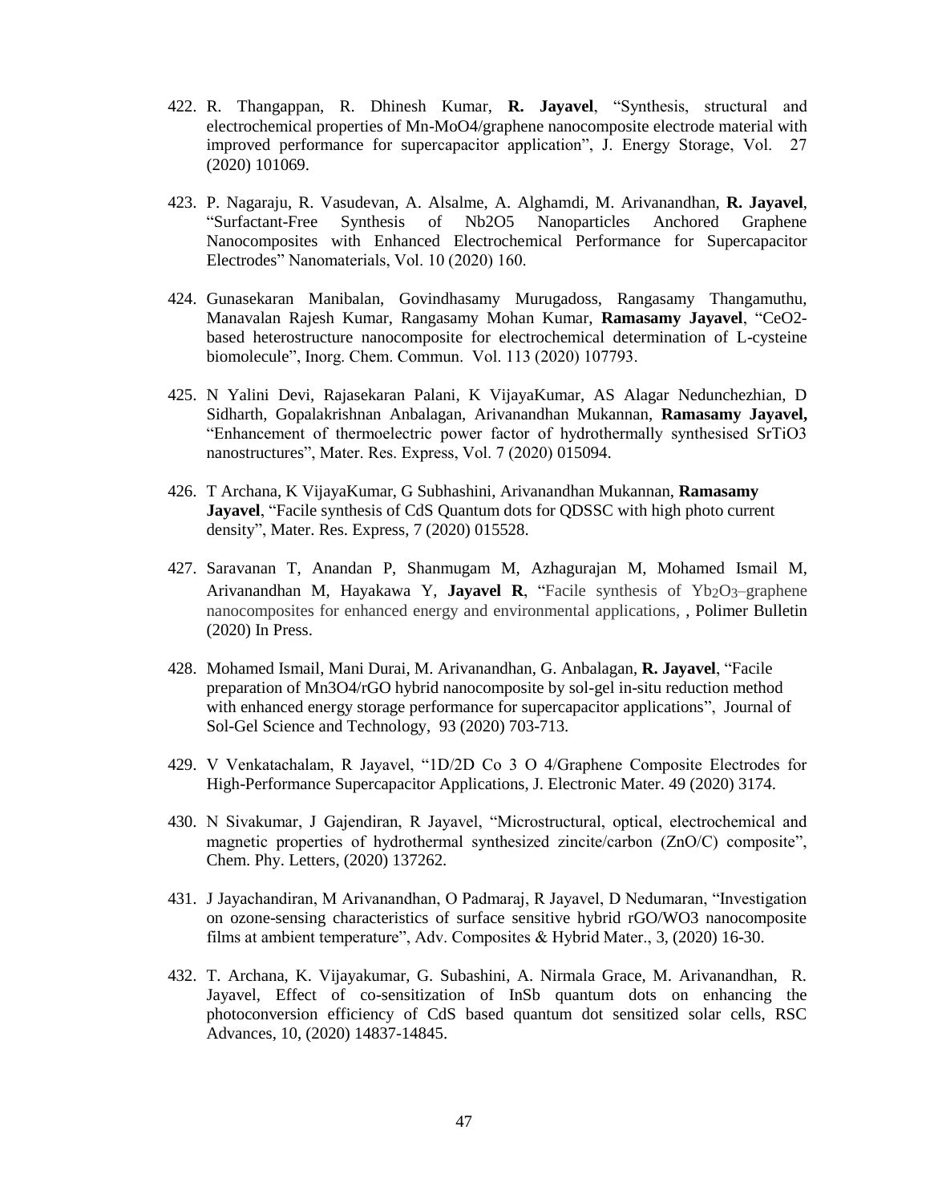422. R. Thangappan, R. Dhinesh Kumar, **R. Jayavel**, "Synthesis, structural and electrochemical properties of Mn-MoO4/graphene nanocomposite electrode material with improved performance for supercapacitor application", J. Energy Storage, Vol. 27 (2020) 101069.

423. P. Nagaraju, R. Vasudevan, A. Alsalme, A. Alghamdi, M. Arivanandhan, **R. Jayavel**, "Surfactant-Free Synthesis of Nb2O5 Nanoparticles Anchored Graphene Nanocomposites with Enhanced Electrochemical Performance for Supercapacitor Electrodes" Nanomaterials, Vol. 10 (2020) 160.

424. Gunasekaran Manibalan, Govindhasamy Murugadoss, Rangasamy Thangamuthu, Manavalan Rajesh Kumar, Rangasamy Mohan Kumar, **Ramasamy Jayavel**, "CeO2-based heterostructure nanocomposite for electrochemical determination of L-cysteine biomolecule", Inorg. Chem. Commun. Vol. 113 (2020) 107793.

425. N Yalini Devi, Rajasekaran Palani, K VijayaKumar, AS Alagar Nedunchezhian, D Sidharth, Gopalakrishnan Anbalagan, Arivanandhan Mukannan, **Ramasamy Jayavel,** "Enhancement of thermoelectric power factor of hydrothermally synthesised SrTiO3 nanostructures", Mater. Res. Express, Vol. 7 (2020) 015094.

426. T Archana, K VijayaKumar, G Subhashini, Arivanandhan Mukannan, **Ramasamy Jayavel**, "Facile synthesis of CdS Quantum dots for QDSSC with high photo current density", Mater. Res. Express, 7 (2020) 015528.

427. Saravanan T, Anandan P, Shanmugam M, Azhagurajan M, Mohamed Ismail M, Arivanandhan M, Hayakawa Y, **Jayavel R**, "Facile synthesis of $Yb_2O_3$–graphene nanocomposites for enhanced energy and environmental applications, , Polimer Bulletin (2020) In Press.

428. Mohamed Ismail, Mani Durai, M. Arivanandhan, G. Anbalagan, **R. Jayavel**, "Facile preparation of Mn3O4/rGO hybrid nanocomposite by sol-gel in-situ reduction method with enhanced energy storage performance for supercapacitor applications", Journal of Sol-Gel Science and Technology, 93 (2020) 703-713.

429. V Venkatachalam, R Jayavel, "1D/2D Co 3 O 4/Graphene Composite Electrodes for High-Performance Supercapacitor Applications, J. Electronic Mater. 49 (2020) 3174.

430. N Sivakumar, J Gajendiran, R Jayavel, "Microstructural, optical, electrochemical and magnetic properties of hydrothermal synthesized zincite/carbon (ZnO/C) composite", Chem. Phy. Letters, (2020) 137262.

431. J Jayachandiran, M Arivanandhan, O Padmaraj, R Jayavel, D Nedumaran, "Investigation on ozone-sensing characteristics of surface sensitive hybrid rGO/WO3 nanocomposite films at ambient temperature", Adv. Composites & Hybrid Mater., 3, (2020) 16-30.

432. T. Archana, K. Vijayakumar, G. Subashini, A. Nirmala Grace, M. Arivanandhan, R. Jayavel, Effect of co-sensitization of InSb quantum dots on enhancing the photoconversion efficiency of CdS based quantum dot sensitized solar cells, RSC Advances, 10, (2020) 14837-14845.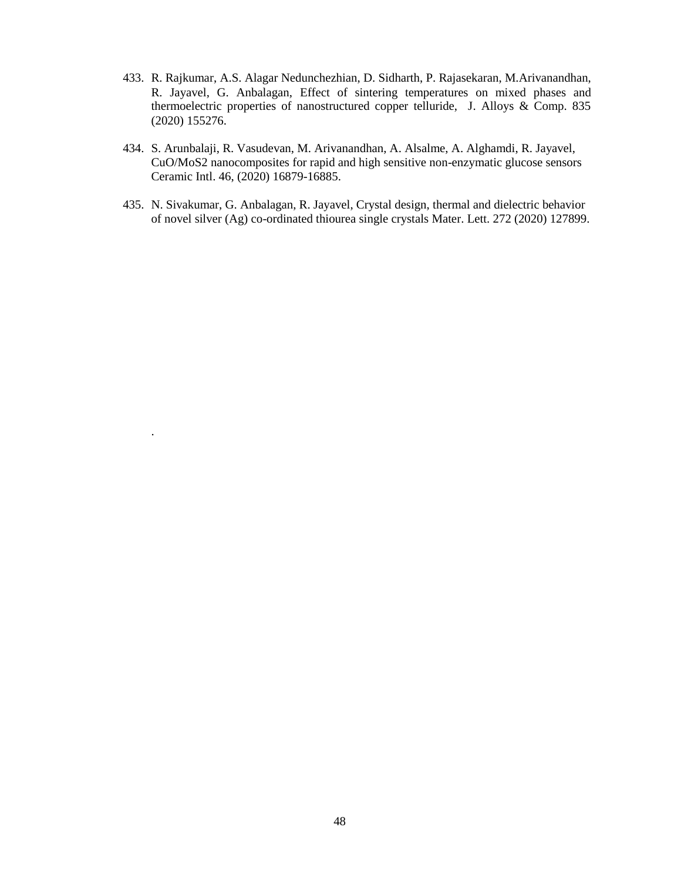433. R. Rajkumar, A.S. Alagar Nedunchezhian, D. Sidharth, P. Rajasekaran, M.Arivanandhan, R. Jayavel, G. Anbalagan, Effect of sintering temperatures on mixed phases and thermoelectric properties of nanostructured copper telluride, J. Alloys & Comp. 835 (2020) 155276.

434. S. Arunbalaji, R. Vasudevan, M. Arivanandhan, A. Alsalme, A. Alghamdi, R. Jayavel, CuO/$MoS_2$ nanocomposites for rapid and high sensitive non-enzymatic glucose sensors Ceramic Intl. 46, (2020) 16879-16885.

435. N. Sivakumar, G. Anbalagan, R. Jayavel, Crystal design, thermal and dielectric behavior of novel silver (Ag) co-ordinated thiourea single crystals Mater. Lett. 272 (2020) 127899.

.